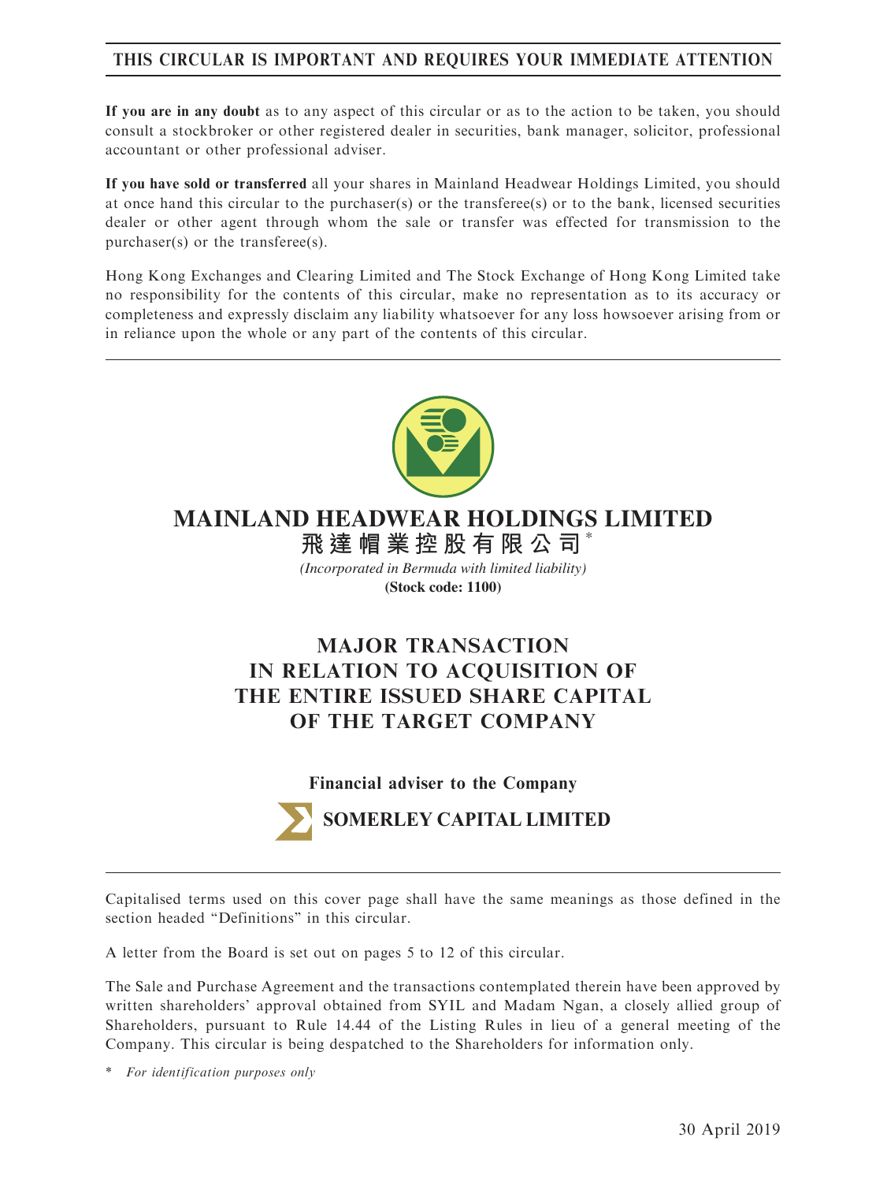**THIS CIRCULAR IS IMPORTANT AND REQUIRES YOUR IMMEDIATE ATTENTION**

**If you are in any doubt** as to any aspect of this circular or as to the action to be taken, you should consult a stockbroker or other registered dealer in securities, bank manager, solicitor, professional accountant or other professional adviser.

**If you have sold or transferred** all your shares in Mainland Headwear Holdings Limited, you should at once hand this circular to the purchaser(s) or the transferee(s) or to the bank, licensed securities dealer or other agent through whom the sale or transfer was effected for transmission to the purchaser(s) or the transferee(s).

Hong Kong Exchanges and Clearing Limited and The Stock Exchange of Hong Kong Limited take no responsibility for the contents of this circular, make no representation as to its accuracy or completeness and expressly disclaim any liability whatsoever for any loss howsoever arising from or in reliance upon the whole or any part of the contents of this circular.

# MAINLAND HEADWEAR HOLDINGS LIMITED

**飛達帽業控股有限公司***

*(Incorporated in Bermuda with limited liability)*

**(Stock code: 1100)**

# MAJOR TRANSACTION IN RELATION TO ACQUISITION OF THE ENTIRE ISSUED SHARE CAPITAL OF THE TARGET COMPANY

**Financial adviser to the Company**

**SOMERLEY CAPITAL LIMITED**

Capitalised terms used on this cover page shall have the same meanings as those defined in the section headed "Definitions" in this circular.

A letter from the Board is set out on pages 5 to 12 of this circular.

The Sale and Purchase Agreement and the transactions contemplated therein have been approved by written shareholders' approval obtained from SYIL and Madam Ngan, a closely allied group of Shareholders, pursuant to Rule 14.44 of the Listing Rules in lieu of a general meeting of the Company. This circular is being despatched to the Shareholders for information only.

\* *For identification purposes only*

30 April 2019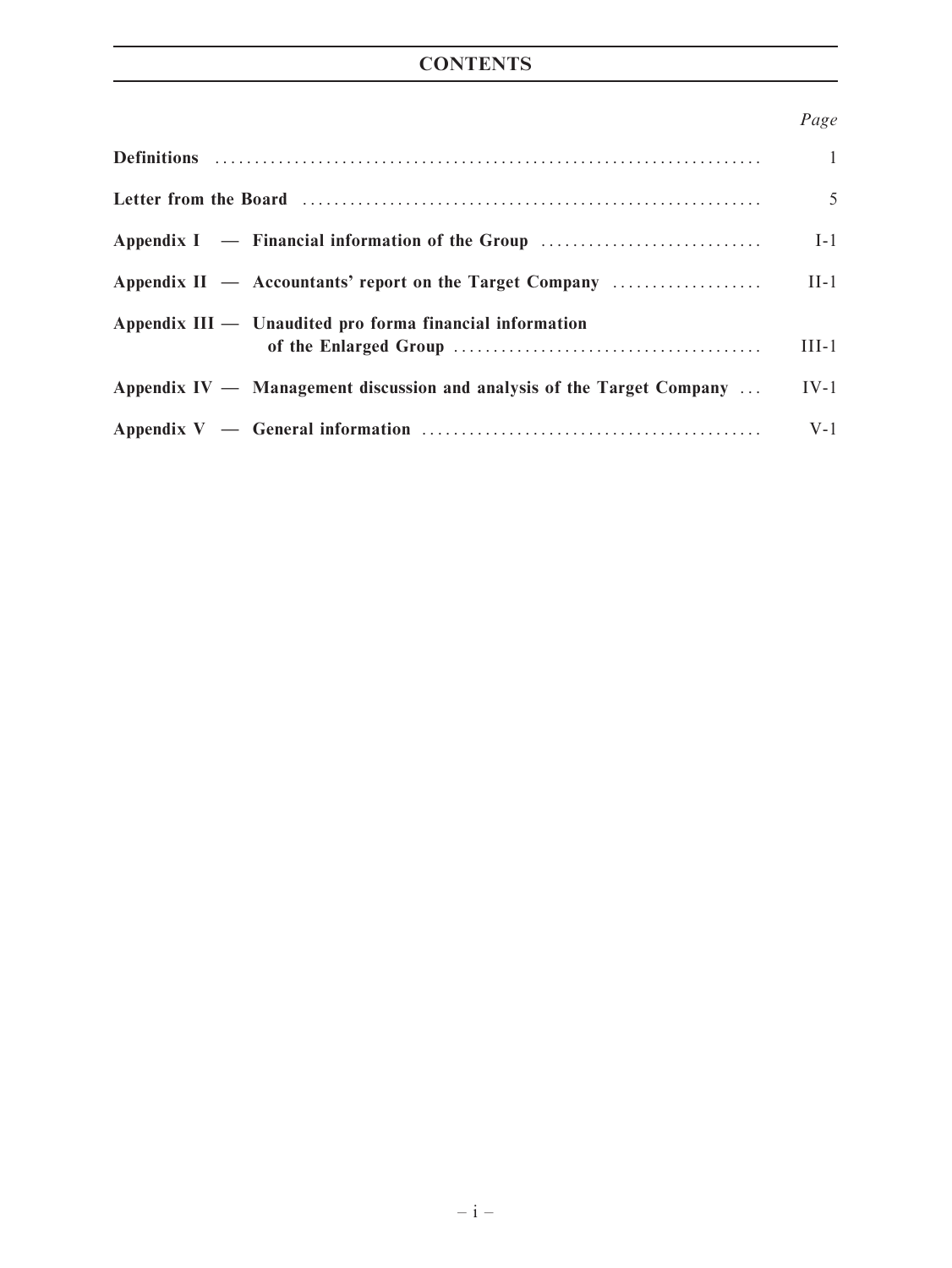# CONTENTS

| | *Page* |
|---|---|
| **Definitions** | 1 |
| **Letter from the Board** | 5 |
| **Appendix I — Financial information of the Group** | I-1 |
| **Appendix II — Accountants' report on the Target Company** | II-1 |
| **Appendix III — Unaudited pro forma financial information of the Enlarged Group** | III-1 |
| **Appendix IV — Management discussion and analysis of the Target Company** | IV-1 |
| **Appendix V — General information** | V-1 |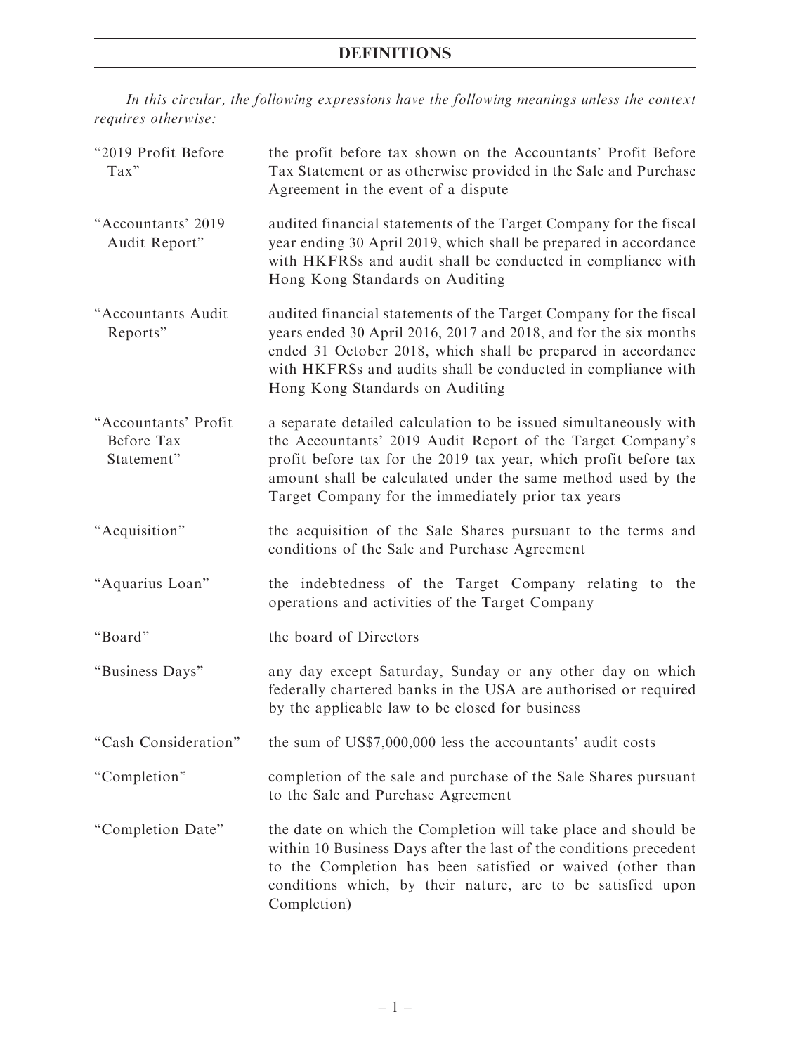# DEFINITIONS

*In this circular, the following expressions have the following meanings unless the context requires otherwise:*

| | |
|---|---|
| "2019 Profit Before Tax" | the profit before tax shown on the Accountants' Profit Before Tax Statement or as otherwise provided in the Sale and Purchase Agreement in the event of a dispute |
| "Accountants' 2019 Audit Report" | audited financial statements of the Target Company for the fiscal year ending 30 April 2019, which shall be prepared in accordance with HKFRSs and audit shall be conducted in compliance with Hong Kong Standards on Auditing |
| "Accountants Audit Reports" | audited financial statements of the Target Company for the fiscal years ended 30 April 2016, 2017 and 2018, and for the six months ended 31 October 2018, which shall be prepared in accordance with HKFRSs and audits shall be conducted in compliance with Hong Kong Standards on Auditing |
| "Accountants' Profit Before Tax Statement" | a separate detailed calculation to be issued simultaneously with the Accountants' 2019 Audit Report of the Target Company's profit before tax for the 2019 tax year, which profit before tax amount shall be calculated under the same method used by the Target Company for the immediately prior tax years |
| "Acquisition" | the acquisition of the Sale Shares pursuant to the terms and conditions of the Sale and Purchase Agreement |
| "Aquarius Loan" | the indebtedness of the Target Company relating to the operations and activities of the Target Company |
| "Board" | the board of Directors |
| "Business Days" | any day except Saturday, Sunday or any other day on which federally chartered banks in the USA are authorised or required by the applicable law to be closed for business |
| "Cash Consideration" | the sum of US$7,000,000 less the accountants' audit costs |
| "Completion" | completion of the sale and purchase of the Sale Shares pursuant to the Sale and Purchase Agreement |
| "Completion Date" | the date on which the Completion will take place and should be within 10 Business Days after the last of the conditions precedent to the Completion has been satisfied or waived (other than conditions which, by their nature, are to be satisfied upon Completion) |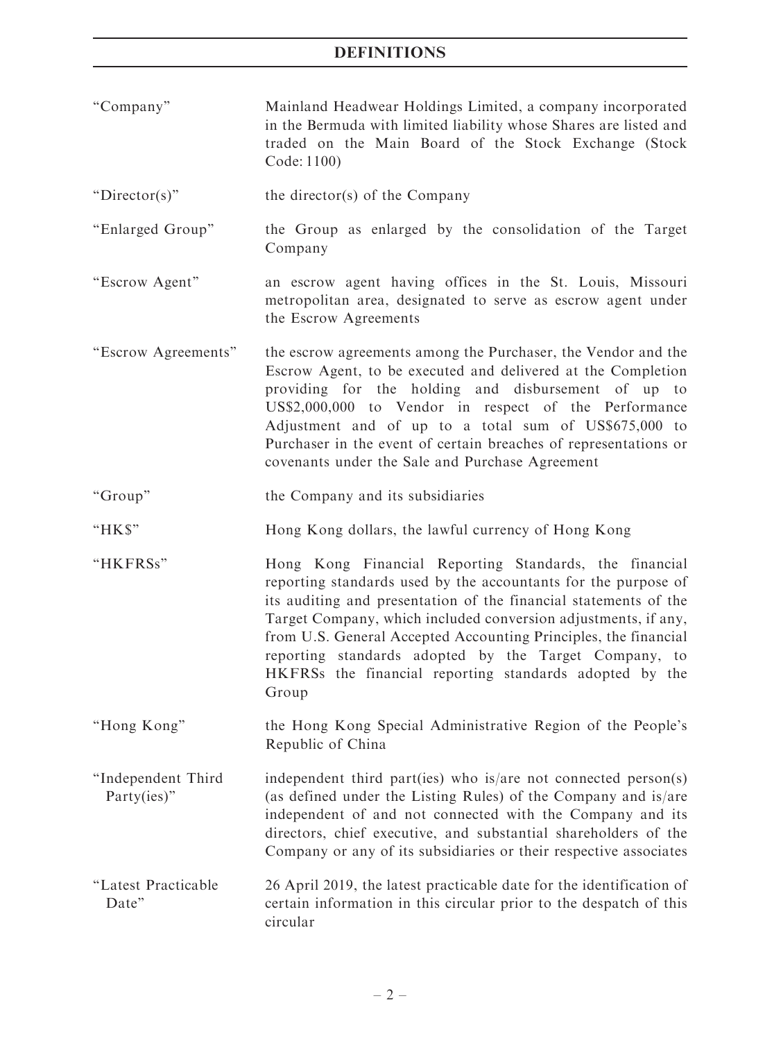# DEFINITIONS

| | |
|---|---|
| "Company" | Mainland Headwear Holdings Limited, a company incorporated in the Bermuda with limited liability whose Shares are listed and traded on the Main Board of the Stock Exchange (Stock Code: 1100) |
| "Director(s)" | the director(s) of the Company |
| "Enlarged Group" | the Group as enlarged by the consolidation of the Target Company |
| "Escrow Agent" | an escrow agent having offices in the St. Louis, Missouri metropolitan area, designated to serve as escrow agent under the Escrow Agreements |
| "Escrow Agreements" | the escrow agreements among the Purchaser, the Vendor and the Escrow Agent, to be executed and delivered at the Completion providing for the holding and disbursement of up to US$2,000,000 to Vendor in respect of the Performance Adjustment and of up to a total sum of US$675,000 to Purchaser in the event of certain breaches of representations or covenants under the Sale and Purchase Agreement |
| "Group" | the Company and its subsidiaries |
| "HK$" | Hong Kong dollars, the lawful currency of Hong Kong |
| "HKFRSs" | Hong Kong Financial Reporting Standards, the financial reporting standards used by the accountants for the purpose of its auditing and presentation of the financial statements of the Target Company, which included conversion adjustments, if any, from U.S. General Accepted Accounting Principles, the financial reporting standards adopted by the Target Company, to HKFRSs the financial reporting standards adopted by the Group |
| "Hong Kong" | the Hong Kong Special Administrative Region of the People's Republic of China |
| "Independent Third Party(ies)" | independent third part(ies) who is/are not connected person(s) (as defined under the Listing Rules) of the Company and is/are independent of and not connected with the Company and its directors, chief executive, and substantial shareholders of the Company or any of its subsidiaries or their respective associates |
| "Latest Practicable Date" | 26 April 2019, the latest practicable date for the identification of certain information in this circular prior to the despatch of this circular |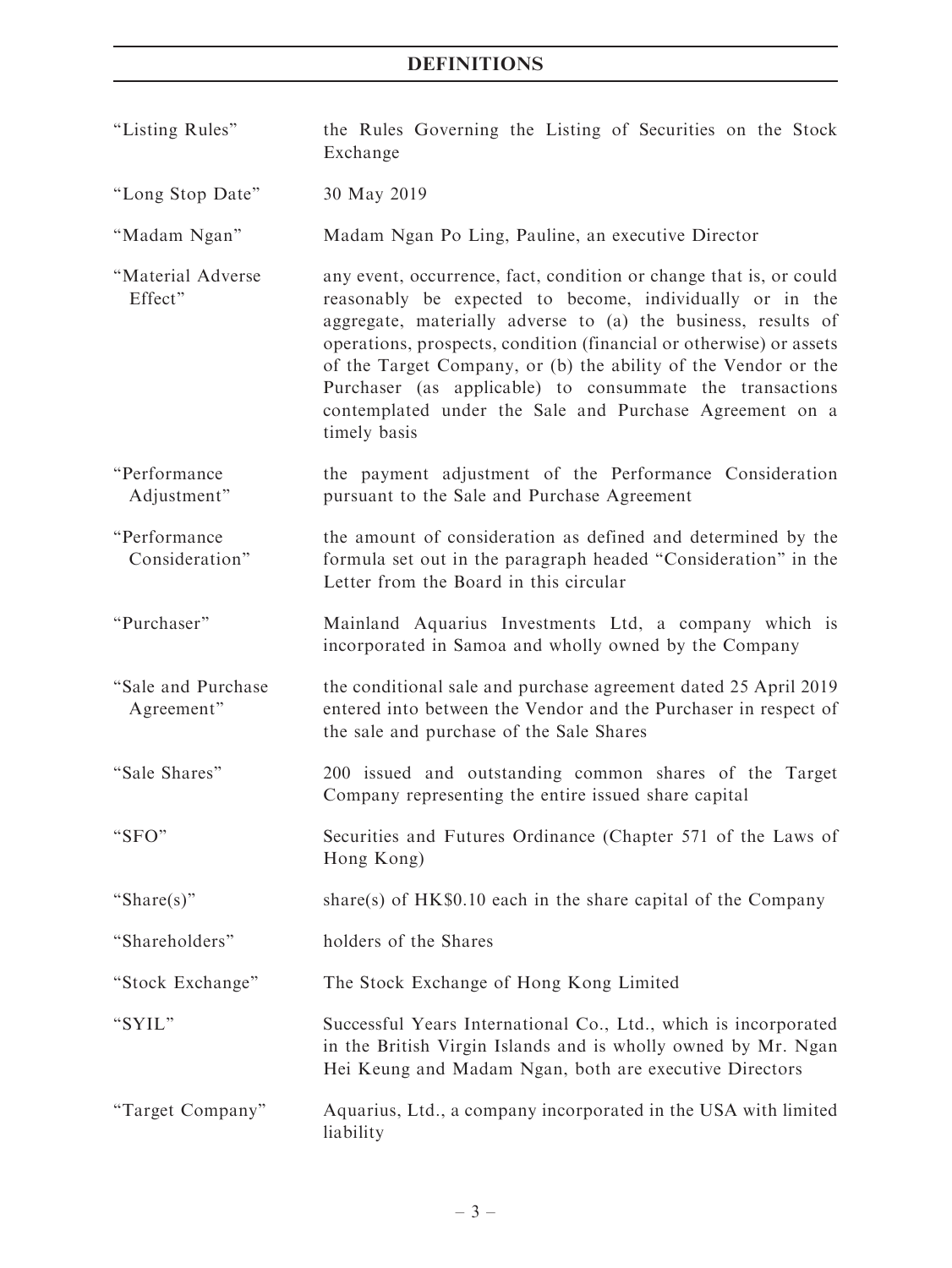# DEFINITIONS

| | |
|---|---|
| "Listing Rules" | the Rules Governing the Listing of Securities on the Stock Exchange |
| "Long Stop Date" | 30 May 2019 |
| "Madam Ngan" | Madam Ngan Po Ling, Pauline, an executive Director |
| "Material Adverse Effect" | any event, occurrence, fact, condition or change that is, or could reasonably be expected to become, individually or in the aggregate, materially adverse to (a) the business, results of operations, prospects, condition (financial or otherwise) or assets of the Target Company, or (b) the ability of the Vendor or the Purchaser (as applicable) to consummate the transactions contemplated under the Sale and Purchase Agreement on a timely basis |
| "Performance Adjustment" | the payment adjustment of the Performance Consideration pursuant to the Sale and Purchase Agreement |
| "Performance Consideration" | the amount of consideration as defined and determined by the formula set out in the paragraph headed "Consideration" in the Letter from the Board in this circular |
| "Purchaser" | Mainland Aquarius Investments Ltd, a company which is incorporated in Samoa and wholly owned by the Company |
| "Sale and Purchase Agreement" | the conditional sale and purchase agreement dated 25 April 2019 entered into between the Vendor and the Purchaser in respect of the sale and purchase of the Sale Shares |
| "Sale Shares" | 200 issued and outstanding common shares of the Target Company representing the entire issued share capital |
| "SFO" | Securities and Futures Ordinance (Chapter 571 of the Laws of Hong Kong) |
| "Share(s)" | share(s) of HK$0.10 each in the share capital of the Company |
| "Shareholders" | holders of the Shares |
| "Stock Exchange" | The Stock Exchange of Hong Kong Limited |
| "SYIL" | Successful Years International Co., Ltd., which is incorporated in the British Virgin Islands and is wholly owned by Mr. Ngan Hei Keung and Madam Ngan, both are executive Directors |
| "Target Company" | Aquarius, Ltd., a company incorporated in the USA with limited liability |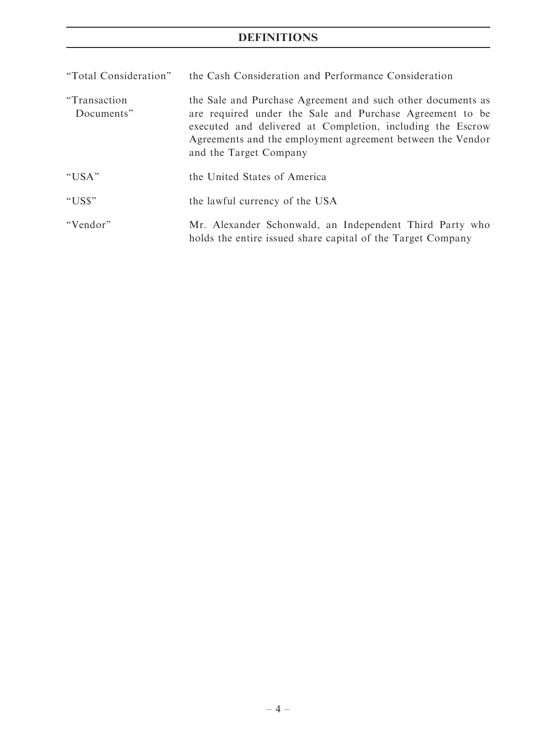## DEFINITIONS

| | |
|---|---|
| "Total Consideration" | the Cash Consideration and Performance Consideration |
| "Transaction Documents" | the Sale and Purchase Agreement and such other documents as are required under the Sale and Purchase Agreement to be executed and delivered at Completion, including the Escrow Agreements and the employment agreement between the Vendor and the Target Company |
| "USA" | the United States of America |
| "US$" | the lawful currency of the USA |
| "Vendor" | Mr. Alexander Schonwald, an Independent Third Party who holds the entire issued share capital of the Target Company |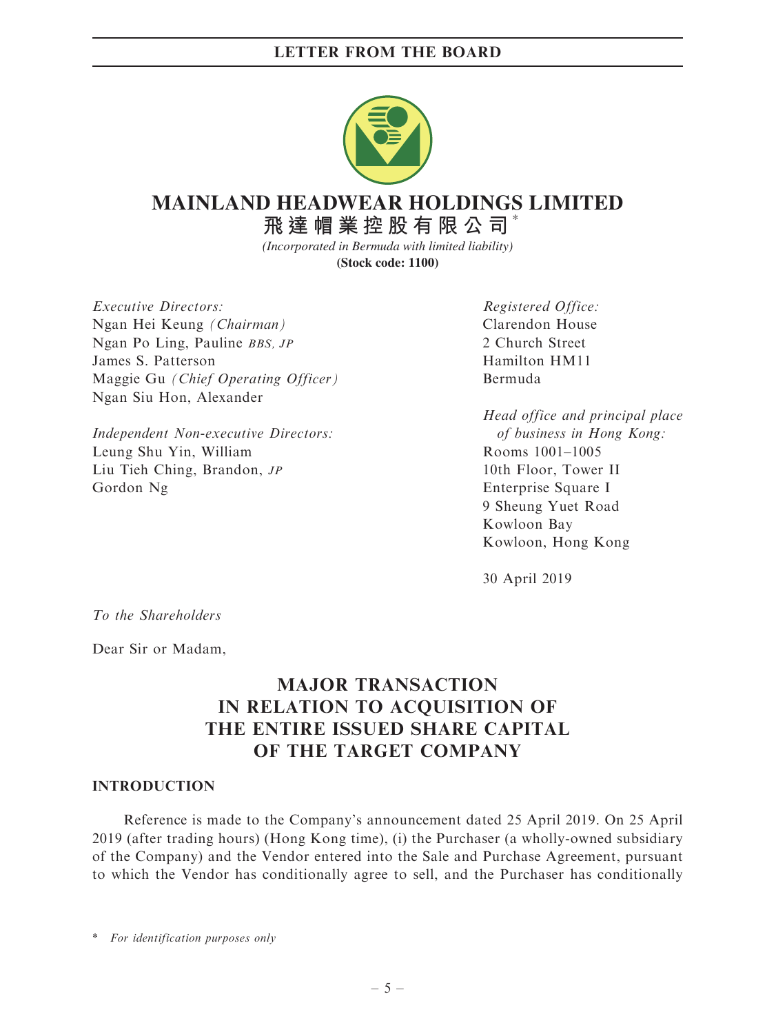# MAINLAND HEADWEAR HOLDINGS LIMITED

**飛達帽業控股有限公司***

*(Incorporated in Bermuda with limited liability)*

**(Stock code: 1100)**

*Executive Directors:*
Ngan Hei Keung *(Chairman)*
Ngan Po Ling, Pauline *BBS, JP*
James S. Patterson
Maggie Gu *(Chief Operating Officer)*
Ngan Siu Hon, Alexander

*Independent Non-executive Directors:*
Leung Shu Yin, William
Liu Tieh Ching, Brandon, *JP*
Gordon Ng

*Registered Office:*
Clarendon House
2 Church Street
Hamilton HM11
Bermuda

*Head office and principal place of business in Hong Kong:*
Rooms 1001–1005
10th Floor, Tower II
Enterprise Square I
9 Sheung Yuet Road
Kowloon Bay
Kowloon, Hong Kong

30 April 2019

*To the Shareholders*

Dear Sir or Madam,

## MAJOR TRANSACTION IN RELATION TO ACQUISITION OF THE ENTIRE ISSUED SHARE CAPITAL OF THE TARGET COMPANY

### INTRODUCTION

Reference is made to the Company's announcement dated 25 April 2019. On 25 April 2019 (after trading hours) (Hong Kong time), (i) the Purchaser (a wholly-owned subsidiary of the Company) and the Vendor entered into the Sale and Purchase Agreement, pursuant to which the Vendor has conditionally agree to sell, and the Purchaser has conditionally

\* *For identification purposes only*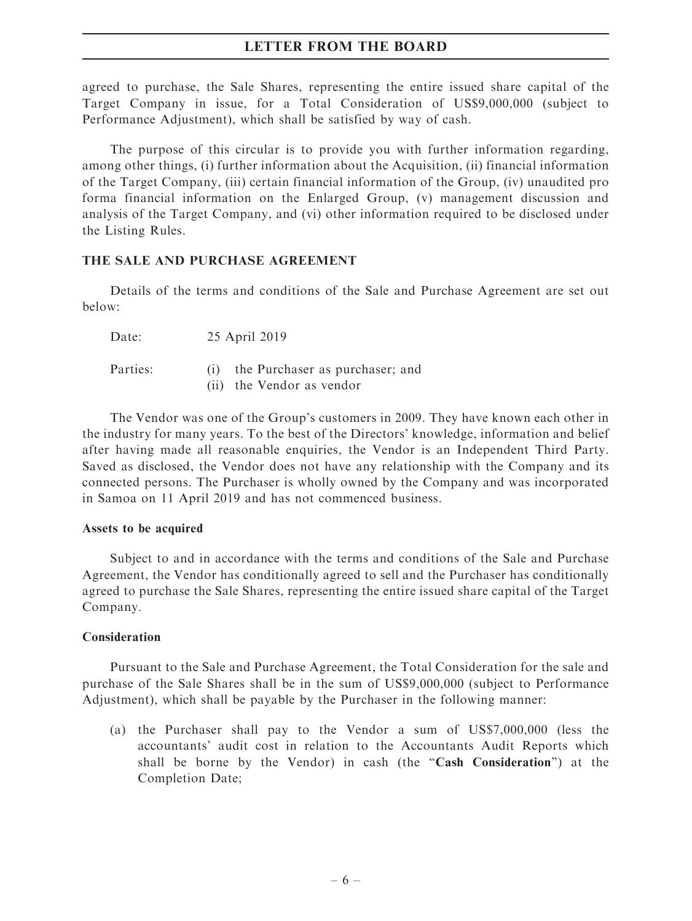agreed to purchase, the Sale Shares, representing the entire issued share capital of the Target Company in issue, for a Total Consideration of US$9,000,000 (subject to Performance Adjustment), which shall be satisfied by way of cash.

The purpose of this circular is to provide you with further information regarding, among other things, (i) further information about the Acquisition, (ii) financial information of the Target Company, (iii) certain financial information of the Group, (iv) unaudited pro forma financial information on the Enlarged Group, (v) management discussion and analysis of the Target Company, and (vi) other information required to be disclosed under the Listing Rules.

## THE SALE AND PURCHASE AGREEMENT

Details of the terms and conditions of the Sale and Purchase Agreement are set out below:

Date: 25 April 2019

Parties: (i) the Purchaser as purchaser; and
(ii) the Vendor as vendor

The Vendor was one of the Group's customers in 2009. They have known each other in the industry for many years. To the best of the Directors' knowledge, information and belief after having made all reasonable enquiries, the Vendor is an Independent Third Party. Saved as disclosed, the Vendor does not have any relationship with the Company and its connected persons. The Purchaser is wholly owned by the Company and was incorporated in Samoa on 11 April 2019 and has not commenced business.

### Assets to be acquired

Subject to and in accordance with the terms and conditions of the Sale and Purchase Agreement, the Vendor has conditionally agreed to sell and the Purchaser has conditionally agreed to purchase the Sale Shares, representing the entire issued share capital of the Target Company.

### Consideration

Pursuant to the Sale and Purchase Agreement, the Total Consideration for the sale and purchase of the Sale Shares shall be in the sum of US$9,000,000 (subject to Performance Adjustment), which shall be payable by the Purchaser in the following manner:

(a) the Purchaser shall pay to the Vendor a sum of US$7,000,000 (less the accountants' audit cost in relation to the Accountants Audit Reports which shall be borne by the Vendor) in cash (the "**Cash Consideration**") at the Completion Date;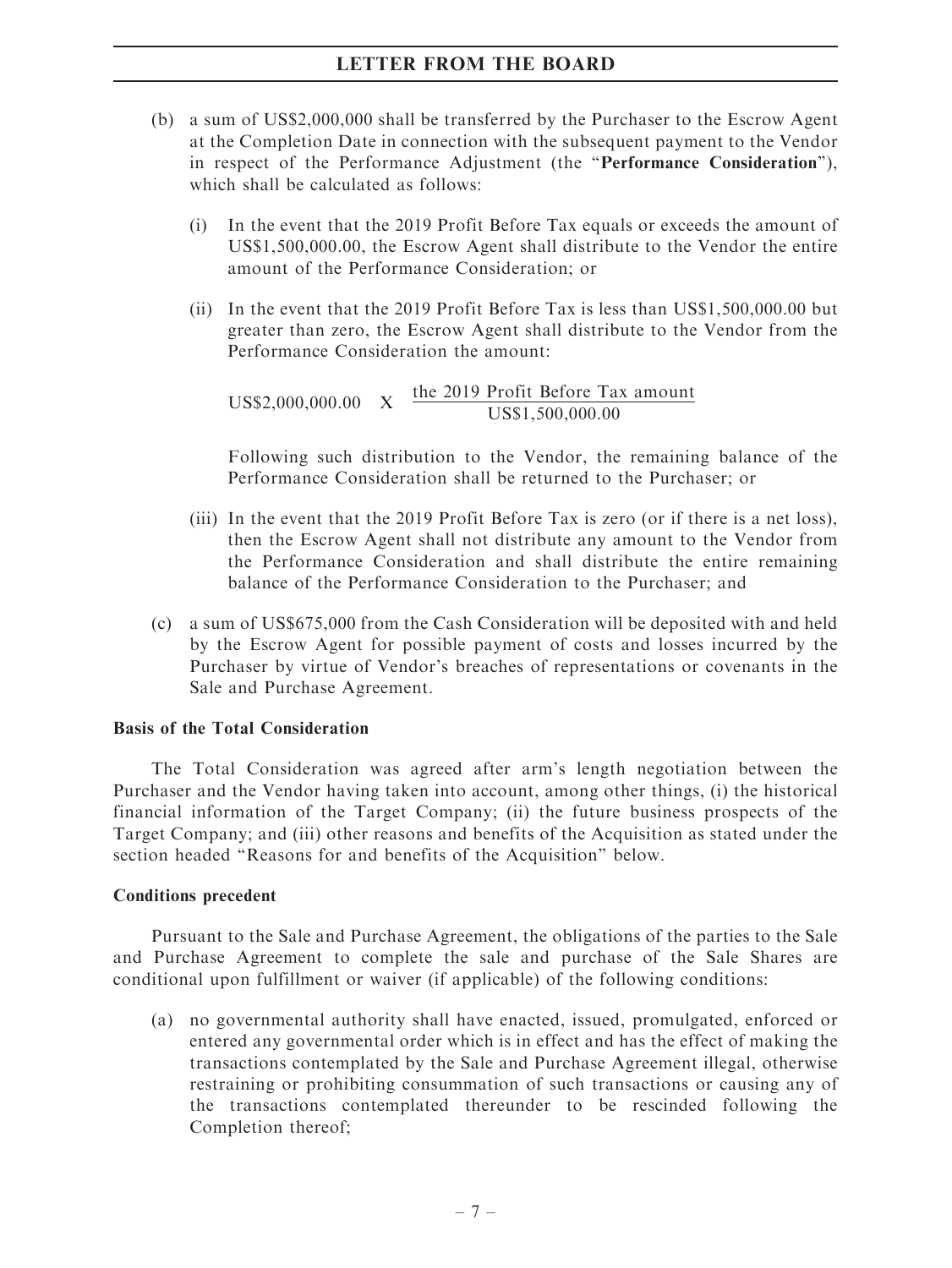(b) a sum of US$2,000,000 shall be transferred by the Purchaser to the Escrow Agent at the Completion Date in connection with the subsequent payment to the Vendor in respect of the Performance Adjustment (the "**Performance Consideration**"), which shall be calculated as follows:

   (i) In the event that the 2019 Profit Before Tax equals or exceeds the amount of US$1,500,000.00, the Escrow Agent shall distribute to the Vendor the entire amount of the Performance Consideration; or

   (ii) In the event that the 2019 Profit Before Tax is less than US$1,500,000.00 but greater than zero, the Escrow Agent shall distribute to the Vendor from the Performance Consideration the amount:

   $$\text{US\$2,000,000.00} \quad \text{X} \quad \frac{\text{the 2019 Profit Before Tax amount}}{\text{US\$1,500,000.00}}$$

   Following such distribution to the Vendor, the remaining balance of the Performance Consideration shall be returned to the Purchaser; or

   (iii) In the event that the 2019 Profit Before Tax is zero (or if there is a net loss), then the Escrow Agent shall not distribute any amount to the Vendor from the Performance Consideration and shall distribute the entire remaining balance of the Performance Consideration to the Purchaser; and

(c) a sum of US$675,000 from the Cash Consideration will be deposited with and held by the Escrow Agent for possible payment of costs and losses incurred by the Purchaser by virtue of Vendor's breaches of representations or covenants in the Sale and Purchase Agreement.

**Basis of the Total Consideration**

The Total Consideration was agreed after arm's length negotiation between the Purchaser and the Vendor having taken into account, among other things, (i) the historical financial information of the Target Company; (ii) the future business prospects of the Target Company; and (iii) other reasons and benefits of the Acquisition as stated under the section headed "Reasons for and benefits of the Acquisition" below.

**Conditions precedent**

Pursuant to the Sale and Purchase Agreement, the obligations of the parties to the Sale and Purchase Agreement to complete the sale and purchase of the Sale Shares are conditional upon fulfillment or waiver (if applicable) of the following conditions:

(a) no governmental authority shall have enacted, issued, promulgated, enforced or entered any governmental order which is in effect and has the effect of making the transactions contemplated by the Sale and Purchase Agreement illegal, otherwise restraining or prohibiting consummation of such transactions or causing any of the transactions contemplated thereunder to be rescinded following the Completion thereof;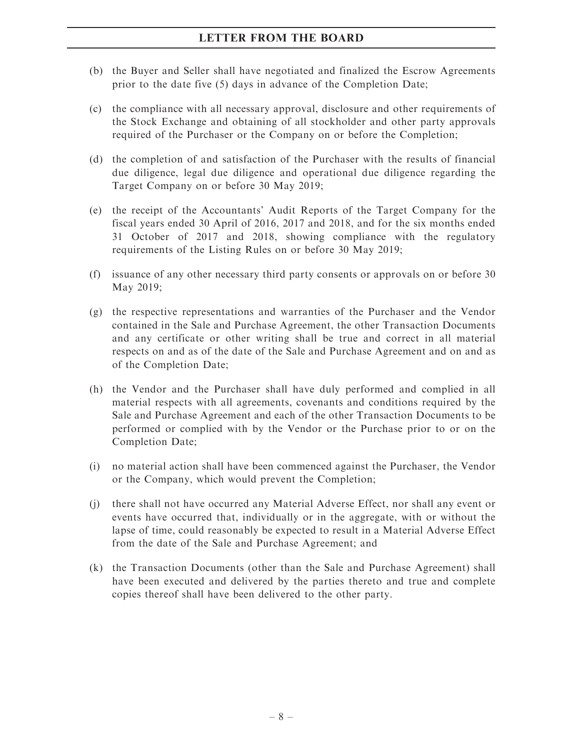(b) the Buyer and Seller shall have negotiated and finalized the Escrow Agreements prior to the date five (5) days in advance of the Completion Date;

(c) the compliance with all necessary approval, disclosure and other requirements of the Stock Exchange and obtaining of all stockholder and other party approvals required of the Purchaser or the Company on or before the Completion;

(d) the completion of and satisfaction of the Purchaser with the results of financial due diligence, legal due diligence and operational due diligence regarding the Target Company on or before 30 May 2019;

(e) the receipt of the Accountants' Audit Reports of the Target Company for the fiscal years ended 30 April of 2016, 2017 and 2018, and for the six months ended 31 October of 2017 and 2018, showing compliance with the regulatory requirements of the Listing Rules on or before 30 May 2019;

(f) issuance of any other necessary third party consents or approvals on or before 30 May 2019;

(g) the respective representations and warranties of the Purchaser and the Vendor contained in the Sale and Purchase Agreement, the other Transaction Documents and any certificate or other writing shall be true and correct in all material respects on and as of the date of the Sale and Purchase Agreement and on and as of the Completion Date;

(h) the Vendor and the Purchaser shall have duly performed and complied in all material respects with all agreements, covenants and conditions required by the Sale and Purchase Agreement and each of the other Transaction Documents to be performed or complied with by the Vendor or the Purchase prior to or on the Completion Date;

(i) no material action shall have been commenced against the Purchaser, the Vendor or the Company, which would prevent the Completion;

(j) there shall not have occurred any Material Adverse Effect, nor shall any event or events have occurred that, individually or in the aggregate, with or without the lapse of time, could reasonably be expected to result in a Material Adverse Effect from the date of the Sale and Purchase Agreement; and

(k) the Transaction Documents (other than the Sale and Purchase Agreement) shall have been executed and delivered by the parties thereto and true and complete copies thereof shall have been delivered to the other party.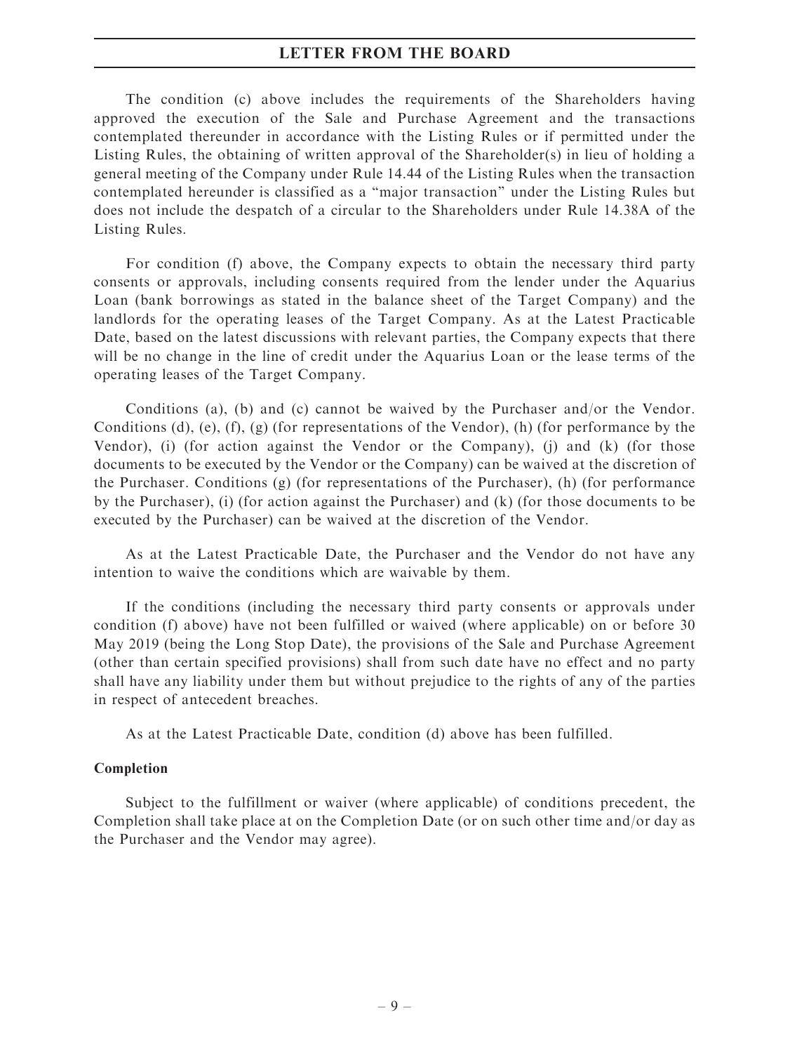The condition (c) above includes the requirements of the Shareholders having approved the execution of the Sale and Purchase Agreement and the transactions contemplated thereunder in accordance with the Listing Rules or if permitted under the Listing Rules, the obtaining of written approval of the Shareholder(s) in lieu of holding a general meeting of the Company under Rule 14.44 of the Listing Rules when the transaction contemplated hereunder is classified as a "major transaction" under the Listing Rules but does not include the despatch of a circular to the Shareholders under Rule 14.38A of the Listing Rules.

For condition (f) above, the Company expects to obtain the necessary third party consents or approvals, including consents required from the lender under the Aquarius Loan (bank borrowings as stated in the balance sheet of the Target Company) and the landlords for the operating leases of the Target Company. As at the Latest Practicable Date, based on the latest discussions with relevant parties, the Company expects that there will be no change in the line of credit under the Aquarius Loan or the lease terms of the operating leases of the Target Company.

Conditions (a), (b) and (c) cannot be waived by the Purchaser and/or the Vendor. Conditions (d), (e), (f), (g) (for representations of the Vendor), (h) (for performance by the Vendor), (i) (for action against the Vendor or the Company), (j) and (k) (for those documents to be executed by the Vendor or the Company) can be waived at the discretion of the Purchaser. Conditions (g) (for representations of the Purchaser), (h) (for performance by the Purchaser), (i) (for action against the Purchaser) and (k) (for those documents to be executed by the Purchaser) can be waived at the discretion of the Vendor.

As at the Latest Practicable Date, the Purchaser and the Vendor do not have any intention to waive the conditions which are waivable by them.

If the conditions (including the necessary third party consents or approvals under condition (f) above) have not been fulfilled or waived (where applicable) on or before 30 May 2019 (being the Long Stop Date), the provisions of the Sale and Purchase Agreement (other than certain specified provisions) shall from such date have no effect and no party shall have any liability under them but without prejudice to the rights of any of the parties in respect of antecedent breaches.

As at the Latest Practicable Date, condition (d) above has been fulfilled.

**Completion**

Subject to the fulfillment or waiver (where applicable) of conditions precedent, the Completion shall take place at on the Completion Date (or on such other time and/or day as the Purchaser and the Vendor may agree).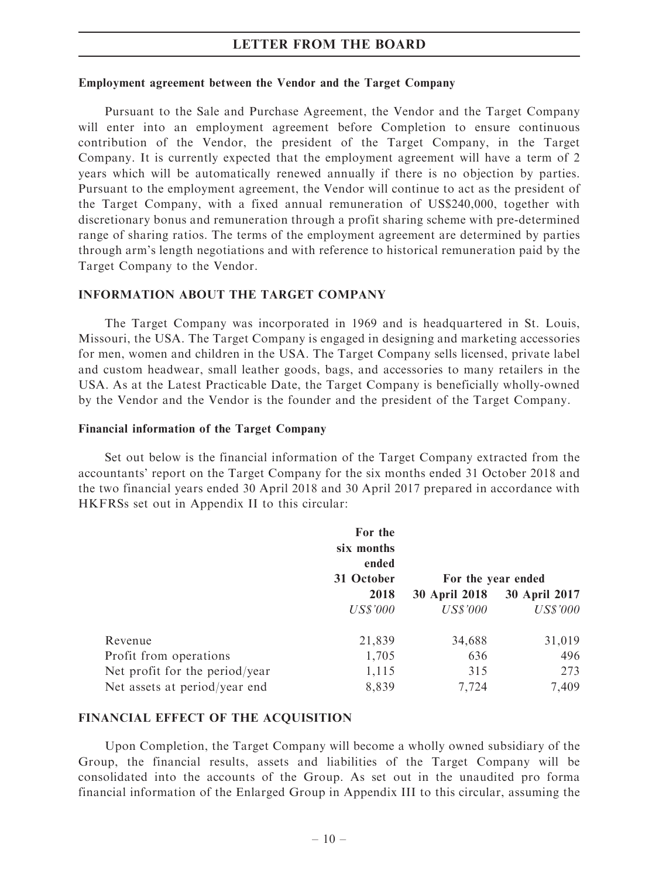#### Employment agreement between the Vendor and the Target Company

Pursuant to the Sale and Purchase Agreement, the Vendor and the Target Company will enter into an employment agreement before Completion to ensure continuous contribution of the Vendor, the president of the Target Company, in the Target Company. It is currently expected that the employment agreement will have a term of 2 years which will be automatically renewed annually if there is no objection by parties. Pursuant to the employment agreement, the Vendor will continue to act as the president of the Target Company, with a fixed annual remuneration of US$240,000, together with discretionary bonus and remuneration through a profit sharing scheme with pre-determined range of sharing ratios. The terms of the employment agreement are determined by parties through arm's length negotiations and with reference to historical remuneration paid by the Target Company to the Vendor.

## INFORMATION ABOUT THE TARGET COMPANY

The Target Company was incorporated in 1969 and is headquartered in St. Louis, Missouri, the USA. The Target Company is engaged in designing and marketing accessories for men, women and children in the USA. The Target Company sells licensed, private label and custom headwear, small leather goods, bags, and accessories to many retailers in the USA. As at the Latest Practicable Date, the Target Company is beneficially wholly-owned by the Vendor and the Vendor is the founder and the president of the Target Company.

#### Financial information of the Target Company

Set out below is the financial information of the Target Company extracted from the accountants' report on the Target Company for the six months ended 31 October 2018 and the two financial years ended 30 April 2018 and 30 April 2017 prepared in accordance with HKFRSs set out in Appendix II to this circular:

| | For the six months ended 31 October 2018 | For the year ended | |
|---|---|---|---|
| | | **30 April 2018** | **30 April 2017** |
| | *US$'000* | *US$'000* | *US$'000* |
| Revenue | 21,839 | 34,688 | 31,019 |
| Profit from operations | 1,705 | 636 | 496 |
| Net profit for the period/year | 1,115 | 315 | 273 |
| Net assets at period/year end | 8,839 | 7,724 | 7,409 |

## FINANCIAL EFFECT OF THE ACQUISITION

Upon Completion, the Target Company will become a wholly owned subsidiary of the Group, the financial results, assets and liabilities of the Target Company will be consolidated into the accounts of the Group. As set out in the unaudited pro forma financial information of the Enlarged Group in Appendix III to this circular, assuming the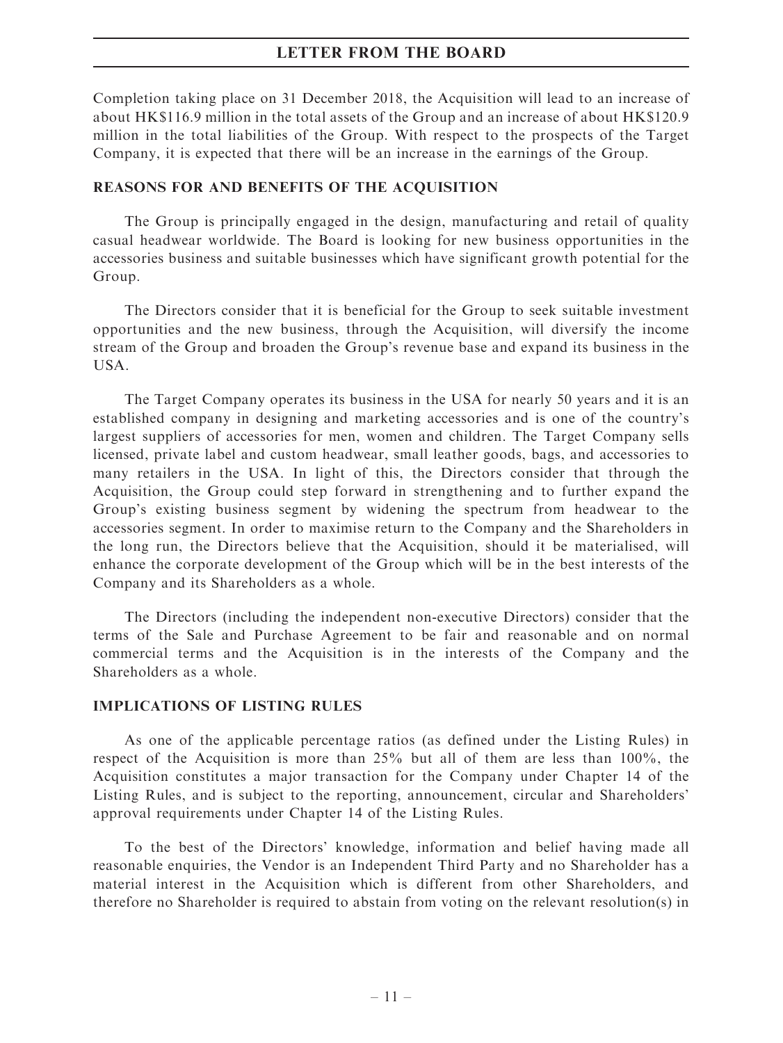Completion taking place on 31 December 2018, the Acquisition will lead to an increase of about HK$116.9 million in the total assets of the Group and an increase of about HK$120.9 million in the total liabilities of the Group. With respect to the prospects of the Target Company, it is expected that there will be an increase in the earnings of the Group.

## REASONS FOR AND BENEFITS OF THE ACQUISITION

The Group is principally engaged in the design, manufacturing and retail of quality casual headwear worldwide. The Board is looking for new business opportunities in the accessories business and suitable businesses which have significant growth potential for the Group.

The Directors consider that it is beneficial for the Group to seek suitable investment opportunities and the new business, through the Acquisition, will diversify the income stream of the Group and broaden the Group's revenue base and expand its business in the USA.

The Target Company operates its business in the USA for nearly 50 years and it is an established company in designing and marketing accessories and is one of the country's largest suppliers of accessories for men, women and children. The Target Company sells licensed, private label and custom headwear, small leather goods, bags, and accessories to many retailers in the USA. In light of this, the Directors consider that through the Acquisition, the Group could step forward in strengthening and to further expand the Group's existing business segment by widening the spectrum from headwear to the accessories segment. In order to maximise return to the Company and the Shareholders in the long run, the Directors believe that the Acquisition, should it be materialised, will enhance the corporate development of the Group which will be in the best interests of the Company and its Shareholders as a whole.

The Directors (including the independent non-executive Directors) consider that the terms of the Sale and Purchase Agreement to be fair and reasonable and on normal commercial terms and the Acquisition is in the interests of the Company and the Shareholders as a whole.

## IMPLICATIONS OF LISTING RULES

As one of the applicable percentage ratios (as defined under the Listing Rules) in respect of the Acquisition is more than 25% but all of them are less than 100%, the Acquisition constitutes a major transaction for the Company under Chapter 14 of the Listing Rules, and is subject to the reporting, announcement, circular and Shareholders' approval requirements under Chapter 14 of the Listing Rules.

To the best of the Directors' knowledge, information and belief having made all reasonable enquiries, the Vendor is an Independent Third Party and no Shareholder has a material interest in the Acquisition which is different from other Shareholders, and therefore no Shareholder is required to abstain from voting on the relevant resolution(s) in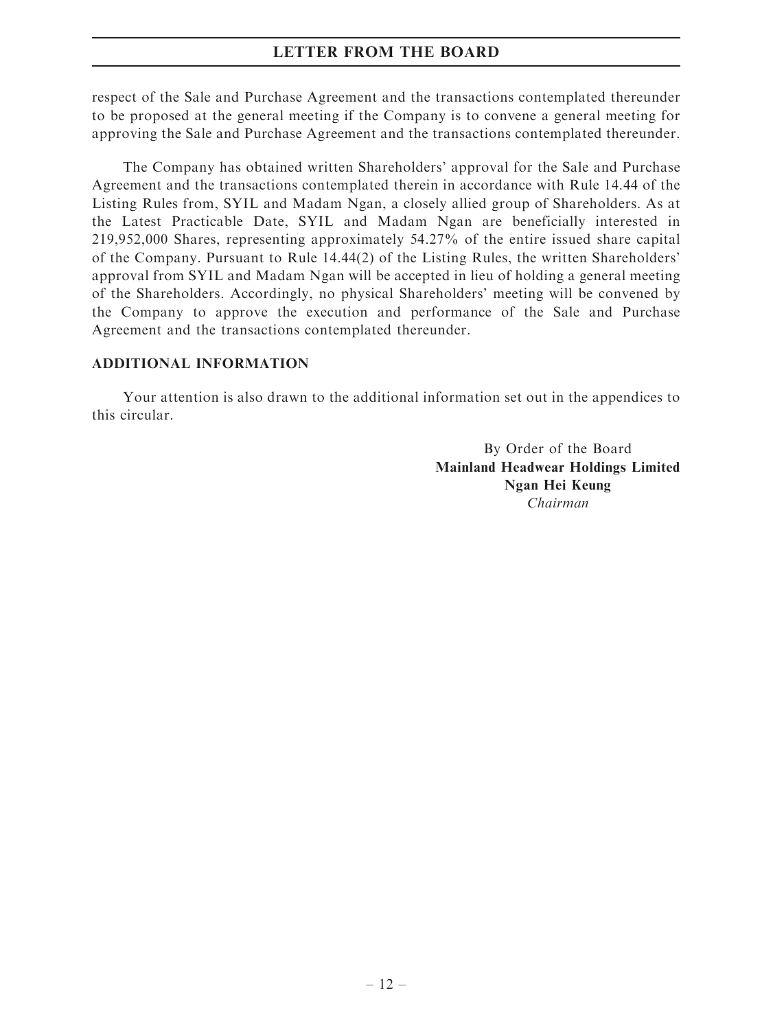respect of the Sale and Purchase Agreement and the transactions contemplated thereunder to be proposed at the general meeting if the Company is to convene a general meeting for approving the Sale and Purchase Agreement and the transactions contemplated thereunder.

The Company has obtained written Shareholders' approval for the Sale and Purchase Agreement and the transactions contemplated therein in accordance with Rule 14.44 of the Listing Rules from, SYIL and Madam Ngan, a closely allied group of Shareholders. As at the Latest Practicable Date, SYIL and Madam Ngan are beneficially interested in 219,952,000 Shares, representing approximately 54.27% of the entire issued share capital of the Company. Pursuant to Rule 14.44(2) of the Listing Rules, the written Shareholders' approval from SYIL and Madam Ngan will be accepted in lieu of holding a general meeting of the Shareholders. Accordingly, no physical Shareholders' meeting will be convened by the Company to approve the execution and performance of the Sale and Purchase Agreement and the transactions contemplated thereunder.

## ADDITIONAL INFORMATION

Your attention is also drawn to the additional information set out in the appendices to this circular.

By Order of the Board
**Mainland Headwear Holdings Limited**
**Ngan Hei Keung**
*Chairman*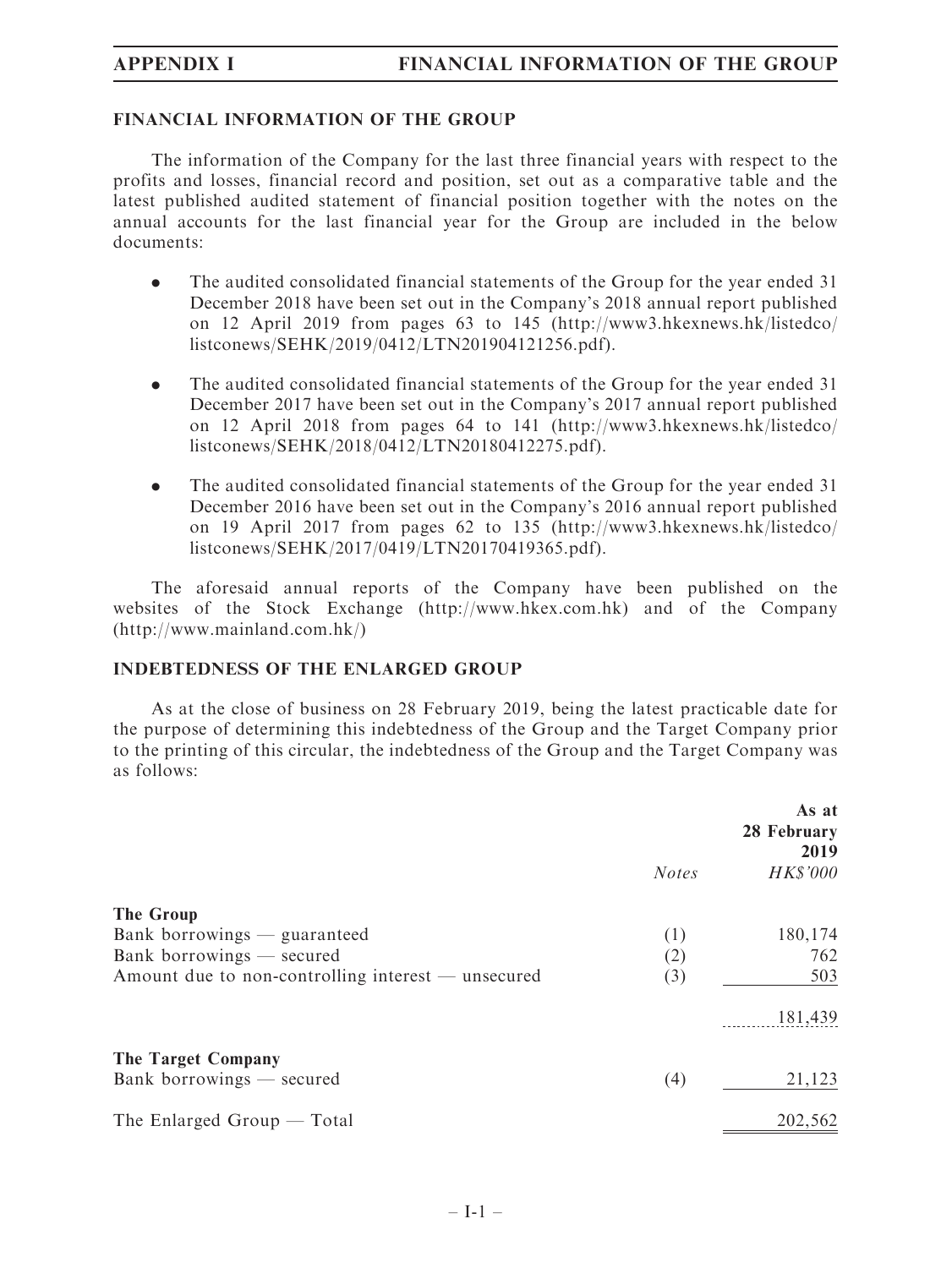## FINANCIAL INFORMATION OF THE GROUP

The information of the Company for the last three financial years with respect to the profits and losses, financial record and position, set out as a comparative table and the latest published audited statement of financial position together with the notes on the annual accounts for the last financial year for the Group are included in the below documents:

- The audited consolidated financial statements of the Group for the year ended 31 December 2018 have been set out in the Company's 2018 annual report published on 12 April 2019 from pages 63 to 145 (http://www3.hkexnews.hk/listedco/listconews/SEHK/2019/0412/LTN201904121256.pdf).
- The audited consolidated financial statements of the Group for the year ended 31 December 2017 have been set out in the Company's 2017 annual report published on 12 April 2018 from pages 64 to 141 (http://www3.hkexnews.hk/listedco/listconews/SEHK/2018/0412/LTN20180412275.pdf).
- The audited consolidated financial statements of the Group for the year ended 31 December 2016 have been set out in the Company's 2016 annual report published on 19 April 2017 from pages 62 to 135 (http://www3.hkexnews.hk/listedco/listconews/SEHK/2017/0419/LTN20170419365.pdf).

The aforesaid annual reports of the Company have been published on the websites of the Stock Exchange (http://www.hkex.com.hk) and of the Company (http://www.mainland.com.hk/)

## INDEBTEDNESS OF THE ENLARGED GROUP

As at the close of business on 28 February 2019, being the latest practicable date for the purpose of determining this indebtedness of the Group and the Target Company prior to the printing of this circular, the indebtedness of the Group and the Target Company was as follows:

| | *Notes* | **As at 28 February 2019** *HK$'000* |
|---|---|---|
| **The Group** | | |
| Bank borrowings — guaranteed | (1) | 180,174 |
| Bank borrowings — secured | (2) | 762 |
| Amount due to non-controlling interest — unsecured | (3) | 503 |
| | | 181,439 |
| **The Target Company** | | |
| Bank borrowings — secured | (4) | 21,123 |
| The Enlarged Group — Total | | 202,562 |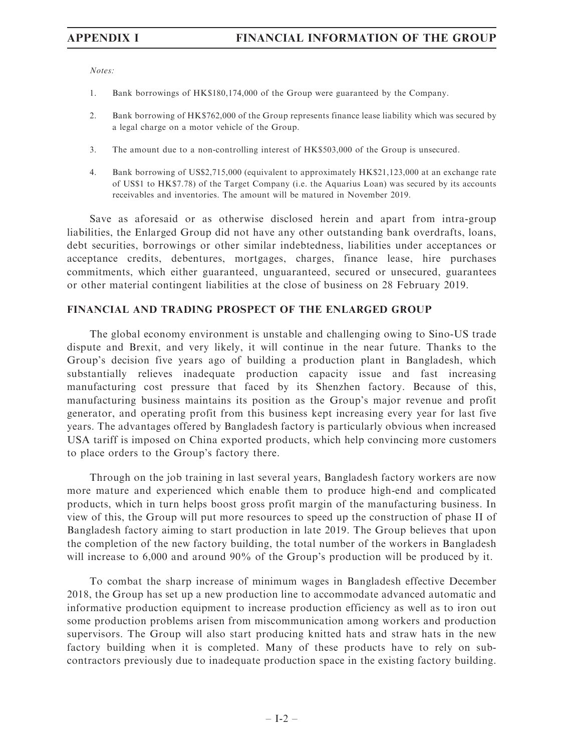*Notes:*

1. Bank borrowings of HK$180,174,000 of the Group were guaranteed by the Company.

2. Bank borrowing of HK$762,000 of the Group represents finance lease liability which was secured by a legal charge on a motor vehicle of the Group.

3. The amount due to a non-controlling interest of HK$503,000 of the Group is unsecured.

4. Bank borrowing of US$2,715,000 (equivalent to approximately HK$21,123,000 at an exchange rate of US$1 to HK$7.78) of the Target Company (i.e. the Aquarius Loan) was secured by its accounts receivables and inventories. The amount will be matured in November 2019.

Save as aforesaid or as otherwise disclosed herein and apart from intra-group liabilities, the Enlarged Group did not have any other outstanding bank overdrafts, loans, debt securities, borrowings or other similar indebtedness, liabilities under acceptances or acceptance credits, debentures, mortgages, charges, finance lease, hire purchases commitments, which either guaranteed, unguaranteed, secured or unsecured, guarantees or other material contingent liabilities at the close of business on 28 February 2019.

## FINANCIAL AND TRADING PROSPECT OF THE ENLARGED GROUP

The global economy environment is unstable and challenging owing to Sino-US trade dispute and Brexit, and very likely, it will continue in the near future. Thanks to the Group's decision five years ago of building a production plant in Bangladesh, which substantially relieves inadequate production capacity issue and fast increasing manufacturing cost pressure that faced by its Shenzhen factory. Because of this, manufacturing business maintains its position as the Group's major revenue and profit generator, and operating profit from this business kept increasing every year for last five years. The advantages offered by Bangladesh factory is particularly obvious when increased USA tariff is imposed on China exported products, which help convincing more customers to place orders to the Group's factory there.

Through on the job training in last several years, Bangladesh factory workers are now more mature and experienced which enable them to produce high-end and complicated products, which in turn helps boost gross profit margin of the manufacturing business. In view of this, the Group will put more resources to speed up the construction of phase II of Bangladesh factory aiming to start production in late 2019. The Group believes that upon the completion of the new factory building, the total number of the workers in Bangladesh will increase to 6,000 and around 90% of the Group's production will be produced by it.

To combat the sharp increase of minimum wages in Bangladesh effective December 2018, the Group has set up a new production line to accommodate advanced automatic and informative production equipment to increase production efficiency as well as to iron out some production problems arisen from miscommunication among workers and production supervisors. The Group will also start producing knitted hats and straw hats in the new factory building when it is completed. Many of these products have to rely on sub-contractors previously due to inadequate production space in the existing factory building.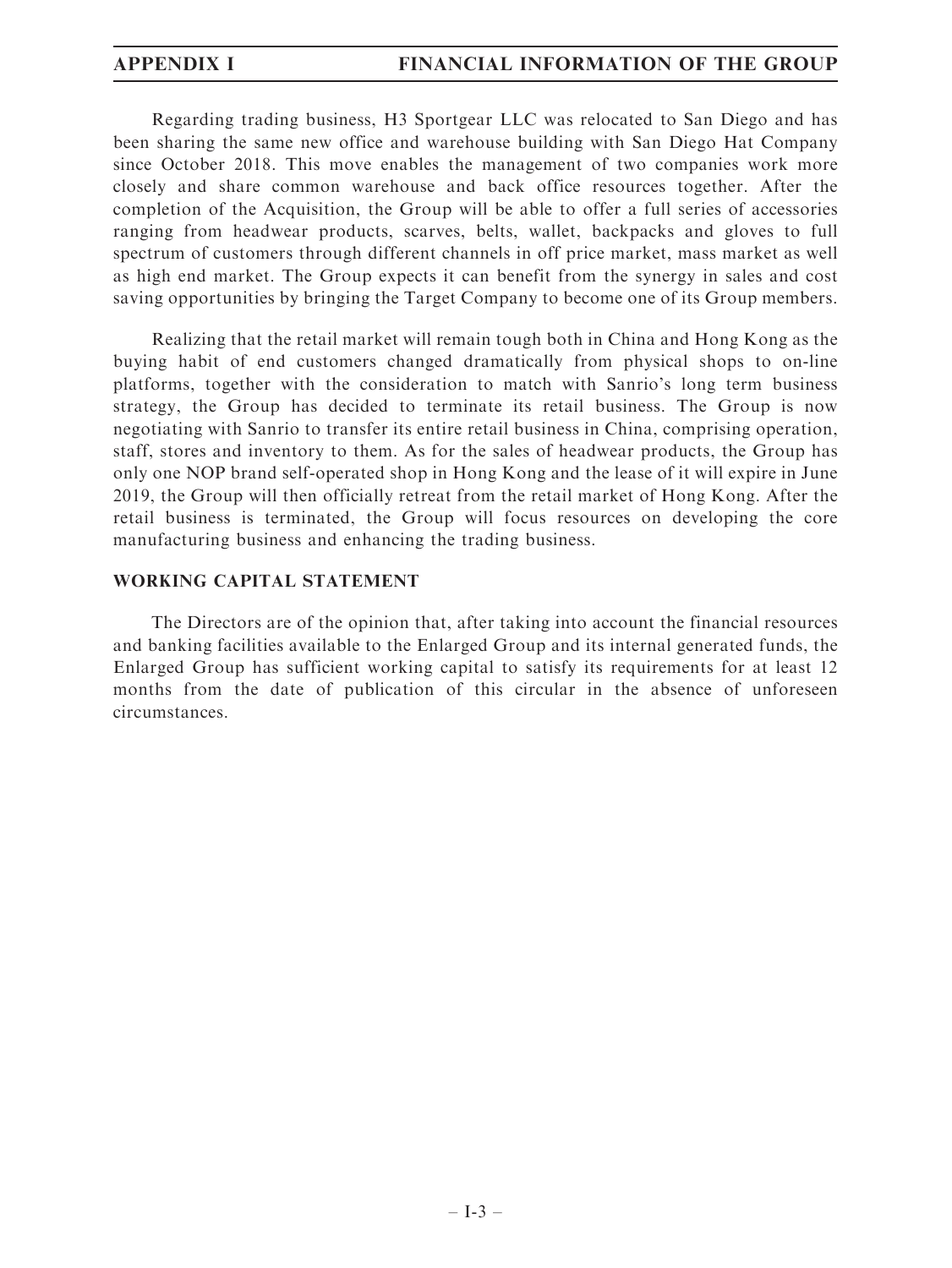Regarding trading business, H3 Sportgear LLC was relocated to San Diego and has been sharing the same new office and warehouse building with San Diego Hat Company since October 2018. This move enables the management of two companies work more closely and share common warehouse and back office resources together. After the completion of the Acquisition, the Group will be able to offer a full series of accessories ranging from headwear products, scarves, belts, wallet, backpacks and gloves to full spectrum of customers through different channels in off price market, mass market as well as high end market. The Group expects it can benefit from the synergy in sales and cost saving opportunities by bringing the Target Company to become one of its Group members.

Realizing that the retail market will remain tough both in China and Hong Kong as the buying habit of end customers changed dramatically from physical shops to on-line platforms, together with the consideration to match with Sanrio's long term business strategy, the Group has decided to terminate its retail business. The Group is now negotiating with Sanrio to transfer its entire retail business in China, comprising operation, staff, stores and inventory to them. As for the sales of headwear products, the Group has only one NOP brand self-operated shop in Hong Kong and the lease of it will expire in June 2019, the Group will then officially retreat from the retail market of Hong Kong. After the retail business is terminated, the Group will focus resources on developing the core manufacturing business and enhancing the trading business.

## WORKING CAPITAL STATEMENT

The Directors are of the opinion that, after taking into account the financial resources and banking facilities available to the Enlarged Group and its internal generated funds, the Enlarged Group has sufficient working capital to satisfy its requirements for at least 12 months from the date of publication of this circular in the absence of unforeseen circumstances.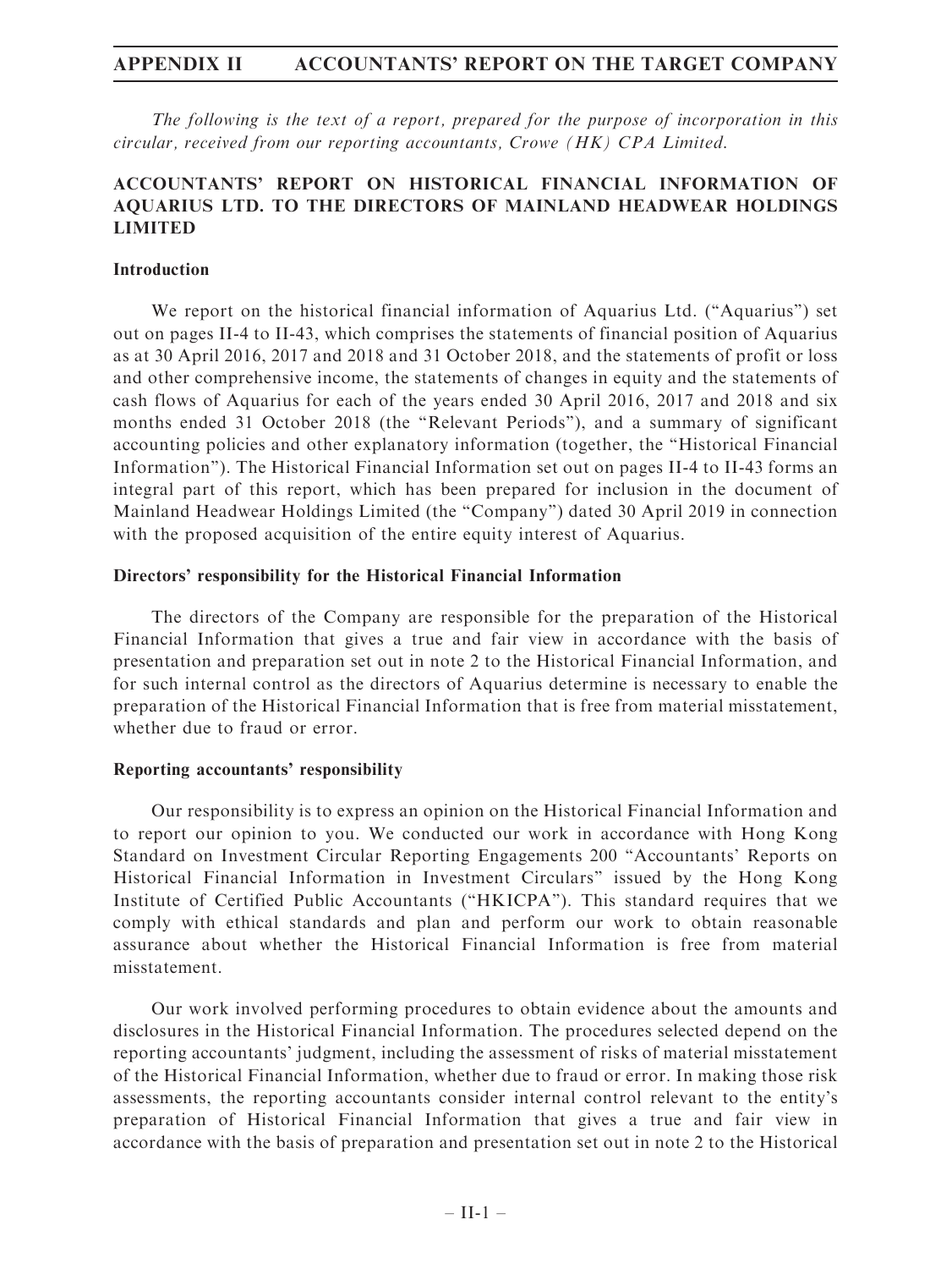*The following is the text of a report, prepared for the purpose of incorporation in this circular, received from our reporting accountants, Crowe (HK) CPA Limited.*

## ACCOUNTANTS' REPORT ON HISTORICAL FINANCIAL INFORMATION OF AQUARIUS LTD. TO THE DIRECTORS OF MAINLAND HEADWEAR HOLDINGS LIMITED

### Introduction

We report on the historical financial information of Aquarius Ltd. ("Aquarius") set out on pages II-4 to II-43, which comprises the statements of financial position of Aquarius as at 30 April 2016, 2017 and 2018 and 31 October 2018, and the statements of profit or loss and other comprehensive income, the statements of changes in equity and the statements of cash flows of Aquarius for each of the years ended 30 April 2016, 2017 and 2018 and six months ended 31 October 2018 (the "Relevant Periods"), and a summary of significant accounting policies and other explanatory information (together, the "Historical Financial Information"). The Historical Financial Information set out on pages II-4 to II-43 forms an integral part of this report, which has been prepared for inclusion in the document of Mainland Headwear Holdings Limited (the "Company") dated 30 April 2019 in connection with the proposed acquisition of the entire equity interest of Aquarius.

### Directors' responsibility for the Historical Financial Information

The directors of the Company are responsible for the preparation of the Historical Financial Information that gives a true and fair view in accordance with the basis of presentation and preparation set out in note 2 to the Historical Financial Information, and for such internal control as the directors of Aquarius determine is necessary to enable the preparation of the Historical Financial Information that is free from material misstatement, whether due to fraud or error.

### Reporting accountants' responsibility

Our responsibility is to express an opinion on the Historical Financial Information and to report our opinion to you. We conducted our work in accordance with Hong Kong Standard on Investment Circular Reporting Engagements 200 "Accountants' Reports on Historical Financial Information in Investment Circulars" issued by the Hong Kong Institute of Certified Public Accountants ("HKICPA"). This standard requires that we comply with ethical standards and plan and perform our work to obtain reasonable assurance about whether the Historical Financial Information is free from material misstatement.

Our work involved performing procedures to obtain evidence about the amounts and disclosures in the Historical Financial Information. The procedures selected depend on the reporting accountants' judgment, including the assessment of risks of material misstatement of the Historical Financial Information, whether due to fraud or error. In making those risk assessments, the reporting accountants consider internal control relevant to the entity's preparation of Historical Financial Information that gives a true and fair view in accordance with the basis of preparation and presentation set out in note 2 to the Historical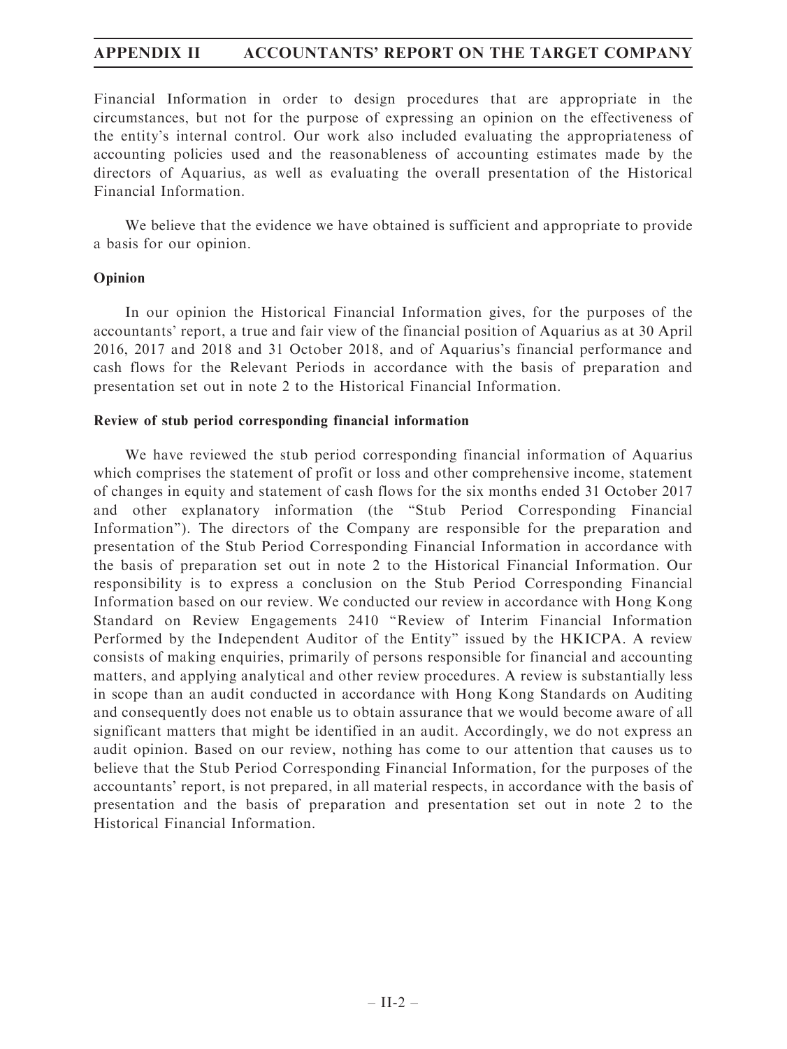Financial Information in order to design procedures that are appropriate in the circumstances, but not for the purpose of expressing an opinion on the effectiveness of the entity's internal control. Our work also included evaluating the appropriateness of accounting policies used and the reasonableness of accounting estimates made by the directors of Aquarius, as well as evaluating the overall presentation of the Historical Financial Information.

We believe that the evidence we have obtained is sufficient and appropriate to provide a basis for our opinion.

**Opinion**

In our opinion the Historical Financial Information gives, for the purposes of the accountants' report, a true and fair view of the financial position of Aquarius as at 30 April 2016, 2017 and 2018 and 31 October 2018, and of Aquarius's financial performance and cash flows for the Relevant Periods in accordance with the basis of preparation and presentation set out in note 2 to the Historical Financial Information.

**Review of stub period corresponding financial information**

We have reviewed the stub period corresponding financial information of Aquarius which comprises the statement of profit or loss and other comprehensive income, statement of changes in equity and statement of cash flows for the six months ended 31 October 2017 and other explanatory information (the "Stub Period Corresponding Financial Information"). The directors of the Company are responsible for the preparation and presentation of the Stub Period Corresponding Financial Information in accordance with the basis of preparation set out in note 2 to the Historical Financial Information. Our responsibility is to express a conclusion on the Stub Period Corresponding Financial Information based on our review. We conducted our review in accordance with Hong Kong Standard on Review Engagements 2410 "Review of Interim Financial Information Performed by the Independent Auditor of the Entity" issued by the HKICPA. A review consists of making enquiries, primarily of persons responsible for financial and accounting matters, and applying analytical and other review procedures. A review is substantially less in scope than an audit conducted in accordance with Hong Kong Standards on Auditing and consequently does not enable us to obtain assurance that we would become aware of all significant matters that might be identified in an audit. Accordingly, we do not express an audit opinion. Based on our review, nothing has come to our attention that causes us to believe that the Stub Period Corresponding Financial Information, for the purposes of the accountants' report, is not prepared, in all material respects, in accordance with the basis of presentation and the basis of preparation and presentation set out in note 2 to the Historical Financial Information.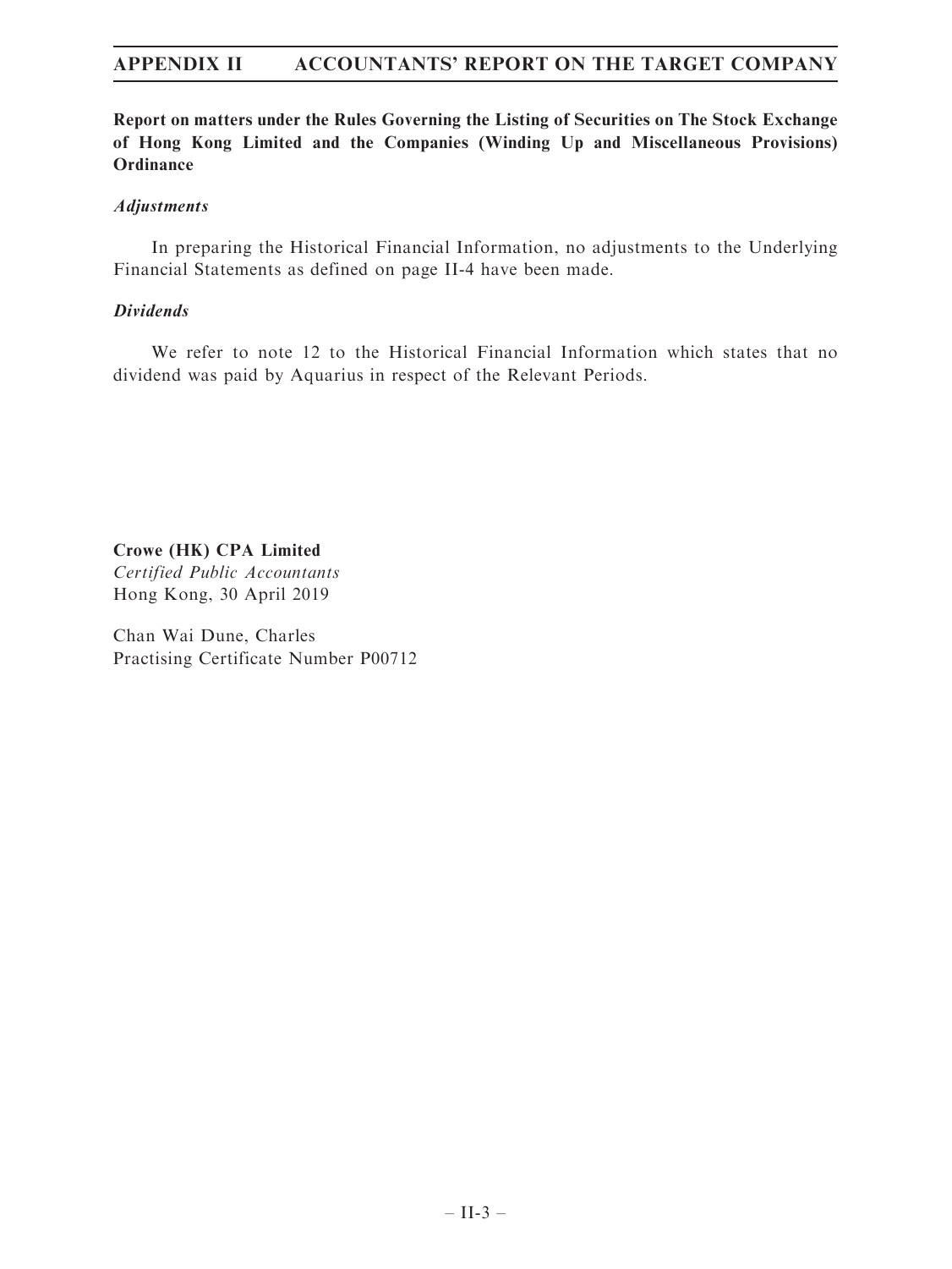**Report on matters under the Rules Governing the Listing of Securities on The Stock Exchange of Hong Kong Limited and the Companies (Winding Up and Miscellaneous Provisions) Ordinance**

***Adjustments***

In preparing the Historical Financial Information, no adjustments to the Underlying Financial Statements as defined on page II-4 have been made.

***Dividends***

We refer to note 12 to the Historical Financial Information which states that no dividend was paid by Aquarius in respect of the Relevant Periods.

**Crowe (HK) CPA Limited**
*Certified Public Accountants*
Hong Kong, 30 April 2019

Chan Wai Dune, Charles
Practising Certificate Number P00712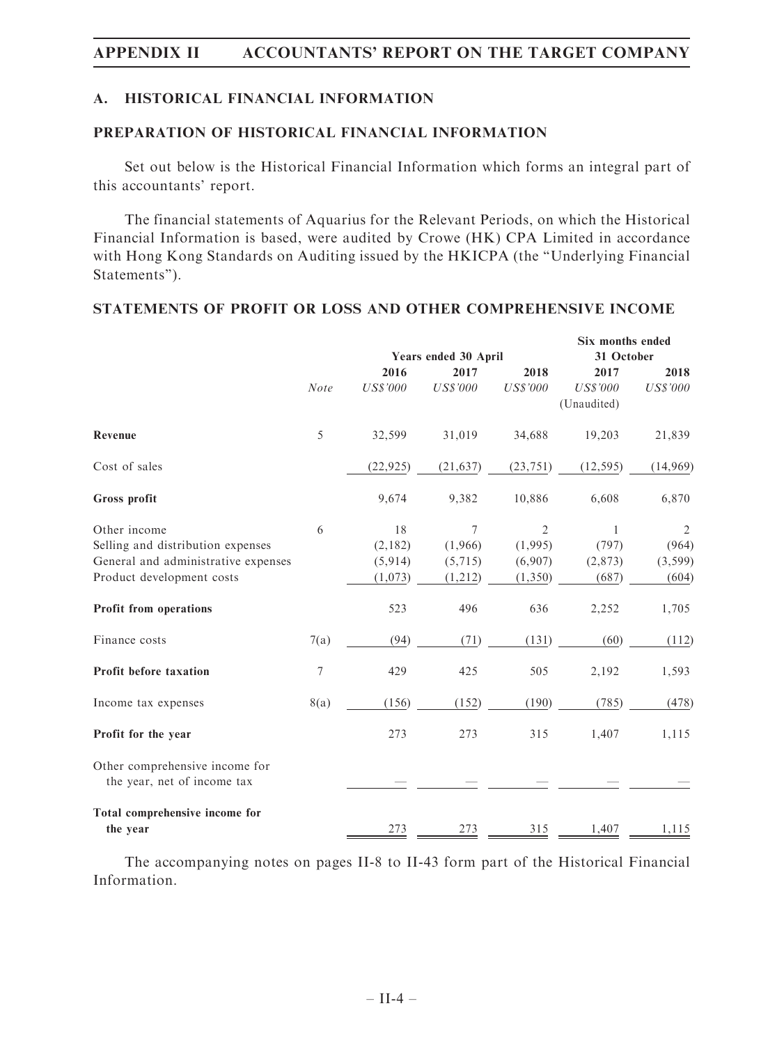## A. HISTORICAL FINANCIAL INFORMATION

### PREPARATION OF HISTORICAL FINANCIAL INFORMATION

Set out below is the Historical Financial Information which forms an integral part of this accountants' report.

The financial statements of Aquarius for the Relevant Periods, on which the Historical Financial Information is based, were audited by Crowe (HK) CPA Limited in accordance with Hong Kong Standards on Auditing issued by the HKICPA (the "Underlying Financial Statements").

### STATEMENTS OF PROFIT OR LOSS AND OTHER COMPREHENSIVE INCOME

| | | Years ended 30 April | | | Six months ended 31 October | |
|---|---|---|---|---|---|---|
| | *Note* | 2016 | 2017 | 2018 | 2017 | 2018 |
| | | *US$'000* | *US$'000* | *US$'000* | *US$'000* | *US$'000* |
| | | | | | (Unaudited) | |
| **Revenue** | 5 | 32,599 | 31,019 | 34,688 | 19,203 | 21,839 |
| Cost of sales | | (22,925) | (21,637) | (23,751) | (12,595) | (14,969) |
| **Gross profit** | | 9,674 | 9,382 | 10,886 | 6,608 | 6,870 |
| Other income | 6 | 18 | 7 | 2 | 1 | 2 |
| Selling and distribution expenses | | (2,182) | (1,966) | (1,995) | (797) | (964) |
| General and administrative expenses | | (5,914) | (5,715) | (6,907) | (2,873) | (3,599) |
| Product development costs | | (1,073) | (1,212) | (1,350) | (687) | (604) |
| **Profit from operations** | | 523 | 496 | 636 | 2,252 | 1,705 |
| Finance costs | 7(a) | (94) | (71) | (131) | (60) | (112) |
| **Profit before taxation** | 7 | 429 | 425 | 505 | 2,192 | 1,593 |
| Income tax expenses | 8(a) | (156) | (152) | (190) | (785) | (478) |
| **Profit for the year** | | 273 | 273 | 315 | 1,407 | 1,115 |
| Other comprehensive income for the year, net of income tax | | — | — | — | — | — |
| **Total comprehensive income for the year** | | 273 | 273 | 315 | 1,407 | 1,115 |

The accompanying notes on pages II-8 to II-43 form part of the Historical Financial Information.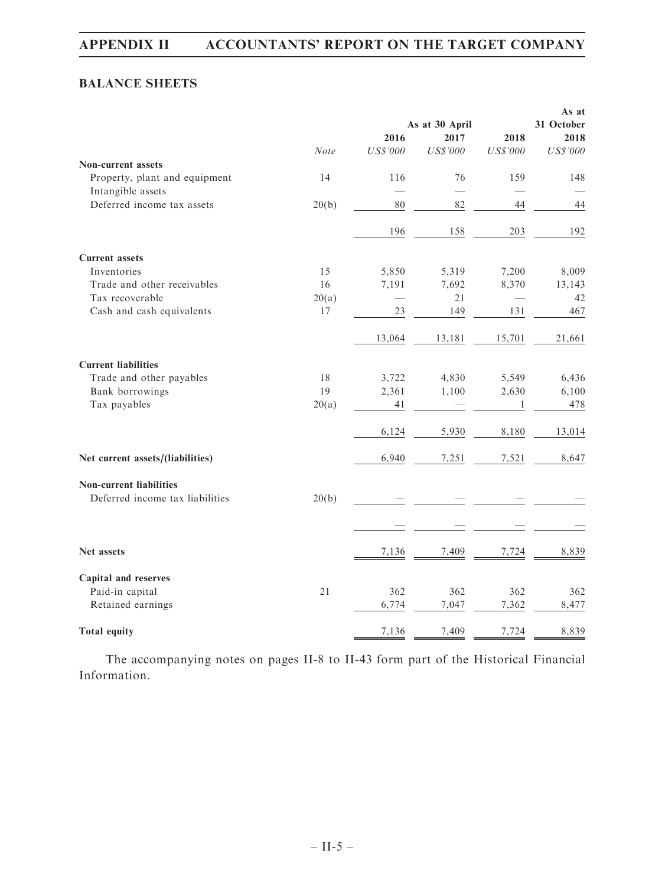## BALANCE SHEETS

| | Note | As at 30 April 2016 US$'000 | As at 30 April 2017 US$'000 | As at 30 April 2018 US$'000 | As at 31 October 2018 US$'000 |
|---|---|---|---|---|---|
| **Non-current assets** | | | | | |
| Property, plant and equipment | 14 | 116 | 76 | 159 | 148 |
| Intangible assets | | — | — | — | — |
| Deferred income tax assets | 20(b) | 80 | 82 | 44 | 44 |
| | | 196 | 158 | 203 | 192 |
| **Current assets** | | | | | |
| Inventories | 15 | 5,850 | 5,319 | 7,200 | 8,009 |
| Trade and other receivables | 16 | 7,191 | 7,692 | 8,370 | 13,143 |
| Tax recoverable | 20(a) | — | 21 | — | 42 |
| Cash and cash equivalents | 17 | 23 | 149 | 131 | 467 |
| | | 13,064 | 13,181 | 15,701 | 21,661 |
| **Current liabilities** | | | | | |
| Trade and other payables | 18 | 3,722 | 4,830 | 5,549 | 6,436 |
| Bank borrowings | 19 | 2,361 | 1,100 | 2,630 | 6,100 |
| Tax payables | 20(a) | 41 | — | 1 | 478 |
| | | 6,124 | 5,930 | 8,180 | 13,014 |
| **Net current assets/(liabilities)** | | 6,940 | 7,251 | 7,521 | 8,647 |
| **Non-current liabilities** | | | | | |
| Deferred income tax liabilities | 20(b) | — | — | — | — |
| | | — | — | — | — |
| **Net assets** | | 7,136 | 7,409 | 7,724 | 8,839 |
| **Capital and reserves** | | | | | |
| Paid-in capital | 21 | 362 | 362 | 362 | 362 |
| Retained earnings | | 6,774 | 7,047 | 7,362 | 8,477 |
| **Total equity** | | 7,136 | 7,409 | 7,724 | 8,839 |

The accompanying notes on pages II-8 to II-43 form part of the Historical Financial Information.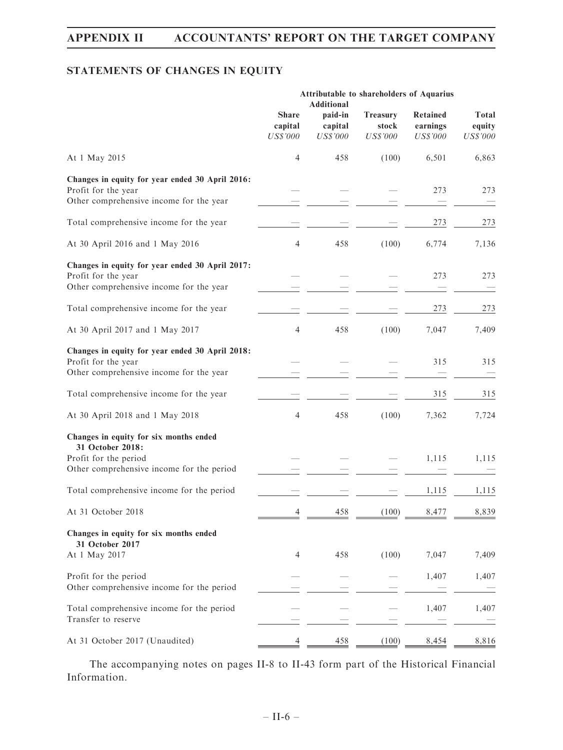## STATEMENTS OF CHANGES IN EQUITY

| | Attributable to shareholders of Aquarius | | | | |
|---|---|---|---|---|---|
| | Share capital | Additional paid-in capital | Treasury stock | Retained earnings | Total equity |
| | *US$'000* | *US$'000* | *US$'000* | *US$'000* | *US$'000* |
| At 1 May 2015 | 4 | 458 | (100) | 6,501 | 6,863 |
| **Changes in equity for year ended 30 April 2016:** | | | | | |
| Profit for the year | — | — | — | 273 | 273 |
| Other comprehensive income for the year | — | — | — | — | — |
| Total comprehensive income for the year | — | — | — | 273 | 273 |
| At 30 April 2016 and 1 May 2016 | 4 | 458 | (100) | 6,774 | 7,136 |
| **Changes in equity for year ended 30 April 2017:** | | | | | |
| Profit for the year | — | — | — | 273 | 273 |
| Other comprehensive income for the year | — | — | — | — | — |
| Total comprehensive income for the year | — | — | — | 273 | 273 |
| At 30 April 2017 and 1 May 2017 | 4 | 458 | (100) | 7,047 | 7,409 |
| **Changes in equity for year ended 30 April 2018:** | | | | | |
| Profit for the year | — | — | — | 315 | 315 |
| Other comprehensive income for the year | — | — | — | — | — |
| Total comprehensive income for the year | — | — | — | 315 | 315 |
| At 30 April 2018 and 1 May 2018 | 4 | 458 | (100) | 7,362 | 7,724 |
| **Changes in equity for six months ended 31 October 2018:** | | | | | |
| Profit for the period | — | — | — | 1,115 | 1,115 |
| Other comprehensive income for the period | — | — | — | — | — |
| Total comprehensive income for the period | — | — | — | 1,115 | 1,115 |
| At 31 October 2018 | 4 | 458 | (100) | 8,477 | 8,839 |
| **Changes in equity for six months ended 31 October 2017** | | | | | |
| At 1 May 2017 | 4 | 458 | (100) | 7,047 | 7,409 |
| Profit for the period | — | — | — | 1,407 | 1,407 |
| Other comprehensive income for the period | — | — | — | — | — |
| Total comprehensive income for the period | — | — | — | 1,407 | 1,407 |
| Transfer to reserve | — | — | — | — | — |
| At 31 October 2017 (Unaudited) | 4 | 458 | (100) | 8,454 | 8,816 |

The accompanying notes on pages II-8 to II-43 form part of the Historical Financial Information.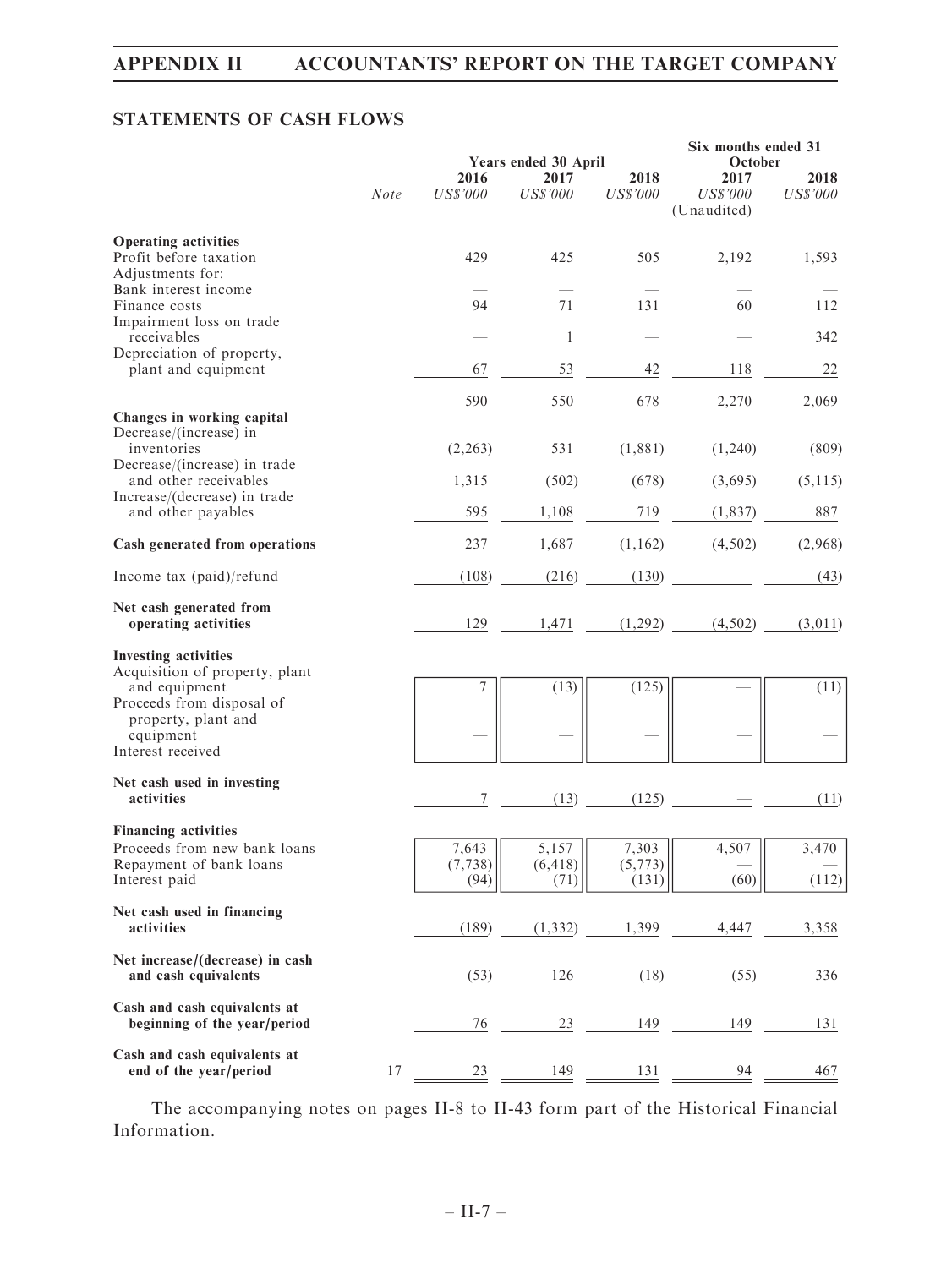## STATEMENTS OF CASH FLOWS

| | Note | Years ended 30 April | | | Six months ended 31 October | |
|---|---|---|---|---|---|---|
| | | 2016 | 2017 | 2018 | 2017 | 2018 |
| | | US$'000 | US$'000 | US$'000 | US$'000 (Unaudited) | US$'000 |
| **Operating activities** | | | | | | |
| Profit before taxation | | 429 | 425 | 505 | 2,192 | 1,593 |
| Adjustments for: | | | | | | |
| Bank interest income | | — | — | — | — | — |
| Finance costs | | 94 | 71 | 131 | 60 | 112 |
| Impairment loss on trade receivables | | — | 1 | — | — | 342 |
| Depreciation of property, plant and equipment | | 67 | 53 | 42 | 118 | 22 |
| | | 590 | 550 | 678 | 2,270 | 2,069 |
| **Changes in working capital** | | | | | | |
| Decrease/(increase) in inventories | | (2,263) | 531 | (1,881) | (1,240) | (809) |
| Decrease/(increase) in trade and other receivables | | 1,315 | (502) | (678) | (3,695) | (5,115) |
| Increase/(decrease) in trade and other payables | | 595 | 1,108 | 719 | (1,837) | 887 |
| **Cash generated from operations** | | 237 | 1,687 | (1,162) | (4,502) | (2,968) |
| Income tax (paid)/refund | | (108) | (216) | (130) | — | (43) |
| **Net cash generated from operating activities** | | 129 | 1,471 | (1,292) | (4,502) | (3,011) |
| **Investing activities** | | | | | | |
| Acquisition of property, plant and equipment | | 7 | (13) | (125) | — | (11) |
| Proceeds from disposal of property, plant and equipment | | — | — | — | — | — |
| Interest received | | — | — | — | — | — |
| **Net cash used in investing activities** | | 7 | (13) | (125) | — | (11) |
| **Financing activities** | | | | | | |
| Proceeds from new bank loans | | 7,643 | 5,157 | 7,303 | 4,507 | 3,470 |
| Repayment of bank loans | | (7,738) | (6,418) | (5,773) | — | — |
| Interest paid | | (94) | (71) | (131) | (60) | (112) |
| **Net cash used in financing activities** | | (189) | (1,332) | 1,399 | 4,447 | 3,358 |
| **Net increase/(decrease) in cash and cash equivalents** | | (53) | 126 | (18) | (55) | 336 |
| **Cash and cash equivalents at beginning of the year/period** | | 76 | 23 | 149 | 149 | 131 |
| **Cash and cash equivalents at end of the year/period** | 17 | 23 | 149 | 131 | 94 | 467 |

The accompanying notes on pages II-8 to II-43 form part of the Historical Financial Information.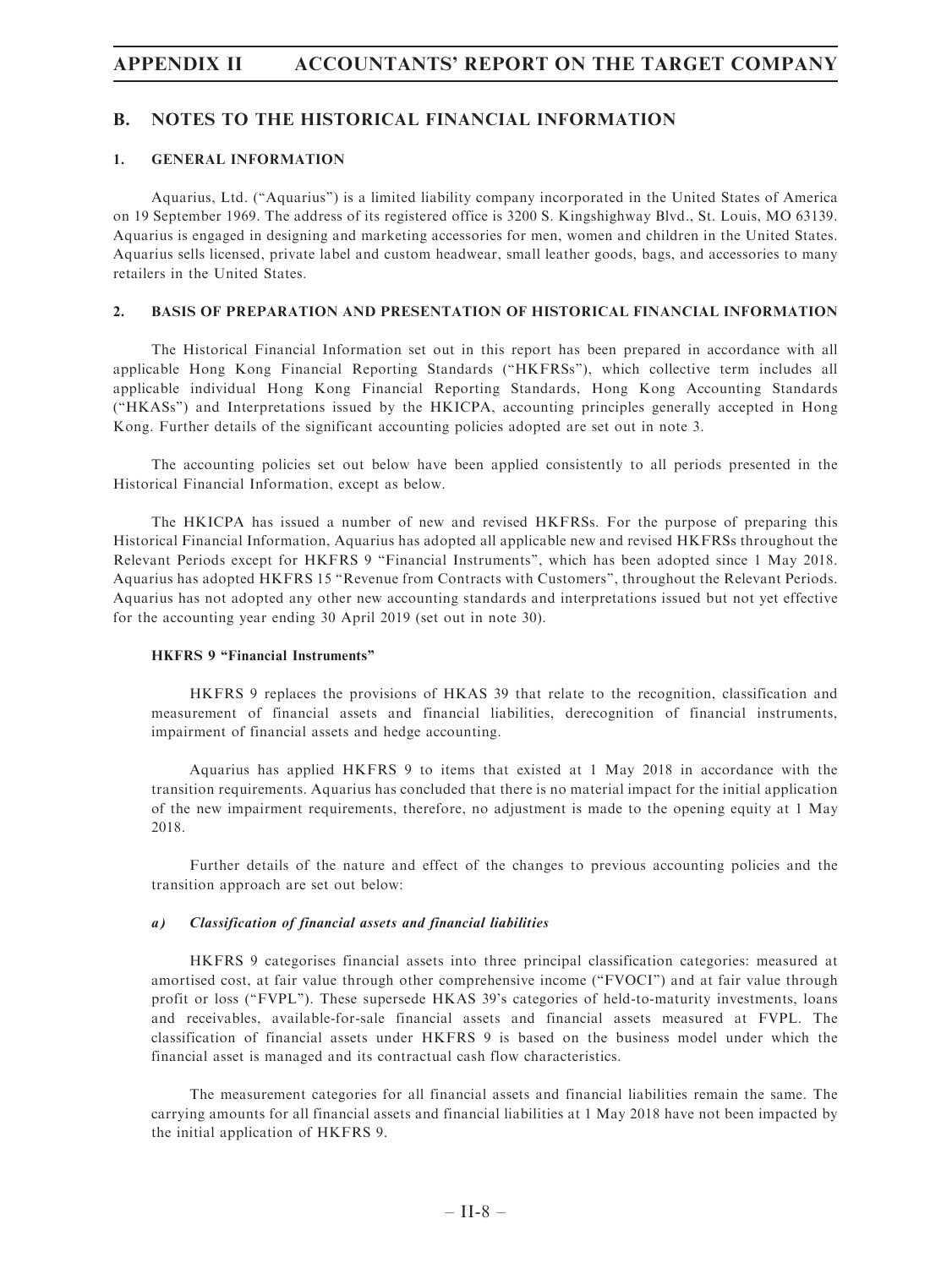## B. NOTES TO THE HISTORICAL FINANCIAL INFORMATION

### 1. GENERAL INFORMATION

Aquarius, Ltd. ("Aquarius") is a limited liability company incorporated in the United States of America on 19 September 1969. The address of its registered office is 3200 S. Kingshighway Blvd., St. Louis, MO 63139. Aquarius is engaged in designing and marketing accessories for men, women and children in the United States. Aquarius sells licensed, private label and custom headwear, small leather goods, bags, and accessories to many retailers in the United States.

### 2. BASIS OF PREPARATION AND PRESENTATION OF HISTORICAL FINANCIAL INFORMATION

The Historical Financial Information set out in this report has been prepared in accordance with all applicable Hong Kong Financial Reporting Standards ("HKFRSs"), which collective term includes all applicable individual Hong Kong Financial Reporting Standards, Hong Kong Accounting Standards ("HKASs") and Interpretations issued by the HKICPA, accounting principles generally accepted in Hong Kong. Further details of the significant accounting policies adopted are set out in note 3.

The accounting policies set out below have been applied consistently to all periods presented in the Historical Financial Information, except as below.

The HKICPA has issued a number of new and revised HKFRSs. For the purpose of preparing this Historical Financial Information, Aquarius has adopted all applicable new and revised HKFRSs throughout the Relevant Periods except for HKFRS 9 "Financial Instruments", which has been adopted since 1 May 2018. Aquarius has adopted HKFRS 15 "Revenue from Contracts with Customers", throughout the Relevant Periods. Aquarius has not adopted any other new accounting standards and interpretations issued but not yet effective for the accounting year ending 30 April 2019 (set out in note 30).

#### HKFRS 9 "Financial Instruments"

HKFRS 9 replaces the provisions of HKAS 39 that relate to the recognition, classification and measurement of financial assets and financial liabilities, derecognition of financial instruments, impairment of financial assets and hedge accounting.

Aquarius has applied HKFRS 9 to items that existed at 1 May 2018 in accordance with the transition requirements. Aquarius has concluded that there is no material impact for the initial application of the new impairment requirements, therefore, no adjustment is made to the opening equity at 1 May 2018.

Further details of the nature and effect of the changes to previous accounting policies and the transition approach are set out below:

***a) Classification of financial assets and financial liabilities***

HKFRS 9 categorises financial assets into three principal classification categories: measured at amortised cost, at fair value through other comprehensive income ("FVOCI") and at fair value through profit or loss ("FVPL"). These supersede HKAS 39's categories of held-to-maturity investments, loans and receivables, available-for-sale financial assets and financial assets measured at FVPL. The classification of financial assets under HKFRS 9 is based on the business model under which the financial asset is managed and its contractual cash flow characteristics.

The measurement categories for all financial assets and financial liabilities remain the same. The carrying amounts for all financial assets and financial liabilities at 1 May 2018 have not been impacted by the initial application of HKFRS 9.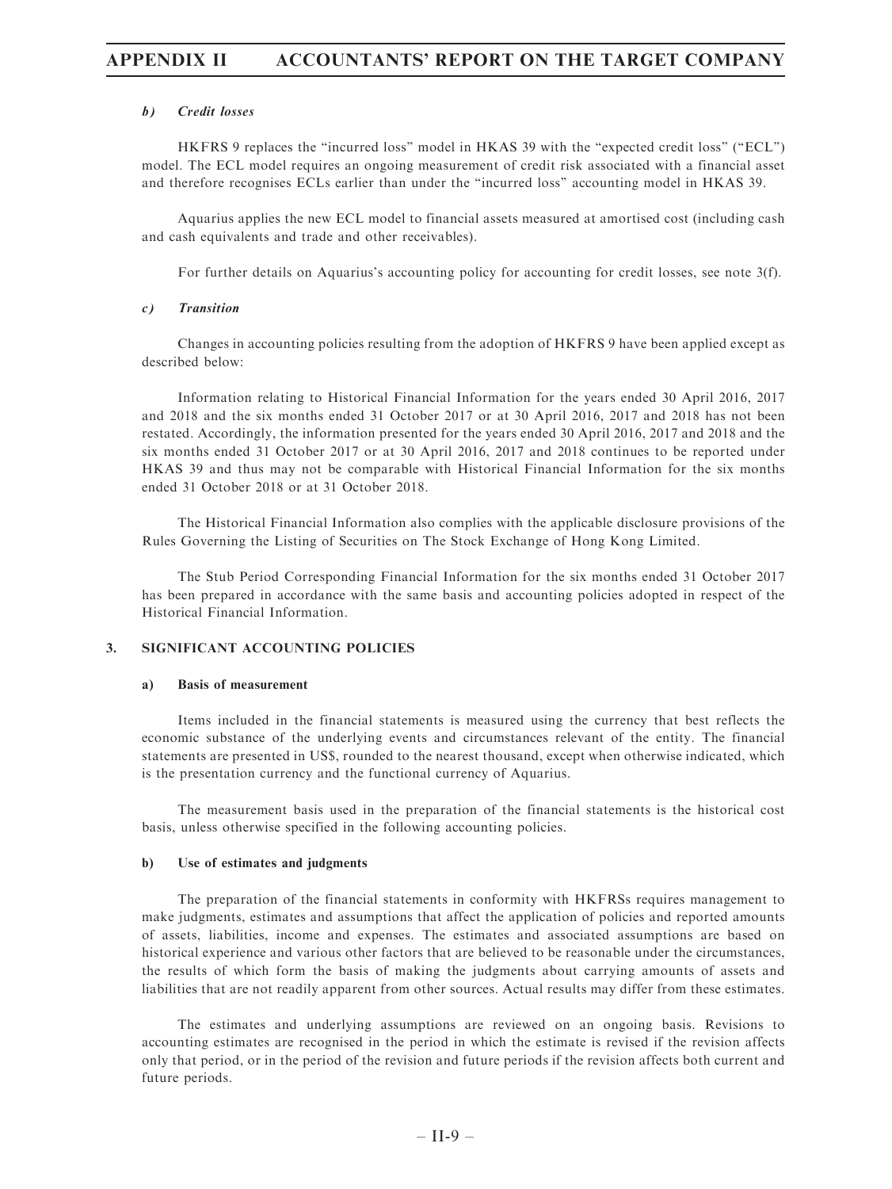#### *b) Credit losses*

HKFRS 9 replaces the "incurred loss" model in HKAS 39 with the "expected credit loss" ("ECL") model. The ECL model requires an ongoing measurement of credit risk associated with a financial asset and therefore recognises ECLs earlier than under the "incurred loss" accounting model in HKAS 39.

Aquarius applies the new ECL model to financial assets measured at amortised cost (including cash and cash equivalents and trade and other receivables).

For further details on Aquarius's accounting policy for accounting for credit losses, see note 3(f).

#### *c) Transition*

Changes in accounting policies resulting from the adoption of HKFRS 9 have been applied except as described below:

Information relating to Historical Financial Information for the years ended 30 April 2016, 2017 and 2018 and the six months ended 31 October 2017 or at 30 April 2016, 2017 and 2018 has not been restated. Accordingly, the information presented for the years ended 30 April 2016, 2017 and 2018 and the six months ended 31 October 2017 or at 30 April 2016, 2017 and 2018 continues to be reported under HKAS 39 and thus may not be comparable with Historical Financial Information for the six months ended 31 October 2018 or at 31 October 2018.

The Historical Financial Information also complies with the applicable disclosure provisions of the Rules Governing the Listing of Securities on The Stock Exchange of Hong Kong Limited.

The Stub Period Corresponding Financial Information for the six months ended 31 October 2017 has been prepared in accordance with the same basis and accounting policies adopted in respect of the Historical Financial Information.

## 3. SIGNIFICANT ACCOUNTING POLICIES

### a) Basis of measurement

Items included in the financial statements is measured using the currency that best reflects the economic substance of the underlying events and circumstances relevant of the entity. The financial statements are presented in US$, rounded to the nearest thousand, except when otherwise indicated, which is the presentation currency and the functional currency of Aquarius.

The measurement basis used in the preparation of the financial statements is the historical cost basis, unless otherwise specified in the following accounting policies.

### b) Use of estimates and judgments

The preparation of the financial statements in conformity with HKFRSs requires management to make judgments, estimates and assumptions that affect the application of policies and reported amounts of assets, liabilities, income and expenses. The estimates and associated assumptions are based on historical experience and various other factors that are believed to be reasonable under the circumstances, the results of which form the basis of making the judgments about carrying amounts of assets and liabilities that are not readily apparent from other sources. Actual results may differ from these estimates.

The estimates and underlying assumptions are reviewed on an ongoing basis. Revisions to accounting estimates are recognised in the period in which the estimate is revised if the revision affects only that period, or in the period of the revision and future periods if the revision affects both current and future periods.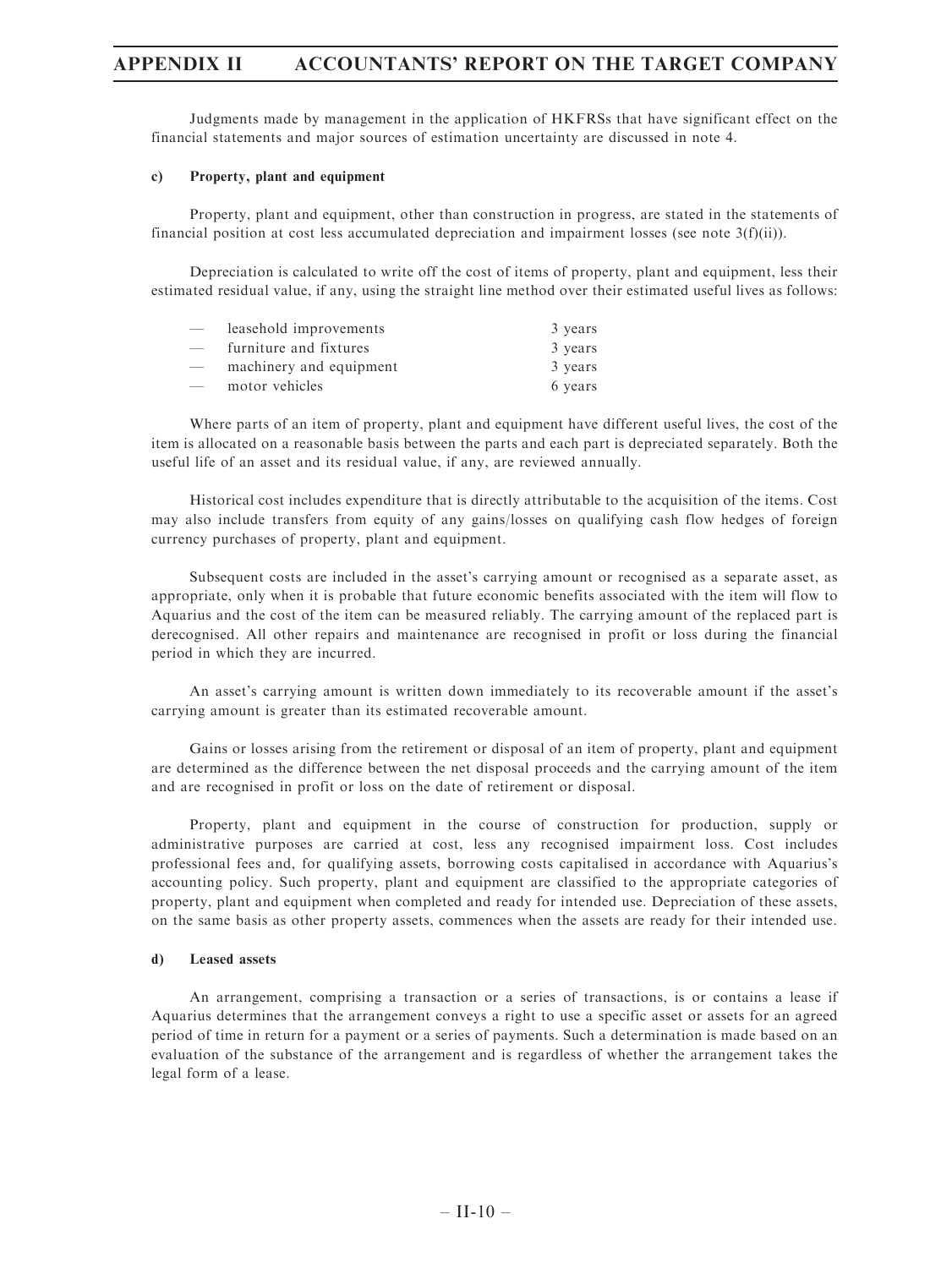Judgments made by management in the application of HKFRSs that have significant effect on the financial statements and major sources of estimation uncertainty are discussed in note 4.

**c) Property, plant and equipment**

Property, plant and equipment, other than construction in progress, are stated in the statements of financial position at cost less accumulated depreciation and impairment losses (see note 3(f)(ii)).

Depreciation is calculated to write off the cost of items of property, plant and equipment, less their estimated residual value, if any, using the straight line method over their estimated useful lives as follows:

| | | |
|---|---|---|
| — | leasehold improvements | 3 years |
| — | furniture and fixtures | 3 years |
| — | machinery and equipment | 3 years |
| — | motor vehicles | 6 years |

Where parts of an item of property, plant and equipment have different useful lives, the cost of the item is allocated on a reasonable basis between the parts and each part is depreciated separately. Both the useful life of an asset and its residual value, if any, are reviewed annually.

Historical cost includes expenditure that is directly attributable to the acquisition of the items. Cost may also include transfers from equity of any gains/losses on qualifying cash flow hedges of foreign currency purchases of property, plant and equipment.

Subsequent costs are included in the asset's carrying amount or recognised as a separate asset, as appropriate, only when it is probable that future economic benefits associated with the item will flow to Aquarius and the cost of the item can be measured reliably. The carrying amount of the replaced part is derecognised. All other repairs and maintenance are recognised in profit or loss during the financial period in which they are incurred.

An asset's carrying amount is written down immediately to its recoverable amount if the asset's carrying amount is greater than its estimated recoverable amount.

Gains or losses arising from the retirement or disposal of an item of property, plant and equipment are determined as the difference between the net disposal proceeds and the carrying amount of the item and are recognised in profit or loss on the date of retirement or disposal.

Property, plant and equipment in the course of construction for production, supply or administrative purposes are carried at cost, less any recognised impairment loss. Cost includes professional fees and, for qualifying assets, borrowing costs capitalised in accordance with Aquarius's accounting policy. Such property, plant and equipment are classified to the appropriate categories of property, plant and equipment when completed and ready for intended use. Depreciation of these assets, on the same basis as other property assets, commences when the assets are ready for their intended use.

**d) Leased assets**

An arrangement, comprising a transaction or a series of transactions, is or contains a lease if Aquarius determines that the arrangement conveys a right to use a specific asset or assets for an agreed period of time in return for a payment or a series of payments. Such a determination is made based on an evaluation of the substance of the arrangement and is regardless of whether the arrangement takes the legal form of a lease.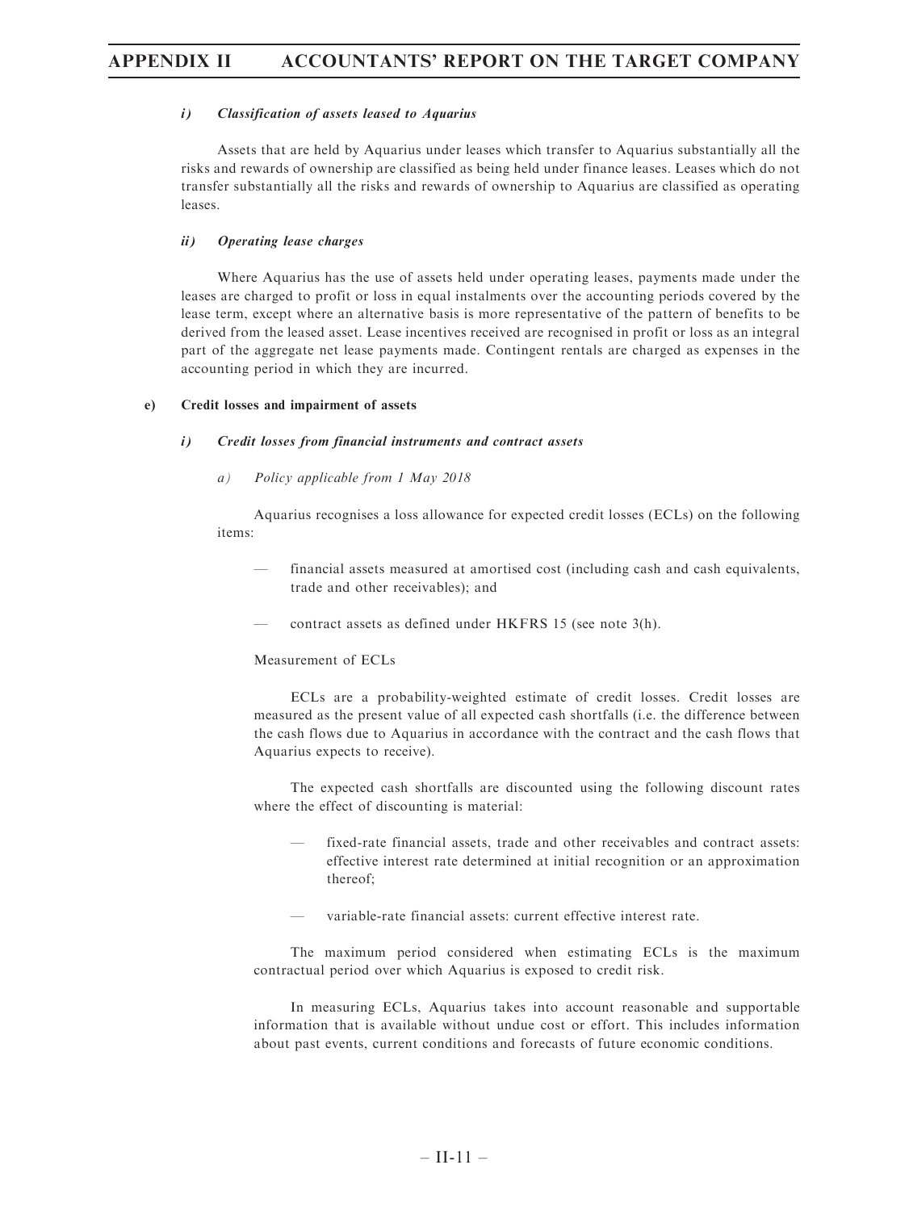*i) Classification of assets leased to Aquarius*

Assets that are held by Aquarius under leases which transfer to Aquarius substantially all the risks and rewards of ownership are classified as being held under finance leases. Leases which do not transfer substantially all the risks and rewards of ownership to Aquarius are classified as operating leases.

*ii) Operating lease charges*

Where Aquarius has the use of assets held under operating leases, payments made under the leases are charged to profit or loss in equal instalments over the accounting periods covered by the lease term, except where an alternative basis is more representative of the pattern of benefits to be derived from the leased asset. Lease incentives received are recognised in profit or loss as an integral part of the aggregate net lease payments made. Contingent rentals are charged as expenses in the accounting period in which they are incurred.

**e) Credit losses and impairment of assets**

*i) Credit losses from financial instruments and contract assets*

*a) Policy applicable from 1 May 2018*

Aquarius recognises a loss allowance for expected credit losses (ECLs) on the following items:

— financial assets measured at amortised cost (including cash and cash equivalents, trade and other receivables); and

— contract assets as defined under HKFRS 15 (see note 3(h).

Measurement of ECLs

ECLs are a probability-weighted estimate of credit losses. Credit losses are measured as the present value of all expected cash shortfalls (i.e. the difference between the cash flows due to Aquarius in accordance with the contract and the cash flows that Aquarius expects to receive).

The expected cash shortfalls are discounted using the following discount rates where the effect of discounting is material:

— fixed-rate financial assets, trade and other receivables and contract assets: effective interest rate determined at initial recognition or an approximation thereof;

— variable-rate financial assets: current effective interest rate.

The maximum period considered when estimating ECLs is the maximum contractual period over which Aquarius is exposed to credit risk.

In measuring ECLs, Aquarius takes into account reasonable and supportable information that is available without undue cost or effort. This includes information about past events, current conditions and forecasts of future economic conditions.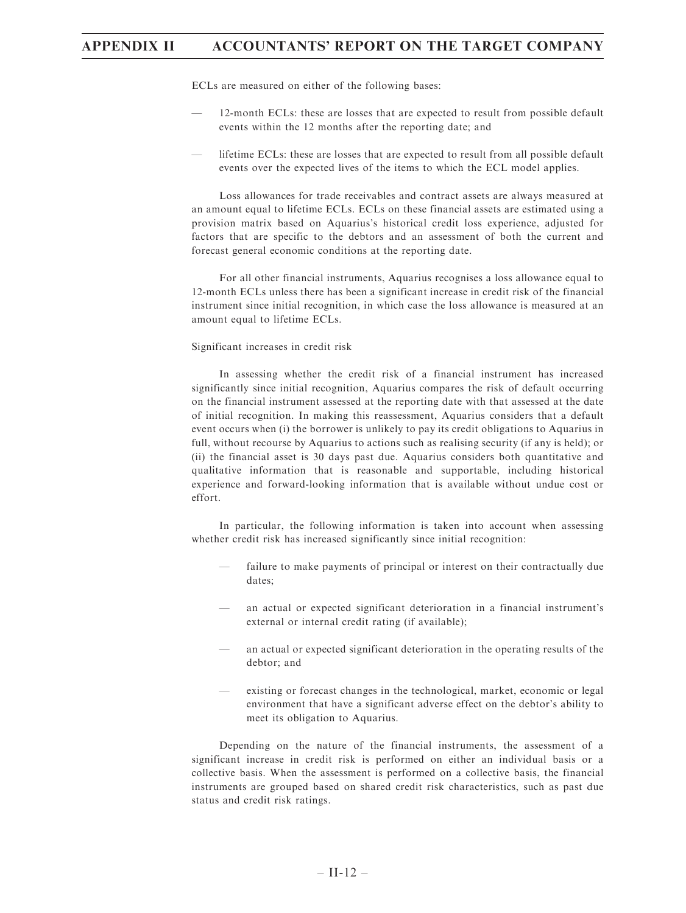ECLs are measured on either of the following bases:

- 12-month ECLs: these are losses that are expected to result from possible default events within the 12 months after the reporting date; and
- lifetime ECLs: these are losses that are expected to result from all possible default events over the expected lives of the items to which the ECL model applies.

Loss allowances for trade receivables and contract assets are always measured at an amount equal to lifetime ECLs. ECLs on these financial assets are estimated using a provision matrix based on Aquarius's historical credit loss experience, adjusted for factors that are specific to the debtors and an assessment of both the current and forecast general economic conditions at the reporting date.

For all other financial instruments, Aquarius recognises a loss allowance equal to 12-month ECLs unless there has been a significant increase in credit risk of the financial instrument since initial recognition, in which case the loss allowance is measured at an amount equal to lifetime ECLs.

Significant increases in credit risk

In assessing whether the credit risk of a financial instrument has increased significantly since initial recognition, Aquarius compares the risk of default occurring on the financial instrument assessed at the reporting date with that assessed at the date of initial recognition. In making this reassessment, Aquarius considers that a default event occurs when (i) the borrower is unlikely to pay its credit obligations to Aquarius in full, without recourse by Aquarius to actions such as realising security (if any is held); or (ii) the financial asset is 30 days past due. Aquarius considers both quantitative and qualitative information that is reasonable and supportable, including historical experience and forward-looking information that is available without undue cost or effort.

In particular, the following information is taken into account when assessing whether credit risk has increased significantly since initial recognition:

- failure to make payments of principal or interest on their contractually due dates;
- an actual or expected significant deterioration in a financial instrument's external or internal credit rating (if available);
- an actual or expected significant deterioration in the operating results of the debtor; and
- existing or forecast changes in the technological, market, economic or legal environment that have a significant adverse effect on the debtor's ability to meet its obligation to Aquarius.

Depending on the nature of the financial instruments, the assessment of a significant increase in credit risk is performed on either an individual basis or a collective basis. When the assessment is performed on a collective basis, the financial instruments are grouped based on shared credit risk characteristics, such as past due status and credit risk ratings.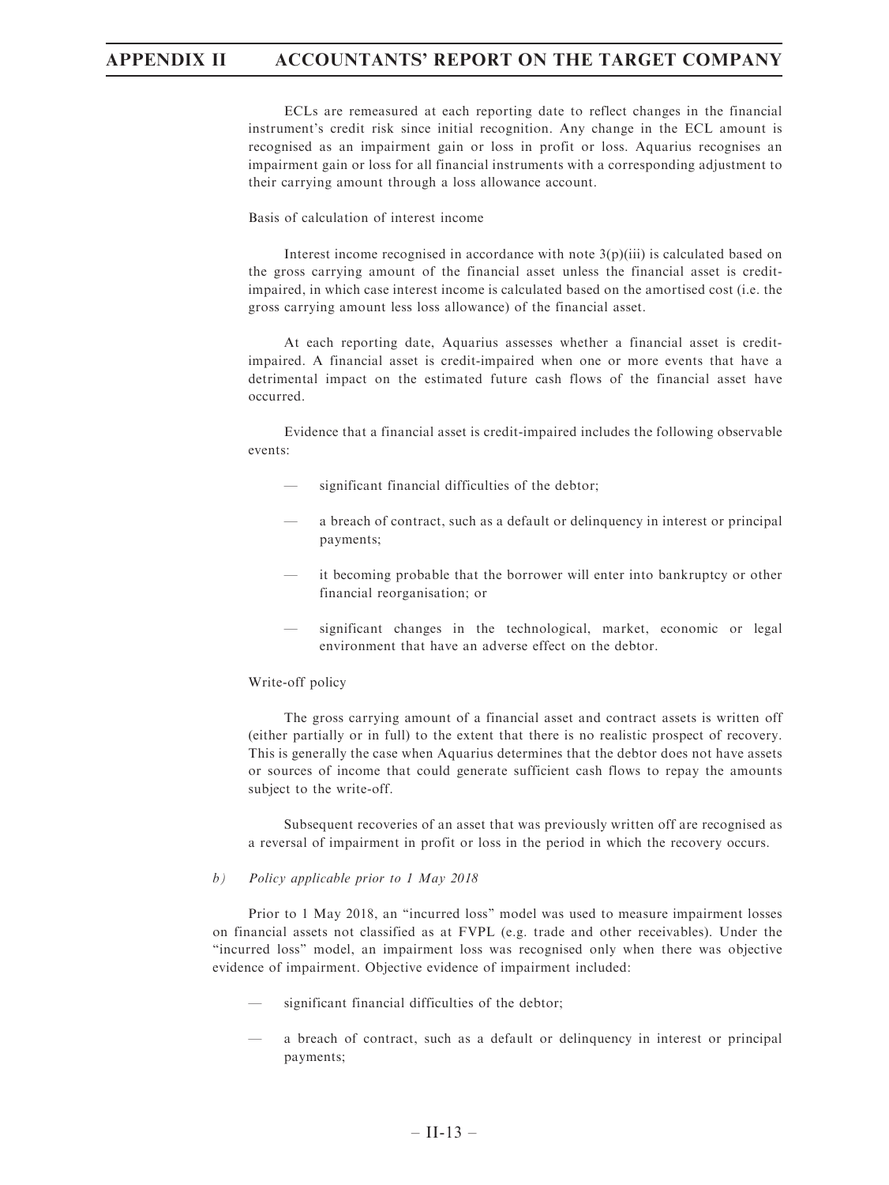ECLs are remeasured at each reporting date to reflect changes in the financial instrument's credit risk since initial recognition. Any change in the ECL amount is recognised as an impairment gain or loss in profit or loss. Aquarius recognises an impairment gain or loss for all financial instruments with a corresponding adjustment to their carrying amount through a loss allowance account.

Basis of calculation of interest income

Interest income recognised in accordance with note 3(p)(iii) is calculated based on the gross carrying amount of the financial asset unless the financial asset is credit-impaired, in which case interest income is calculated based on the amortised cost (i.e. the gross carrying amount less loss allowance) of the financial asset.

At each reporting date, Aquarius assesses whether a financial asset is credit-impaired. A financial asset is credit-impaired when one or more events that have a detrimental impact on the estimated future cash flows of the financial asset have occurred.

Evidence that a financial asset is credit-impaired includes the following observable events:

- significant financial difficulties of the debtor;
- a breach of contract, such as a default or delinquency in interest or principal payments;
- it becoming probable that the borrower will enter into bankruptcy or other financial reorganisation; or
- significant changes in the technological, market, economic or legal environment that have an adverse effect on the debtor.

Write-off policy

The gross carrying amount of a financial asset and contract assets is written off (either partially or in full) to the extent that there is no realistic prospect of recovery. This is generally the case when Aquarius determines that the debtor does not have assets or sources of income that could generate sufficient cash flows to repay the amounts subject to the write-off.

Subsequent recoveries of an asset that was previously written off are recognised as a reversal of impairment in profit or loss in the period in which the recovery occurs.

*b) Policy applicable prior to 1 May 2018*

Prior to 1 May 2018, an "incurred loss" model was used to measure impairment losses on financial assets not classified as at FVPL (e.g. trade and other receivables). Under the "incurred loss" model, an impairment loss was recognised only when there was objective evidence of impairment. Objective evidence of impairment included:

- significant financial difficulties of the debtor;
- a breach of contract, such as a default or delinquency in interest or principal payments;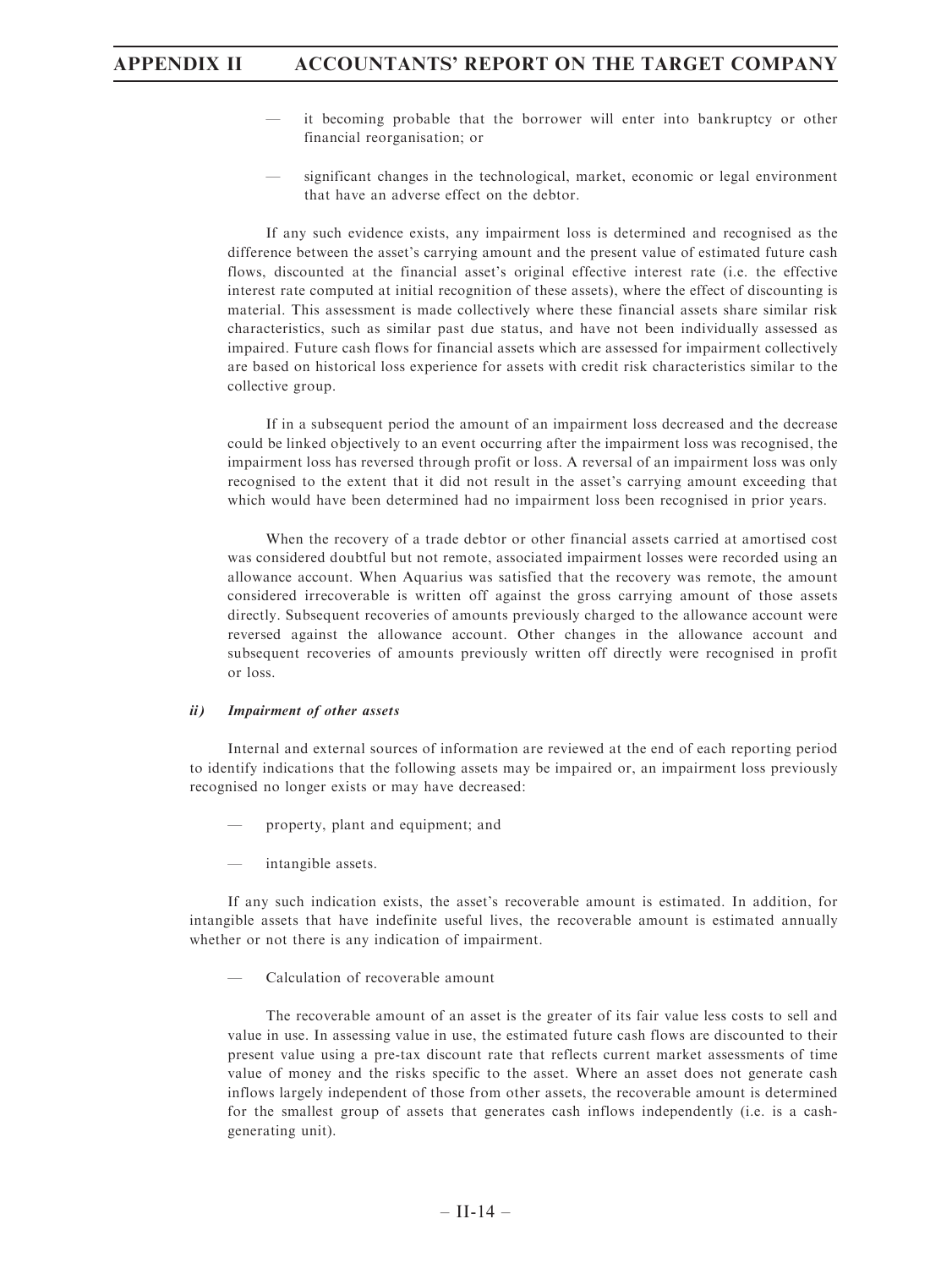- it becoming probable that the borrower will enter into bankruptcy or other financial reorganisation; or

- significant changes in the technological, market, economic or legal environment that have an adverse effect on the debtor.

If any such evidence exists, any impairment loss is determined and recognised as the difference between the asset's carrying amount and the present value of estimated future cash flows, discounted at the financial asset's original effective interest rate (i.e. the effective interest rate computed at initial recognition of these assets), where the effect of discounting is material. This assessment is made collectively where these financial assets share similar risk characteristics, such as similar past due status, and have not been individually assessed as impaired. Future cash flows for financial assets which are assessed for impairment collectively are based on historical loss experience for assets with credit risk characteristics similar to the collective group.

If in a subsequent period the amount of an impairment loss decreased and the decrease could be linked objectively to an event occurring after the impairment loss was recognised, the impairment loss has reversed through profit or loss. A reversal of an impairment loss was only recognised to the extent that it did not result in the asset's carrying amount exceeding that which would have been determined had no impairment loss been recognised in prior years.

When the recovery of a trade debtor or other financial assets carried at amortised cost was considered doubtful but not remote, associated impairment losses were recorded using an allowance account. When Aquarius was satisfied that the recovery was remote, the amount considered irrecoverable is written off against the gross carrying amount of those assets directly. Subsequent recoveries of amounts previously charged to the allowance account were reversed against the allowance account. Other changes in the allowance account and subsequent recoveries of amounts previously written off directly were recognised in profit or loss.

***ii) Impairment of other assets***

Internal and external sources of information are reviewed at the end of each reporting period to identify indications that the following assets may be impaired or, an impairment loss previously recognised no longer exists or may have decreased:

- property, plant and equipment; and

- intangible assets.

If any such indication exists, the asset's recoverable amount is estimated. In addition, for intangible assets that have indefinite useful lives, the recoverable amount is estimated annually whether or not there is any indication of impairment.

- Calculation of recoverable amount

The recoverable amount of an asset is the greater of its fair value less costs to sell and value in use. In assessing value in use, the estimated future cash flows are discounted to their present value using a pre-tax discount rate that reflects current market assessments of time value of money and the risks specific to the asset. Where an asset does not generate cash inflows largely independent of those from other assets, the recoverable amount is determined for the smallest group of assets that generates cash inflows independently (i.e. is a cash-generating unit).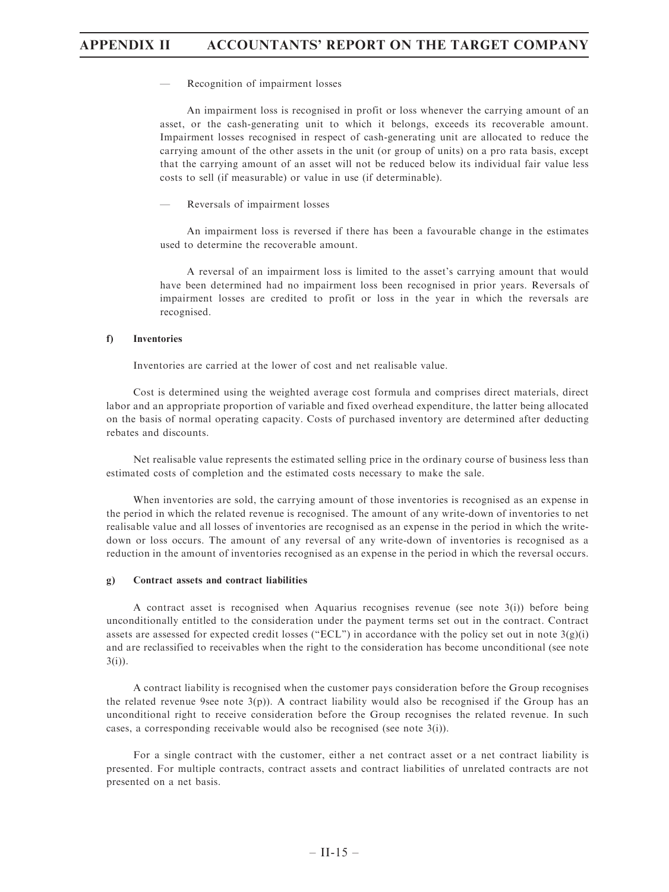— Recognition of impairment losses

An impairment loss is recognised in profit or loss whenever the carrying amount of an asset, or the cash-generating unit to which it belongs, exceeds its recoverable amount. Impairment losses recognised in respect of cash-generating unit are allocated to reduce the carrying amount of the other assets in the unit (or group of units) on a pro rata basis, except that the carrying amount of an asset will not be reduced below its individual fair value less costs to sell (if measurable) or value in use (if determinable).

— Reversals of impairment losses

An impairment loss is reversed if there has been a favourable change in the estimates used to determine the recoverable amount.

A reversal of an impairment loss is limited to the asset's carrying amount that would have been determined had no impairment loss been recognised in prior years. Reversals of impairment losses are credited to profit or loss in the year in which the reversals are recognised.

**f) Inventories**

Inventories are carried at the lower of cost and net realisable value.

Cost is determined using the weighted average cost formula and comprises direct materials, direct labor and an appropriate proportion of variable and fixed overhead expenditure, the latter being allocated on the basis of normal operating capacity. Costs of purchased inventory are determined after deducting rebates and discounts.

Net realisable value represents the estimated selling price in the ordinary course of business less than estimated costs of completion and the estimated costs necessary to make the sale.

When inventories are sold, the carrying amount of those inventories is recognised as an expense in the period in which the related revenue is recognised. The amount of any write-down of inventories to net realisable value and all losses of inventories are recognised as an expense in the period in which the write-down or loss occurs. The amount of any reversal of any write-down of inventories is recognised as a reduction in the amount of inventories recognised as an expense in the period in which the reversal occurs.

**g) Contract assets and contract liabilities**

A contract asset is recognised when Aquarius recognises revenue (see note 3(i)) before being unconditionally entitled to the consideration under the payment terms set out in the contract. Contract assets are assessed for expected credit losses ("ECL") in accordance with the policy set out in note 3(g)(i) and are reclassified to receivables when the right to the consideration has become unconditional (see note 3(i)).

A contract liability is recognised when the customer pays consideration before the Group recognises the related revenue 9see note 3(p)). A contract liability would also be recognised if the Group has an unconditional right to receive consideration before the Group recognises the related revenue. In such cases, a corresponding receivable would also be recognised (see note 3(i)).

For a single contract with the customer, either a net contract asset or a net contract liability is presented. For multiple contracts, contract assets and contract liabilities of unrelated contracts are not presented on a net basis.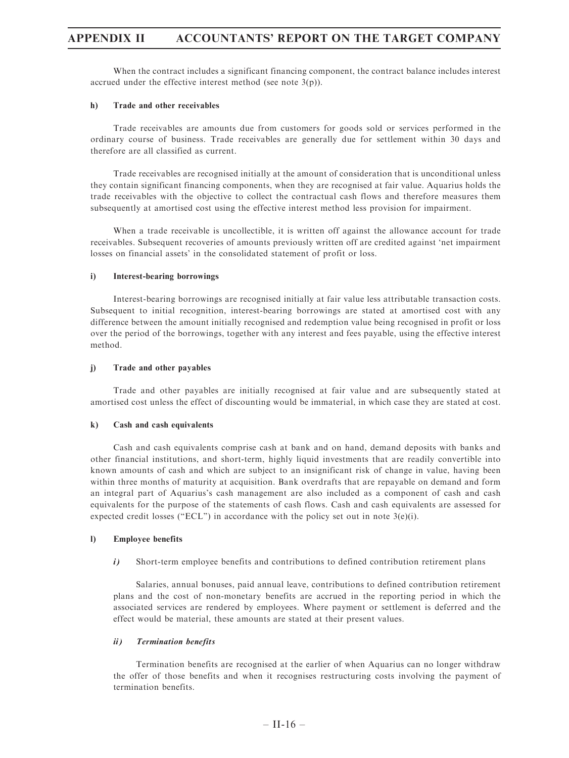When the contract includes a significant financing component, the contract balance includes interest accrued under the effective interest method (see note 3(p)).

#### h) Trade and other receivables

Trade receivables are amounts due from customers for goods sold or services performed in the ordinary course of business. Trade receivables are generally due for settlement within 30 days and therefore are all classified as current.

Trade receivables are recognised initially at the amount of consideration that is unconditional unless they contain significant financing components, when they are recognised at fair value. Aquarius holds the trade receivables with the objective to collect the contractual cash flows and therefore measures them subsequently at amortised cost using the effective interest method less provision for impairment.

When a trade receivable is uncollectible, it is written off against the allowance account for trade receivables. Subsequent recoveries of amounts previously written off are credited against 'net impairment losses on financial assets' in the consolidated statement of profit or loss.

#### i) Interest-bearing borrowings

Interest-bearing borrowings are recognised initially at fair value less attributable transaction costs. Subsequent to initial recognition, interest-bearing borrowings are stated at amortised cost with any difference between the amount initially recognised and redemption value being recognised in profit or loss over the period of the borrowings, together with any interest and fees payable, using the effective interest method.

#### j) Trade and other payables

Trade and other payables are initially recognised at fair value and are subsequently stated at amortised cost unless the effect of discounting would be immaterial, in which case they are stated at cost.

#### k) Cash and cash equivalents

Cash and cash equivalents comprise cash at bank and on hand, demand deposits with banks and other financial institutions, and short-term, highly liquid investments that are readily convertible into known amounts of cash and which are subject to an insignificant risk of change in value, having been within three months of maturity at acquisition. Bank overdrafts that are repayable on demand and form an integral part of Aquarius's cash management are also included as a component of cash and cash equivalents for the purpose of the statements of cash flows. Cash and cash equivalents are assessed for expected credit losses ("ECL") in accordance with the policy set out in note 3(e)(i).

#### l) Employee benefits

*i)* Short-term employee benefits and contributions to defined contribution retirement plans

Salaries, annual bonuses, paid annual leave, contributions to defined contribution retirement plans and the cost of non-monetary benefits are accrued in the reporting period in which the associated services are rendered by employees. Where payment or settlement is deferred and the effect would be material, these amounts are stated at their present values.

***ii) Termination benefits***

Termination benefits are recognised at the earlier of when Aquarius can no longer withdraw the offer of those benefits and when it recognises restructuring costs involving the payment of termination benefits.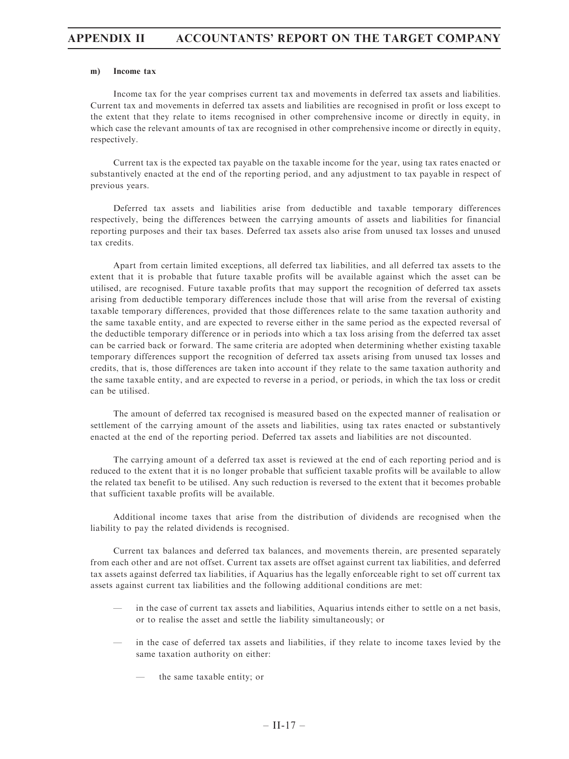#### m) Income tax

Income tax for the year comprises current tax and movements in deferred tax assets and liabilities. Current tax and movements in deferred tax assets and liabilities are recognised in profit or loss except to the extent that they relate to items recognised in other comprehensive income or directly in equity, in which case the relevant amounts of tax are recognised in other comprehensive income or directly in equity, respectively.

Current tax is the expected tax payable on the taxable income for the year, using tax rates enacted or substantively enacted at the end of the reporting period, and any adjustment to tax payable in respect of previous years.

Deferred tax assets and liabilities arise from deductible and taxable temporary differences respectively, being the differences between the carrying amounts of assets and liabilities for financial reporting purposes and their tax bases. Deferred tax assets also arise from unused tax losses and unused tax credits.

Apart from certain limited exceptions, all deferred tax liabilities, and all deferred tax assets to the extent that it is probable that future taxable profits will be available against which the asset can be utilised, are recognised. Future taxable profits that may support the recognition of deferred tax assets arising from deductible temporary differences include those that will arise from the reversal of existing taxable temporary differences, provided that those differences relate to the same taxation authority and the same taxable entity, and are expected to reverse either in the same period as the expected reversal of the deductible temporary difference or in periods into which a tax loss arising from the deferred tax asset can be carried back or forward. The same criteria are adopted when determining whether existing taxable temporary differences support the recognition of deferred tax assets arising from unused tax losses and credits, that is, those differences are taken into account if they relate to the same taxation authority and the same taxable entity, and are expected to reverse in a period, or periods, in which the tax loss or credit can be utilised.

The amount of deferred tax recognised is measured based on the expected manner of realisation or settlement of the carrying amount of the assets and liabilities, using tax rates enacted or substantively enacted at the end of the reporting period. Deferred tax assets and liabilities are not discounted.

The carrying amount of a deferred tax asset is reviewed at the end of each reporting period and is reduced to the extent that it is no longer probable that sufficient taxable profits will be available to allow the related tax benefit to be utilised. Any such reduction is reversed to the extent that it becomes probable that sufficient taxable profits will be available.

Additional income taxes that arise from the distribution of dividends are recognised when the liability to pay the related dividends is recognised.

Current tax balances and deferred tax balances, and movements therein, are presented separately from each other and are not offset. Current tax assets are offset against current tax liabilities, and deferred tax assets against deferred tax liabilities, if Aquarius has the legally enforceable right to set off current tax assets against current tax liabilities and the following additional conditions are met:

- in the case of current tax assets and liabilities, Aquarius intends either to settle on a net basis, or to realise the asset and settle the liability simultaneously; or
- in the case of deferred tax assets and liabilities, if they relate to income taxes levied by the same taxation authority on either:
  - the same taxable entity; or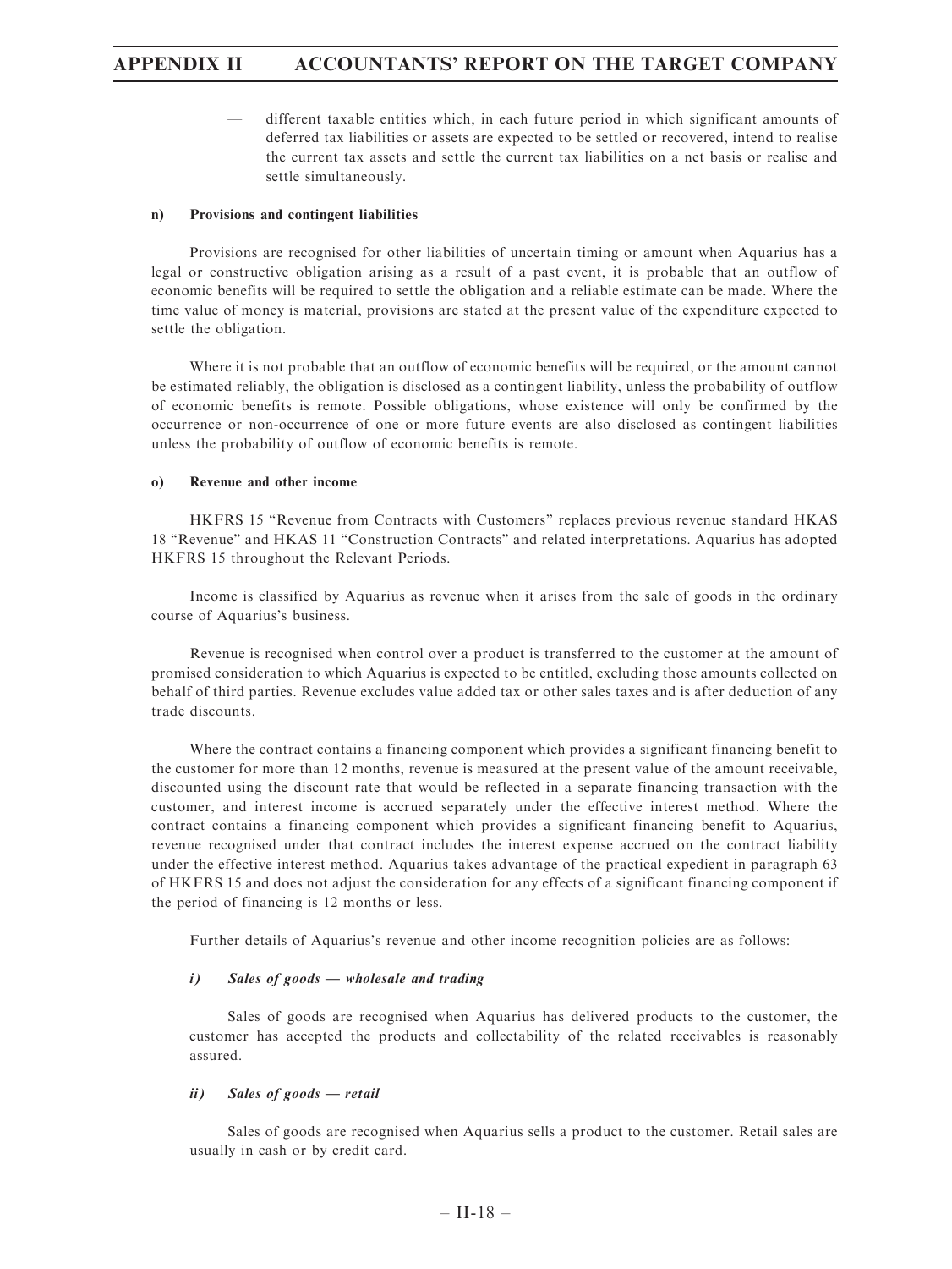— different taxable entities which, in each future period in which significant amounts of deferred tax liabilities or assets are expected to be settled or recovered, intend to realise the current tax assets and settle the current tax liabilities on a net basis or realise and settle simultaneously.

**n) Provisions and contingent liabilities**

Provisions are recognised for other liabilities of uncertain timing or amount when Aquarius has a legal or constructive obligation arising as a result of a past event, it is probable that an outflow of economic benefits will be required to settle the obligation and a reliable estimate can be made. Where the time value of money is material, provisions are stated at the present value of the expenditure expected to settle the obligation.

Where it is not probable that an outflow of economic benefits will be required, or the amount cannot be estimated reliably, the obligation is disclosed as a contingent liability, unless the probability of outflow of economic benefits is remote. Possible obligations, whose existence will only be confirmed by the occurrence or non-occurrence of one or more future events are also disclosed as contingent liabilities unless the probability of outflow of economic benefits is remote.

**o) Revenue and other income**

HKFRS 15 "Revenue from Contracts with Customers" replaces previous revenue standard HKAS 18 "Revenue" and HKAS 11 "Construction Contracts" and related interpretations. Aquarius has adopted HKFRS 15 throughout the Relevant Periods.

Income is classified by Aquarius as revenue when it arises from the sale of goods in the ordinary course of Aquarius's business.

Revenue is recognised when control over a product is transferred to the customer at the amount of promised consideration to which Aquarius is expected to be entitled, excluding those amounts collected on behalf of third parties. Revenue excludes value added tax or other sales taxes and is after deduction of any trade discounts.

Where the contract contains a financing component which provides a significant financing benefit to the customer for more than 12 months, revenue is measured at the present value of the amount receivable, discounted using the discount rate that would be reflected in a separate financing transaction with the customer, and interest income is accrued separately under the effective interest method. Where the contract contains a financing component which provides a significant financing benefit to Aquarius, revenue recognised under that contract includes the interest expense accrued on the contract liability under the effective interest method. Aquarius takes advantage of the practical expedient in paragraph 63 of HKFRS 15 and does not adjust the consideration for any effects of a significant financing component if the period of financing is 12 months or less.

Further details of Aquarius's revenue and other income recognition policies are as follows:

***i) Sales of goods — wholesale and trading***

Sales of goods are recognised when Aquarius has delivered products to the customer, the customer has accepted the products and collectability of the related receivables is reasonably assured.

***ii) Sales of goods — retail***

Sales of goods are recognised when Aquarius sells a product to the customer. Retail sales are usually in cash or by credit card.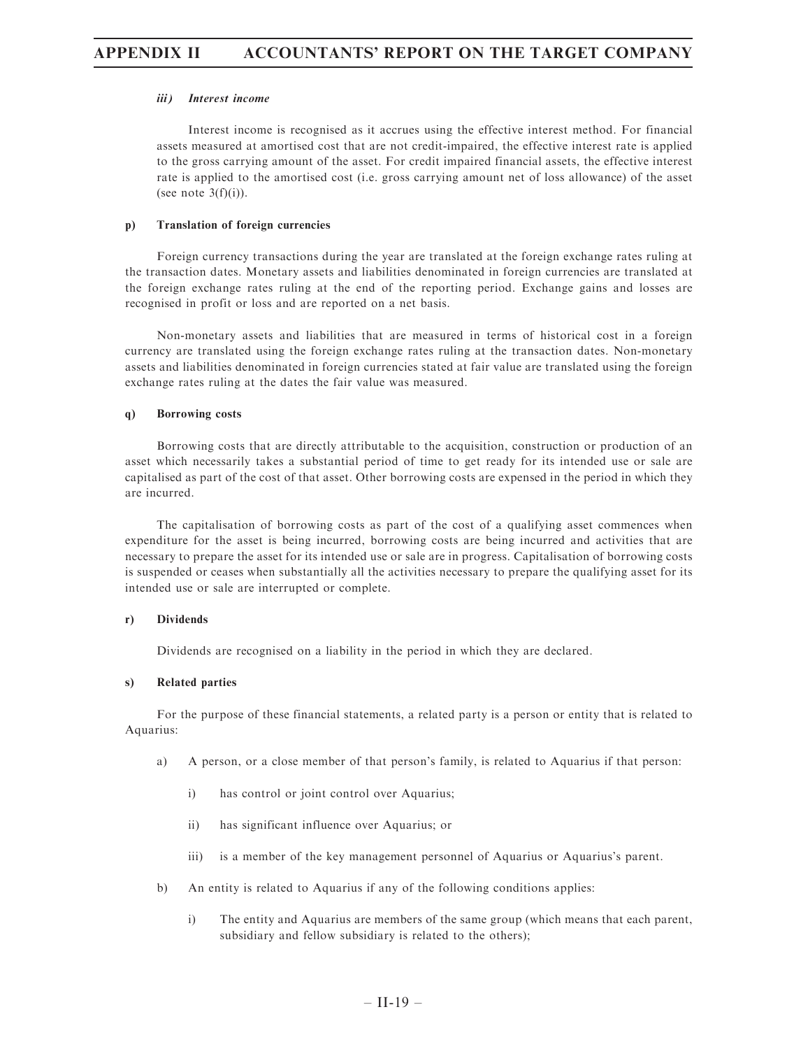#### *iii) Interest income*

Interest income is recognised as it accrues using the effective interest method. For financial assets measured at amortised cost that are not credit-impaired, the effective interest rate is applied to the gross carrying amount of the asset. For credit impaired financial assets, the effective interest rate is applied to the amortised cost (i.e. gross carrying amount net of loss allowance) of the asset (see note 3(f)(i)).

#### p) Translation of foreign currencies

Foreign currency transactions during the year are translated at the foreign exchange rates ruling at the transaction dates. Monetary assets and liabilities denominated in foreign currencies are translated at the foreign exchange rates ruling at the end of the reporting period. Exchange gains and losses are recognised in profit or loss and are reported on a net basis.

Non-monetary assets and liabilities that are measured in terms of historical cost in a foreign currency are translated using the foreign exchange rates ruling at the transaction dates. Non-monetary assets and liabilities denominated in foreign currencies stated at fair value are translated using the foreign exchange rates ruling at the dates the fair value was measured.

#### q) Borrowing costs

Borrowing costs that are directly attributable to the acquisition, construction or production of an asset which necessarily takes a substantial period of time to get ready for its intended use or sale are capitalised as part of the cost of that asset. Other borrowing costs are expensed in the period in which they are incurred.

The capitalisation of borrowing costs as part of the cost of a qualifying asset commences when expenditure for the asset is being incurred, borrowing costs are being incurred and activities that are necessary to prepare the asset for its intended use or sale are in progress. Capitalisation of borrowing costs is suspended or ceases when substantially all the activities necessary to prepare the qualifying asset for its intended use or sale are interrupted or complete.

#### r) Dividends

Dividends are recognised on a liability in the period in which they are declared.

#### s) Related parties

For the purpose of these financial statements, a related party is a person or entity that is related to Aquarius:

a) A person, or a close member of that person's family, is related to Aquarius if that person:

   i) has control or joint control over Aquarius;

   ii) has significant influence over Aquarius; or

   iii) is a member of the key management personnel of Aquarius or Aquarius's parent.

b) An entity is related to Aquarius if any of the following conditions applies:

   i) The entity and Aquarius are members of the same group (which means that each parent, subsidiary and fellow subsidiary is related to the others);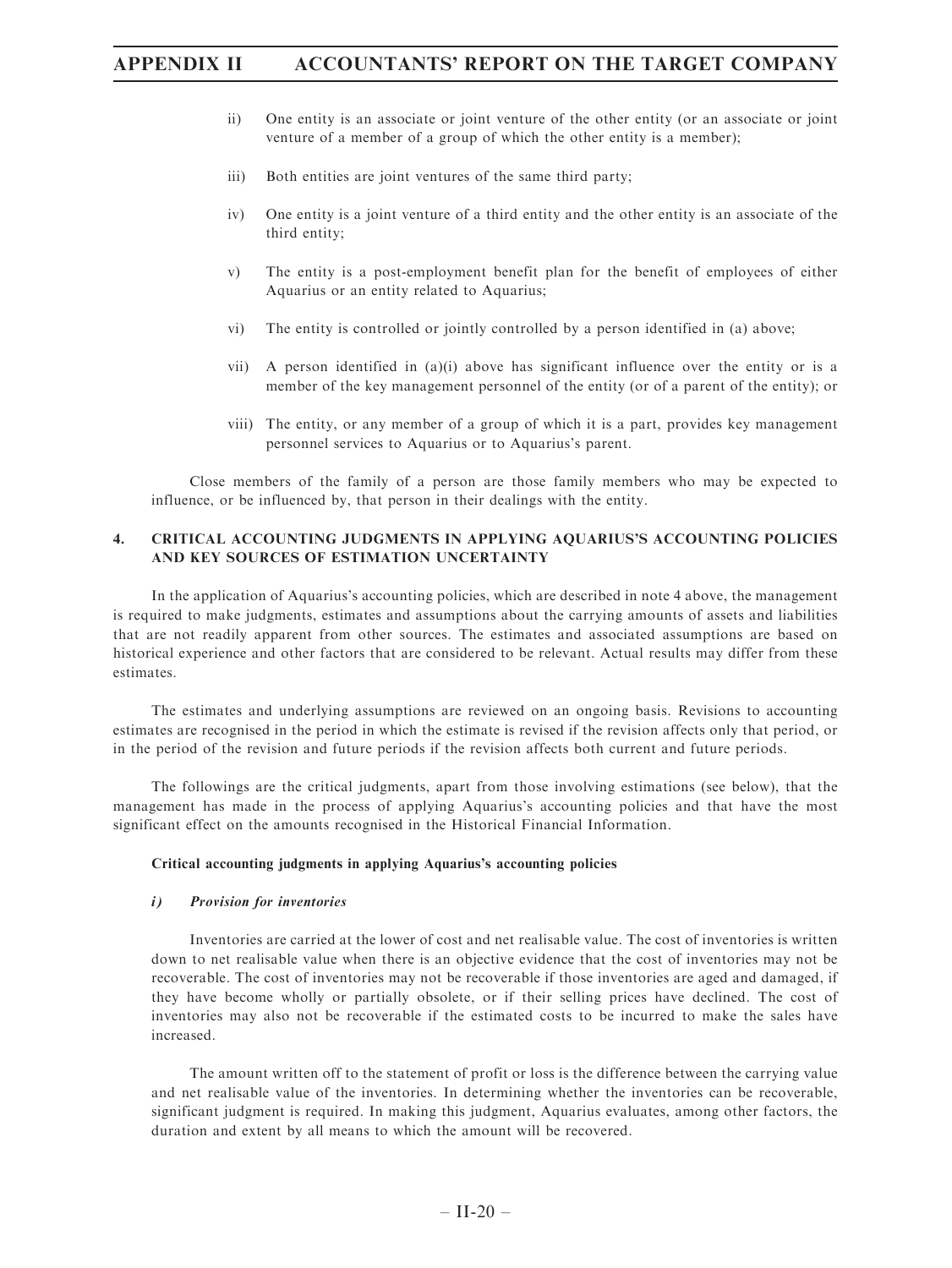ii) One entity is an associate or joint venture of the other entity (or an associate or joint venture of a member of a group of which the other entity is a member);

iii) Both entities are joint ventures of the same third party;

iv) One entity is a joint venture of a third entity and the other entity is an associate of the third entity;

v) The entity is a post-employment benefit plan for the benefit of employees of either Aquarius or an entity related to Aquarius;

vi) The entity is controlled or jointly controlled by a person identified in (a) above;

vii) A person identified in (a)(i) above has significant influence over the entity or is a member of the key management personnel of the entity (or of a parent of the entity); or

viii) The entity, or any member of a group of which it is a part, provides key management personnel services to Aquarius or to Aquarius's parent.

Close members of the family of a person are those family members who may be expected to influence, or be influenced by, that person in their dealings with the entity.

## 4. CRITICAL ACCOUNTING JUDGMENTS IN APPLYING AQUARIUS'S ACCOUNTING POLICIES AND KEY SOURCES OF ESTIMATION UNCERTAINTY

In the application of Aquarius's accounting policies, which are described in note 4 above, the management is required to make judgments, estimates and assumptions about the carrying amounts of assets and liabilities that are not readily apparent from other sources. The estimates and associated assumptions are based on historical experience and other factors that are considered to be relevant. Actual results may differ from these estimates.

The estimates and underlying assumptions are reviewed on an ongoing basis. Revisions to accounting estimates are recognised in the period in which the estimate is revised if the revision affects only that period, or in the period of the revision and future periods if the revision affects both current and future periods.

The followings are the critical judgments, apart from those involving estimations (see below), that the management has made in the process of applying Aquarius's accounting policies and that have the most significant effect on the amounts recognised in the Historical Financial Information.

### Critical accounting judgments in applying Aquarius's accounting policies

#### *i) Provision for inventories*

Inventories are carried at the lower of cost and net realisable value. The cost of inventories is written down to net realisable value when there is an objective evidence that the cost of inventories may not be recoverable. The cost of inventories may not be recoverable if those inventories are aged and damaged, if they have become wholly or partially obsolete, or if their selling prices have declined. The cost of inventories may also not be recoverable if the estimated costs to be incurred to make the sales have increased.

The amount written off to the statement of profit or loss is the difference between the carrying value and net realisable value of the inventories. In determining whether the inventories can be recoverable, significant judgment is required. In making this judgment, Aquarius evaluates, among other factors, the duration and extent by all means to which the amount will be recovered.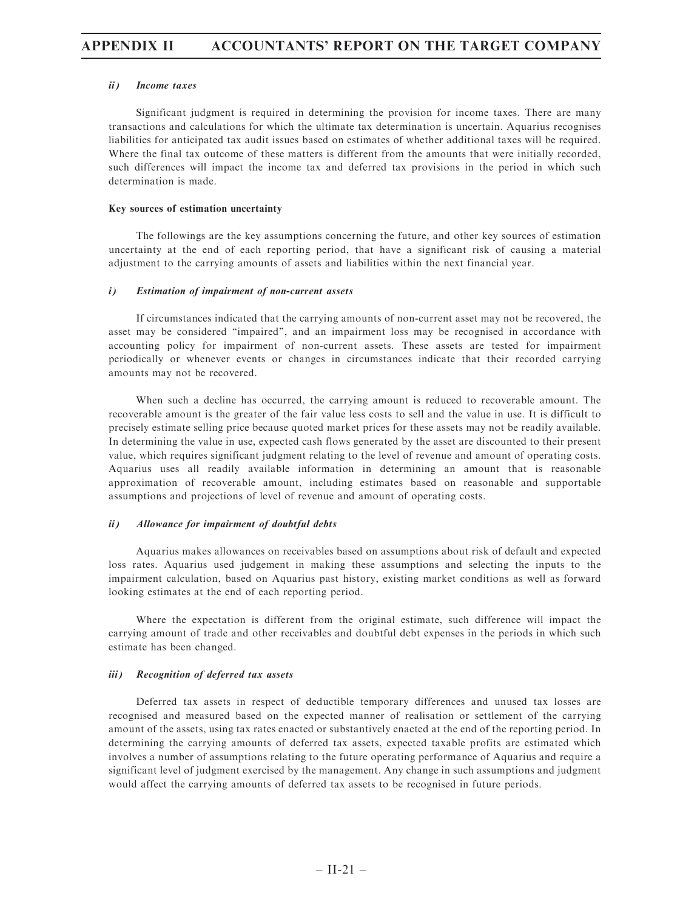#### *ii) Income taxes*

Significant judgment is required in determining the provision for income taxes. There are many transactions and calculations for which the ultimate tax determination is uncertain. Aquarius recognises liabilities for anticipated tax audit issues based on estimates of whether additional taxes will be required. Where the final tax outcome of these matters is different from the amounts that were initially recorded, such differences will impact the income tax and deferred tax provisions in the period in which such determination is made.

#### Key sources of estimation uncertainty

The followings are the key assumptions concerning the future, and other key sources of estimation uncertainty at the end of each reporting period, that have a significant risk of causing a material adjustment to the carrying amounts of assets and liabilities within the next financial year.

#### *i) Estimation of impairment of non-current assets*

If circumstances indicated that the carrying amounts of non-current asset may not be recovered, the asset may be considered "impaired", and an impairment loss may be recognised in accordance with accounting policy for impairment of non-current assets. These assets are tested for impairment periodically or whenever events or changes in circumstances indicate that their recorded carrying amounts may not be recovered.

When such a decline has occurred, the carrying amount is reduced to recoverable amount. The recoverable amount is the greater of the fair value less costs to sell and the value in use. It is difficult to precisely estimate selling price because quoted market prices for these assets may not be readily available. In determining the value in use, expected cash flows generated by the asset are discounted to their present value, which requires significant judgment relating to the level of revenue and amount of operating costs. Aquarius uses all readily available information in determining an amount that is reasonable approximation of recoverable amount, including estimates based on reasonable and supportable assumptions and projections of level of revenue and amount of operating costs.

#### *ii) Allowance for impairment of doubtful debts*

Aquarius makes allowances on receivables based on assumptions about risk of default and expected loss rates. Aquarius used judgement in making these assumptions and selecting the inputs to the impairment calculation, based on Aquarius past history, existing market conditions as well as forward looking estimates at the end of each reporting period.

Where the expectation is different from the original estimate, such difference will impact the carrying amount of trade and other receivables and doubtful debt expenses in the periods in which such estimate has been changed.

#### *iii) Recognition of deferred tax assets*

Deferred tax assets in respect of deductible temporary differences and unused tax losses are recognised and measured based on the expected manner of realisation or settlement of the carrying amount of the assets, using tax rates enacted or substantively enacted at the end of the reporting period. In determining the carrying amounts of deferred tax assets, expected taxable profits are estimated which involves a number of assumptions relating to the future operating performance of Aquarius and require a significant level of judgment exercised by the management. Any change in such assumptions and judgment would affect the carrying amounts of deferred tax assets to be recognised in future periods.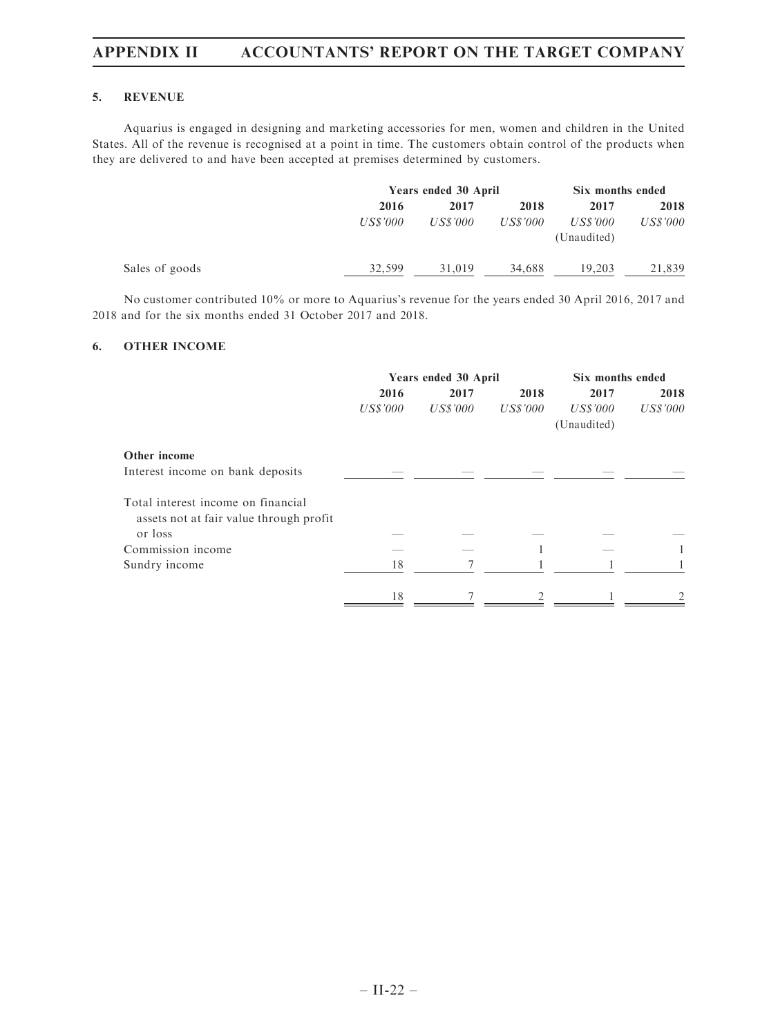### 5. REVENUE

Aquarius is engaged in designing and marketing accessories for men, women and children in the United States. All of the revenue is recognised at a point in time. The customers obtain control of the products when they are delivered to and have been accepted at premises determined by customers.

| | Years ended 30 April | | | Six months ended | |
|---|---|---|---|---|---|
| | 2016 | 2017 | 2018 | 2017 | 2018 |
| | *US$'000* | *US$'000* | *US$'000* | *US$'000* (Unaudited) | *US$'000* |
| Sales of goods | 32,599 | 31,019 | 34,688 | 19,203 | 21,839 |

No customer contributed 10% or more to Aquarius's revenue for the years ended 30 April 2016, 2017 and 2018 and for the six months ended 31 October 2017 and 2018.

### 6. OTHER INCOME

| | Years ended 30 April | | | Six months ended | |
|---|---|---|---|---|---|
| | 2016 | 2017 | 2018 | 2017 | 2018 |
| | *US$'000* | *US$'000* | *US$'000* | *US$'000* (Unaudited) | *US$'000* |
| **Other income** | | | | | |
| Interest income on bank deposits | — | — | — | — | — |
| Total interest income on financial assets not at fair value through profit or loss | — | — | — | — | — |
| Commission income | — | — | 1 | — | 1 |
| Sundry income | 18 | 7 | 1 | 1 | 1 |
| | 18 | 7 | 2 | 1 | 2 |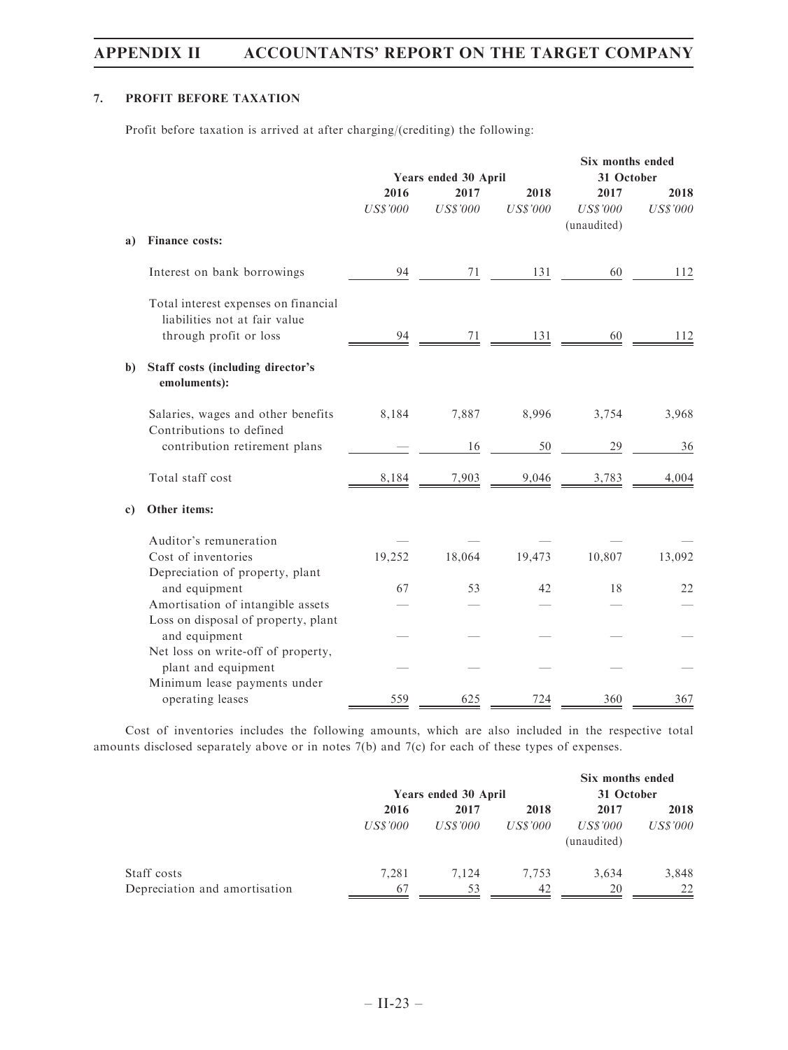### 7. PROFIT BEFORE TAXATION

Profit before taxation is arrived at after charging/(crediting) the following:

| | Years ended 30 April | | | Six months ended 31 October | |
|---|---|---|---|---|---|
| | 2016 | 2017 | 2018 | 2017 | 2018 |
| | *US$'000* | *US$'000* | *US$'000* | *US$'000* (unaudited) | *US$'000* |
| **a) Finance costs:** | | | | | |
| Interest on bank borrowings | 94 | 71 | 131 | 60 | 112 |
| Total interest expenses on financial liabilities not at fair value through profit or loss | 94 | 71 | 131 | 60 | 112 |
| **b) Staff costs (including director's emoluments):** | | | | | |
| Salaries, wages and other benefits | 8,184 | 7,887 | 8,996 | 3,754 | 3,968 |
| Contributions to defined contribution retirement plans | — | 16 | 50 | 29 | 36 |
| Total staff cost | 8,184 | 7,903 | 9,046 | 3,783 | 4,004 |
| **c) Other items:** | | | | | |
| Auditor's remuneration | — | — | — | — | — |
| Cost of inventories | 19,252 | 18,064 | 19,473 | 10,807 | 13,092 |
| Depreciation of property, plant and equipment | 67 | 53 | 42 | 18 | 22 |
| Amortisation of intangible assets | — | — | — | — | — |
| Loss on disposal of property, plant and equipment | — | — | — | — | — |
| Net loss on write-off of property, plant and equipment | — | — | — | — | — |
| Minimum lease payments under operating leases | 559 | 625 | 724 | 360 | 367 |

Cost of inventories includes the following amounts, which are also included in the respective total amounts disclosed separately above or in notes 7(b) and 7(c) for each of these types of expenses.

| | Years ended 30 April | | | Six months ended 31 October | |
|---|---|---|---|---|---|
| | 2016 | 2017 | 2018 | 2017 | 2018 |
| | *US$'000* | *US$'000* | *US$'000* | *US$'000* (unaudited) | *US$'000* |
| Staff costs | 7,281 | 7,124 | 7,753 | 3,634 | 3,848 |
| Depreciation and amortisation | 67 | 53 | 42 | 20 | 22 |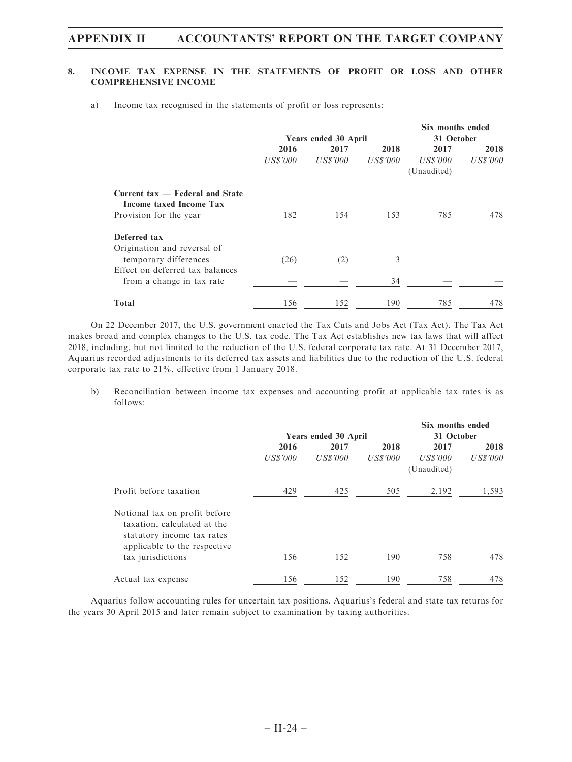## 8. INCOME TAX EXPENSE IN THE STATEMENTS OF PROFIT OR LOSS AND OTHER COMPREHENSIVE INCOME

a) Income tax recognised in the statements of profit or loss represents:

| | Years ended 30 April | | | Six months ended 31 October | |
|---|---|---|---|---|---|
| | 2016 | 2017 | 2018 | 2017 | 2018 |
| | *US$'000* | *US$'000* | *US$'000* | *US$'000* (Unaudited) | *US$'000* |
| **Current tax — Federal and State Income taxed Income Tax** | | | | | |
| Provision for the year | 182 | 154 | 153 | 785 | 478 |
| **Deferred tax** | | | | | |
| Origination and reversal of temporary differences | (26) | (2) | 3 | — | — |
| Effect on deferred tax balances from a change in tax rate | — | — | 34 | — | — |
| **Total** | 156 | 152 | 190 | 785 | 478 |

On 22 December 2017, the U.S. government enacted the Tax Cuts and Jobs Act (Tax Act). The Tax Act makes broad and complex changes to the U.S. tax code. The Tax Act establishes new tax laws that will affect 2018, including, but not limited to the reduction of the U.S. federal corporate tax rate. At 31 December 2017, Aquarius recorded adjustments to its deferred tax assets and liabilities due to the reduction of the U.S. federal corporate tax rate to 21%, effective from 1 January 2018.

b) Reconciliation between income tax expenses and accounting profit at applicable tax rates is as follows:

| | Years ended 30 April | | | Six months ended 31 October | |
|---|---|---|---|---|---|
| | 2016 | 2017 | 2018 | 2017 | 2018 |
| | *US$'000* | *US$'000* | *US$'000* | *US$'000* (Unaudited) | *US$'000* |
| Profit before taxation | 429 | 425 | 505 | 2,192 | 1,593 |
| Notional tax on profit before taxation, calculated at the statutory income tax rates applicable to the respective tax jurisdictions | 156 | 152 | 190 | 758 | 478 |
| Actual tax expense | 156 | 152 | 190 | 758 | 478 |

Aquarius follow accounting rules for uncertain tax positions. Aquarius's federal and state tax returns for the years 30 April 2015 and later remain subject to examination by taxing authorities.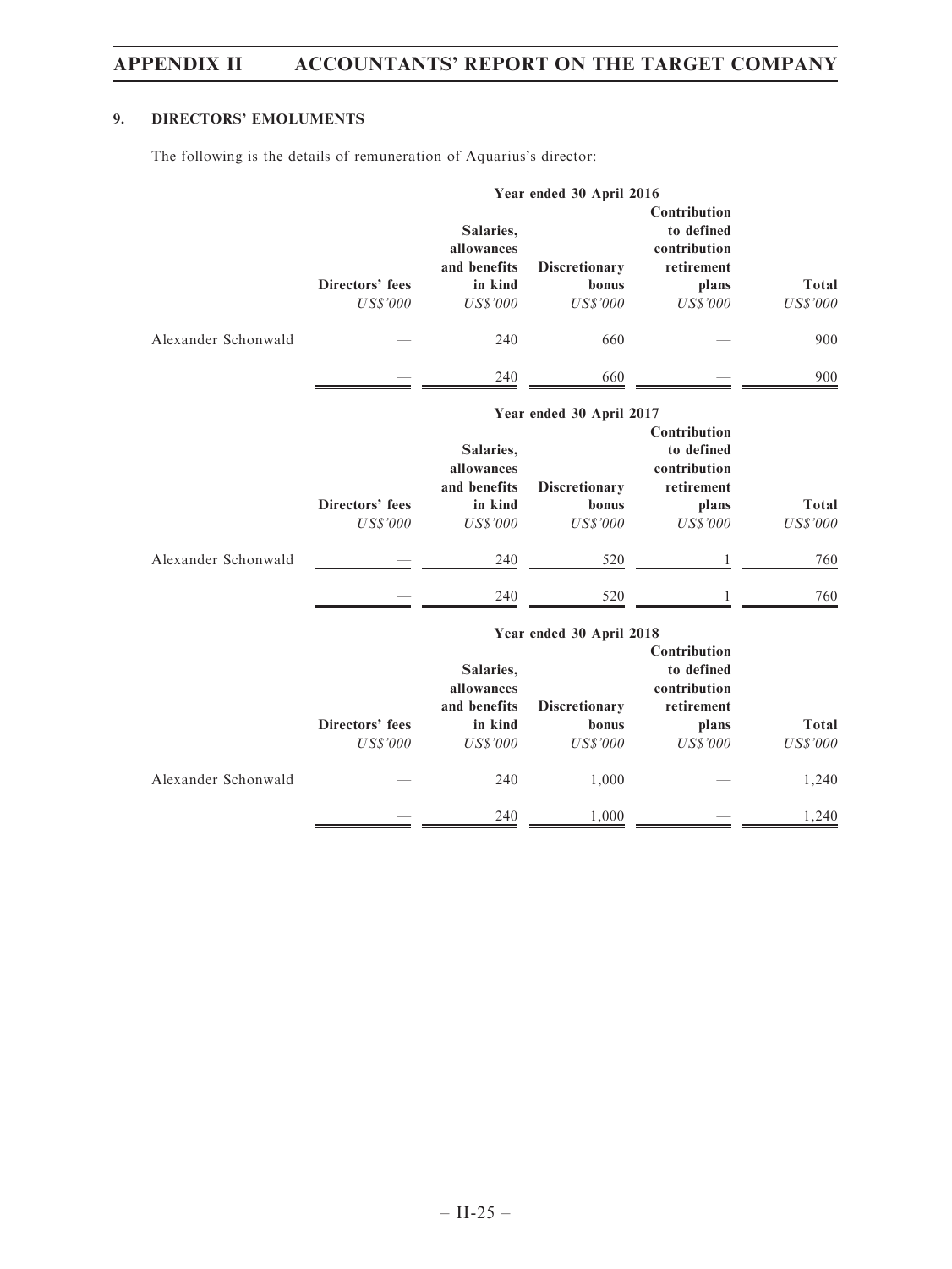## 9. DIRECTORS' EMOLUMENTS

The following is the details of remuneration of Aquarius's director:

| | Year ended 30 April 2016 | | | | |
|---|---|---|---|---|---|
| | Directors' fees | Salaries, allowances and benefits in kind | Discretionary bonus | Contribution to defined contribution retirement plans | Total |
| | *US$'000* | *US$'000* | *US$'000* | *US$'000* | *US$'000* |
| Alexander Schonwald | — | 240 | 660 | — | 900 |
| | — | 240 | 660 | — | 900 |

| | Year ended 30 April 2017 | | | | |
|---|---|---|---|---|---|
| | Directors' fees | Salaries, allowances and benefits in kind | Discretionary bonus | Contribution to defined contribution retirement plans | Total |
| | *US$'000* | *US$'000* | *US$'000* | *US$'000* | *US$'000* |
| Alexander Schonwald | — | 240 | 520 | 1 | 760 |
| | — | 240 | 520 | 1 | 760 |

| | Year ended 30 April 2018 | | | | |
|---|---|---|---|---|---|
| | Directors' fees | Salaries, allowances and benefits in kind | Discretionary bonus | Contribution to defined contribution retirement plans | Total |
| | *US$'000* | *US$'000* | *US$'000* | *US$'000* | *US$'000* |
| Alexander Schonwald | — | 240 | 1,000 | — | 1,240 |
| | — | 240 | 1,000 | — | 1,240 |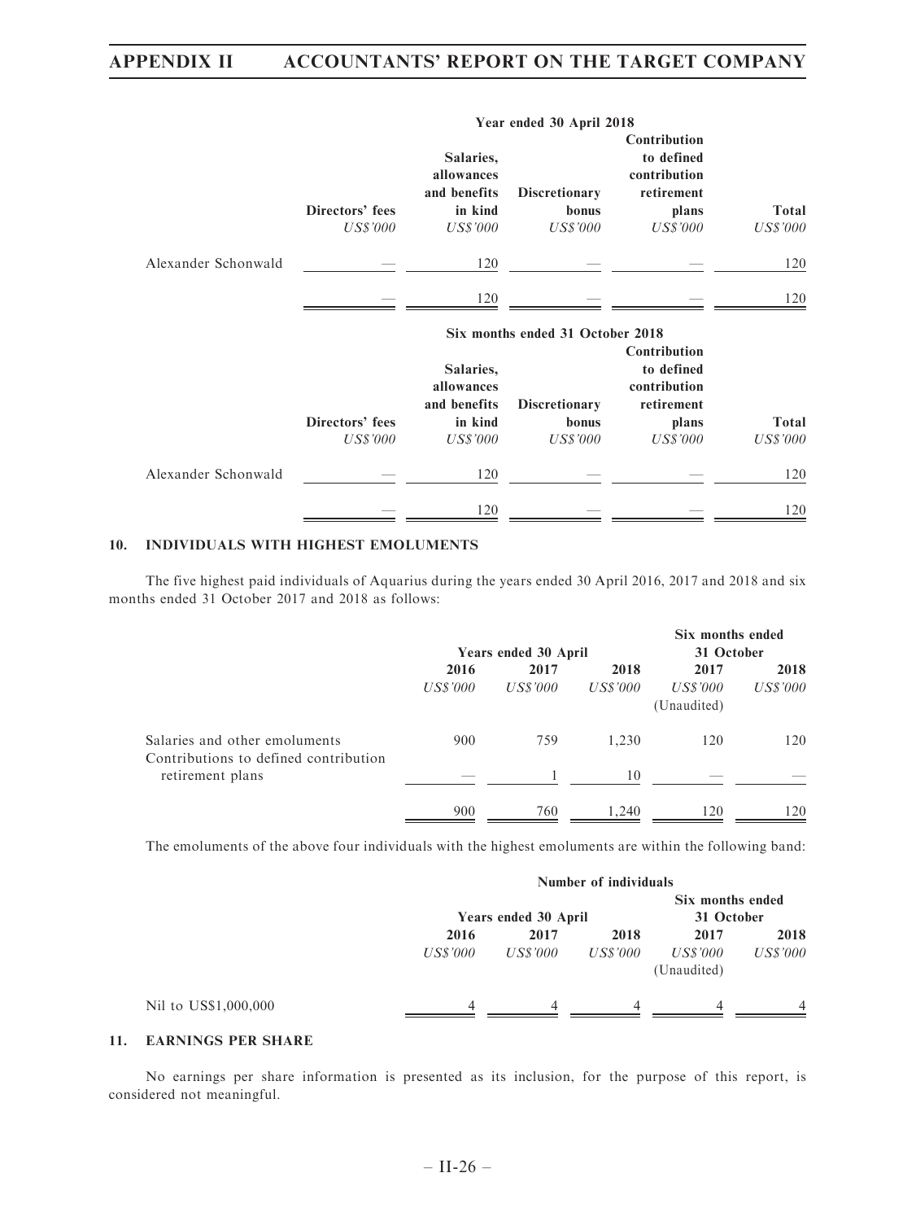| | Year ended 30 April 2018 | | | | |
|---|---|---|---|---|---|
| | Directors' fees | Salaries, allowances and benefits in kind | Discretionary bonus | Contribution to defined contribution retirement plans | Total |
| | *US$'000* | *US$'000* | *US$'000* | *US$'000* | *US$'000* |
| Alexander Schonwald | — | 120 | — | — | 120 |
| | — | 120 | — | — | 120 |

| | Six months ended 31 October 2018 | | | | |
|---|---|---|---|---|---|
| | Directors' fees | Salaries, allowances and benefits in kind | Discretionary bonus | Contribution to defined contribution retirement plans | Total |
| | *US$'000* | *US$'000* | *US$'000* | *US$'000* | *US$'000* |
| Alexander Schonwald | — | 120 | — | — | 120 |
| | — | 120 | — | — | 120 |

## 10. INDIVIDUALS WITH HIGHEST EMOLUMENTS

The five highest paid individuals of Aquarius during the years ended 30 April 2016, 2017 and 2018 and six months ended 31 October 2017 and 2018 as follows:

| | Years ended 30 April | | | Six months ended 31 October | |
|---|---|---|---|---|---|
| | 2016 | 2017 | 2018 | 2017 | 2018 |
| | *US$'000* | *US$'000* | *US$'000* | *US$'000* | *US$'000* |
| | | | | (Unaudited) | |
| Salaries and other emoluments | 900 | 759 | 1,230 | 120 | 120 |
| Contributions to defined contribution retirement plans | — | 1 | 10 | — | — |
| | 900 | 760 | 1,240 | 120 | 120 |

The emoluments of the above four individuals with the highest emoluments are within the following band:

| | Number of individuals | | | | |
|---|---|---|---|---|---|
| | Years ended 30 April | | | Six months ended 31 October | |
| | 2016 | 2017 | 2018 | 2017 | 2018 |
| | *US$'000* | *US$'000* | *US$'000* | *US$'000* | *US$'000* |
| | | | | (Unaudited) | |
| Nil to US$1,000,000 | 4 | 4 | 4 | 4 | 4 |

## 11. EARNINGS PER SHARE

No earnings per share information is presented as its inclusion, for the purpose of this report, is considered not meaningful.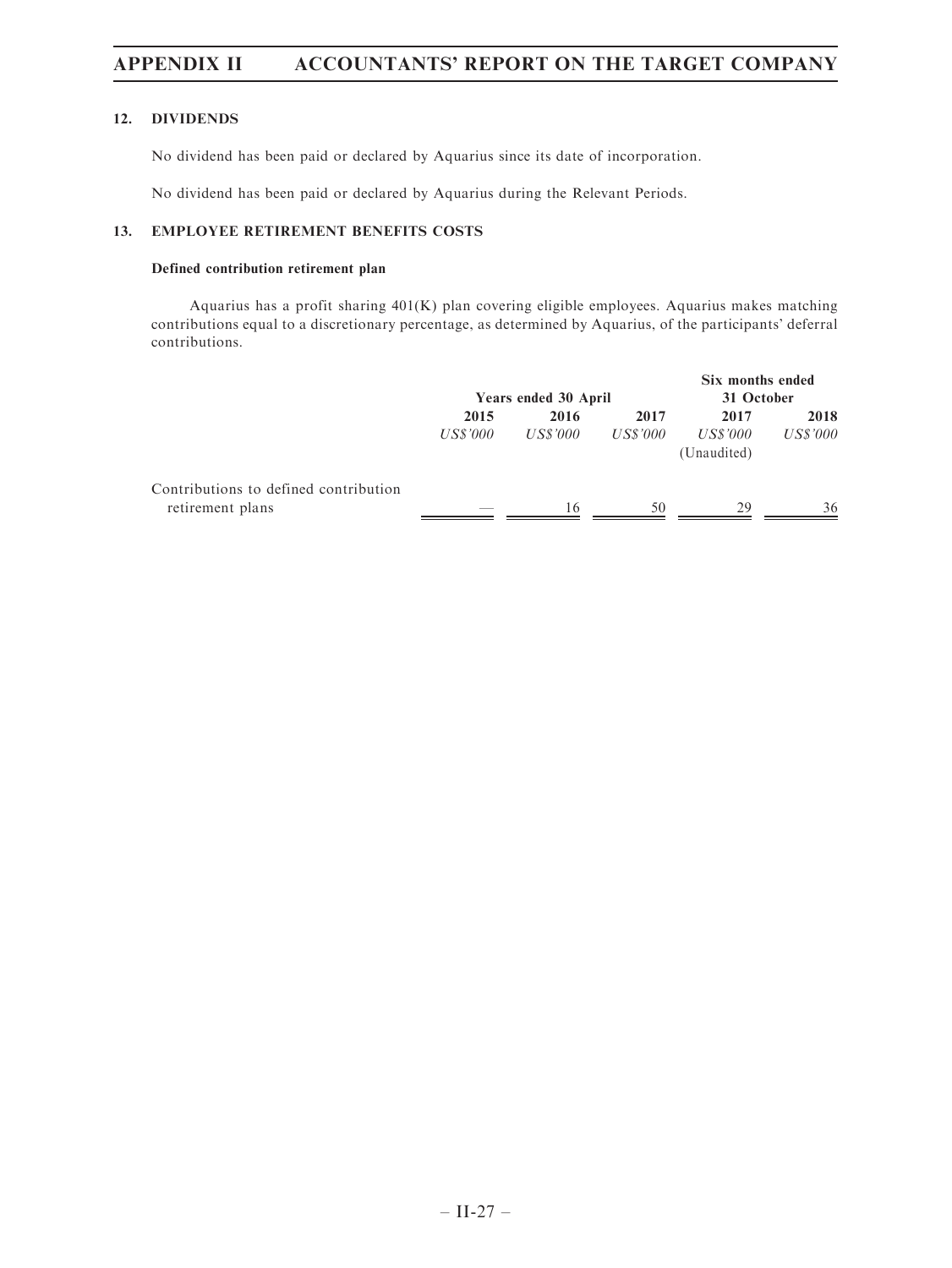### 12. DIVIDENDS

No dividend has been paid or declared by Aquarius since its date of incorporation.

No dividend has been paid or declared by Aquarius during the Relevant Periods.

### 13. EMPLOYEE RETIREMENT BENEFITS COSTS

**Defined contribution retirement plan**

Aquarius has a profit sharing 401(K) plan covering eligible employees. Aquarius makes matching contributions equal to a discretionary percentage, as determined by Aquarius, of the participants' deferral contributions.

| | Years ended 30 April | | | Six months ended 31 October | |
|---|---|---|---|---|---|
| | **2015** | **2016** | **2017** | **2017** | **2018** |
| | *US$'000* | *US$'000* | *US$'000* | *US$'000* (Unaudited) | *US$'000* |
| Contributions to defined contribution retirement plans | — | 16 | 50 | 29 | 36 |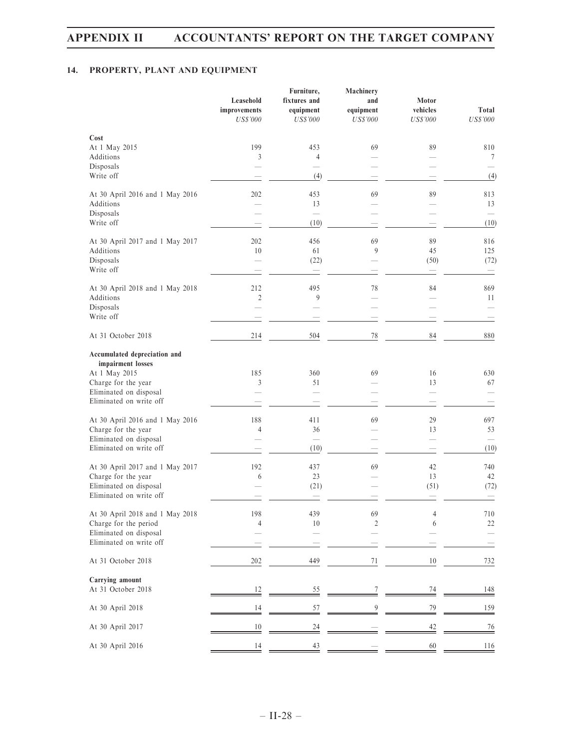## 14. PROPERTY, PLANT AND EQUIPMENT

| | Leasehold improvements | Furniture, fixtures and equipment | Machinery and equipment | Motor vehicles | Total |
|---|---|---|---|---|---|
| | *US$'000* | *US$'000* | *US$'000* | *US$'000* | *US$'000* |
| **Cost** | | | | | |
| At 1 May 2015 | 199 | 453 | 69 | 89 | 810 |
| Additions | 3 | 4 | — | — | 7 |
| Disposals | — | — | — | — | — |
| Write off | — | (4) | — | — | (4) |
| At 30 April 2016 and 1 May 2016 | 202 | 453 | 69 | 89 | 813 |
| Additions | — | 13 | — | — | 13 |
| Disposals | — | — | — | — | — |
| Write off | — | (10) | — | — | (10) |
| At 30 April 2017 and 1 May 2017 | 202 | 456 | 69 | 89 | 816 |
| Additions | 10 | 61 | 9 | 45 | 125 |
| Disposals | — | (22) | — | (50) | (72) |
| Write off | — | — | — | — | — |
| At 30 April 2018 and 1 May 2018 | 212 | 495 | 78 | 84 | 869 |
| Additions | 2 | 9 | — | — | 11 |
| Disposals | — | — | — | — | — |
| Write off | — | — | — | — | — |
| At 31 October 2018 | 214 | 504 | 78 | 84 | 880 |
| **Accumulated depreciation and impairment losses** | | | | | |
| At 1 May 2015 | 185 | 360 | 69 | 16 | 630 |
| Charge for the year | 3 | 51 | — | 13 | 67 |
| Eliminated on disposal | — | — | — | — | — |
| Eliminated on write off | — | — | — | — | — |
| At 30 April 2016 and 1 May 2016 | 188 | 411 | 69 | 29 | 697 |
| Charge for the year | 4 | 36 | — | 13 | 53 |
| Eliminated on disposal | — | — | — | — | — |
| Eliminated on write off | — | (10) | — | — | (10) |
| At 30 April 2017 and 1 May 2017 | 192 | 437 | 69 | 42 | 740 |
| Charge for the year | 6 | 23 | — | 13 | 42 |
| Eliminated on disposal | — | (21) | — | (51) | (72) |
| Eliminated on write off | — | — | — | — | — |
| At 30 April 2018 and 1 May 2018 | 198 | 439 | 69 | 4 | 710 |
| Charge for the period | 4 | 10 | 2 | 6 | 22 |
| Eliminated on disposal | — | — | — | — | — |
| Eliminated on write off | — | — | — | — | — |
| At 31 October 2018 | 202 | 449 | 71 | 10 | 732 |
| **Carrying amount** | | | | | |
| At 31 October 2018 | 12 | 55 | 7 | 74 | 148 |
| At 30 April 2018 | 14 | 57 | 9 | 79 | 159 |
| At 30 April 2017 | 10 | 24 | — | 42 | 76 |
| At 30 April 2016 | 14 | 43 | — | 60 | 116 |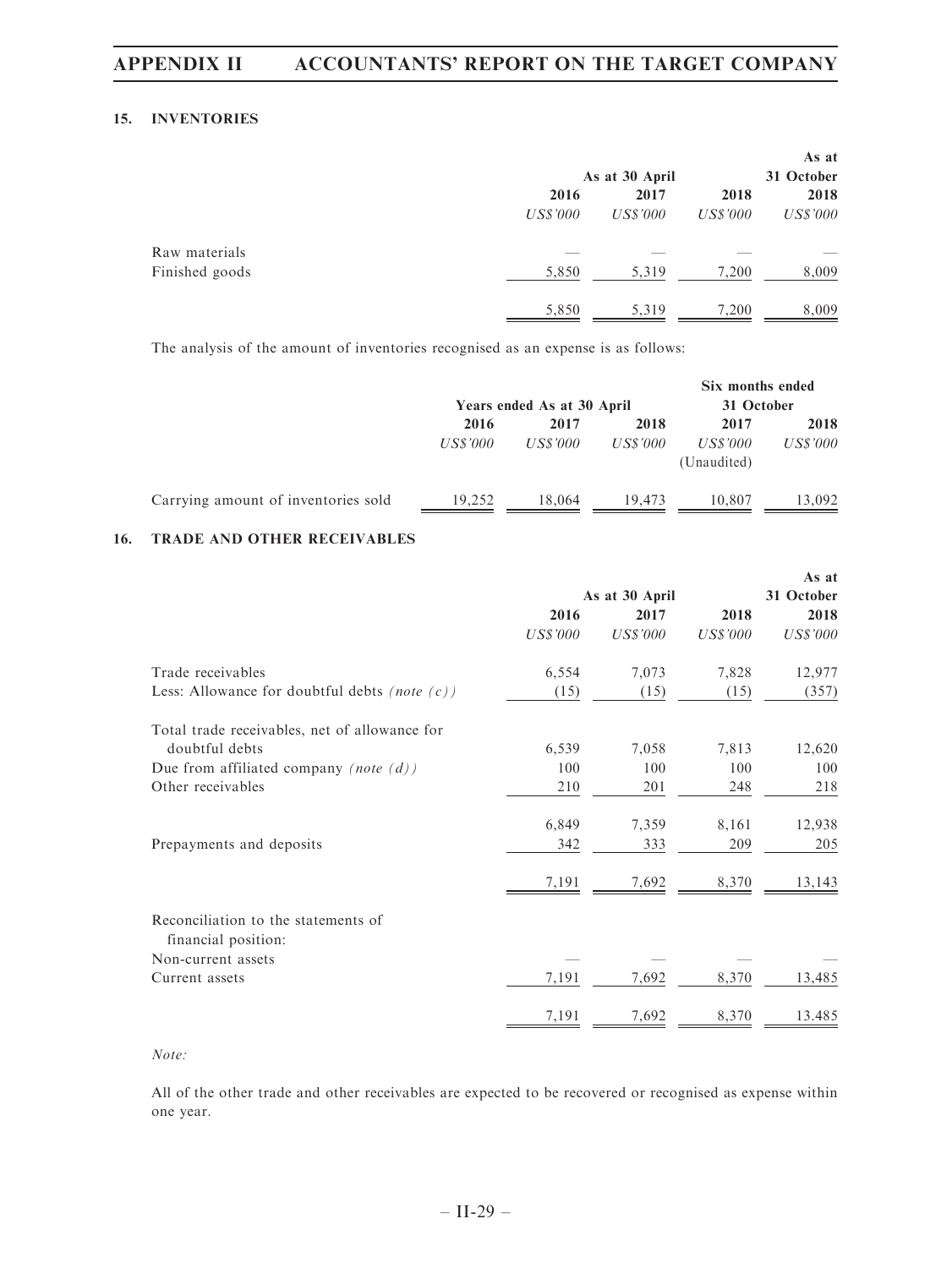### 15. INVENTORIES

| | As at 30 April | | | As at 31 October |
|---|---|---|---|---|
| | 2016 | 2017 | 2018 | 2018 |
| | *US$'000* | *US$'000* | *US$'000* | *US$'000* |
| Raw materials | — | — | — | — |
| Finished goods | 5,850 | 5,319 | 7,200 | 8,009 |
| | 5,850 | 5,319 | 7,200 | 8,009 |

The analysis of the amount of inventories recognised as an expense is as follows:

| | Years ended As at 30 April | | | Six months ended 31 October | |
|---|---|---|---|---|---|
| | 2016 | 2017 | 2018 | 2017 | 2018 |
| | *US$'000* | *US$'000* | *US$'000* | *US$'000* (Unaudited) | *US$'000* |
| Carrying amount of inventories sold | 19,252 | 18,064 | 19,473 | 10,807 | 13,092 |

### 16. TRADE AND OTHER RECEIVABLES

| | As at 30 April | | | As at 31 October |
|---|---|---|---|---|
| | 2016 | 2017 | 2018 | 2018 |
| | *US$'000* | *US$'000* | *US$'000* | *US$'000* |
| Trade receivables | 6,554 | 7,073 | 7,828 | 12,977 |
| Less: Allowance for doubtful debts *(note (c))* | (15) | (15) | (15) | (357) |
| Total trade receivables, net of allowance for doubtful debts | 6,539 | 7,058 | 7,813 | 12,620 |
| Due from affiliated company *(note (d))* | 100 | 100 | 100 | 100 |
| Other receivables | 210 | 201 | 248 | 218 |
| | 6,849 | 7,359 | 8,161 | 12,938 |
| Prepayments and deposits | 342 | 333 | 209 | 205 |
| | 7,191 | 7,692 | 8,370 | 13,143 |
| Reconciliation to the statements of financial position: | | | | |
| Non-current assets | — | — | — | — |
| Current assets | 7,191 | 7,692 | 8,370 | 13,485 |
| | 7,191 | 7,692 | 8,370 | 13.485 |

*Note:*

All of the other trade and other receivables are expected to be recovered or recognised as expense within one year.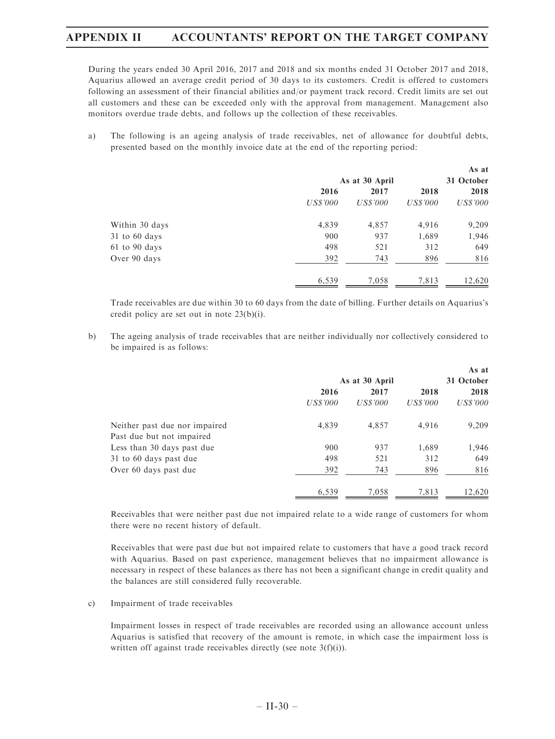During the years ended 30 April 2016, 2017 and 2018 and six months ended 31 October 2017 and 2018, Aquarius allowed an average credit period of 30 days to its customers. Credit is offered to customers following an assessment of their financial abilities and/or payment track record. Credit limits are set out all customers and these can be exceeded only with the approval from management. Management also monitors overdue trade debts, and follows up the collection of these receivables.

a) The following is an ageing analysis of trade receivables, net of allowance for doubtful debts, presented based on the monthly invoice date at the end of the reporting period:

| | As at 30 April | | | As at 31 October |
|---|---|---|---|---|
| | 2016 | 2017 | 2018 | 2018 |
| | *US$'000* | *US$'000* | *US$'000* | *US$'000* |
| Within 30 days | 4,839 | 4,857 | 4,916 | 9,209 |
| 31 to 60 days | 900 | 937 | 1,689 | 1,946 |
| 61 to 90 days | 498 | 521 | 312 | 649 |
| Over 90 days | 392 | 743 | 896 | 816 |
| | 6,539 | 7,058 | 7,813 | 12,620 |

Trade receivables are due within 30 to 60 days from the date of billing. Further details on Aquarius's credit policy are set out in note 23(b)(i).

b) The ageing analysis of trade receivables that are neither individually nor collectively considered to be impaired is as follows:

| | As at 30 April | | | As at 31 October |
|---|---|---|---|---|
| | 2016 | 2017 | 2018 | 2018 |
| | *US$'000* | *US$'000* | *US$'000* | *US$'000* |
| Neither past due nor impaired | 4,839 | 4,857 | 4,916 | 9,209 |
| Past due but not impaired | | | | |
| Less than 30 days past due | 900 | 937 | 1,689 | 1,946 |
| 31 to 60 days past due | 498 | 521 | 312 | 649 |
| Over 60 days past due | 392 | 743 | 896 | 816 |
| | 6,539 | 7,058 | 7,813 | 12,620 |

Receivables that were neither past due not impaired relate to a wide range of customers for whom there were no recent history of default.

Receivables that were past due but not impaired relate to customers that have a good track record with Aquarius. Based on past experience, management believes that no impairment allowance is necessary in respect of these balances as there has not been a significant change in credit quality and the balances are still considered fully recoverable.

c) Impairment of trade receivables

Impairment losses in respect of trade receivables are recorded using an allowance account unless Aquarius is satisfied that recovery of the amount is remote, in which case the impairment loss is written off against trade receivables directly (see note 3(f)(i)).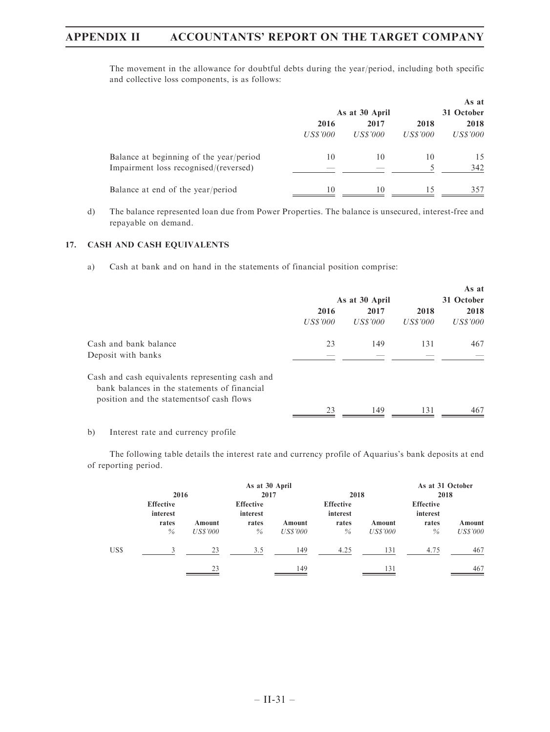The movement in the allowance for doubtful debts during the year/period, including both specific and collective loss components, is as follows:

| | As at 30 April | | | As at 31 October |
|---|---|---|---|---|
| | 2016 | 2017 | 2018 | 2018 |
| | *US$'000* | *US$'000* | *US$'000* | *US$'000* |
| Balance at beginning of the year/period | 10 | 10 | 10 | 15 |
| Impairment loss recognised/(reversed) | — | — | 5 | 342 |
| Balance at end of the year/period | 10 | 10 | 15 | 357 |

d) The balance represented loan due from Power Properties. The balance is unsecured, interest-free and repayable on demand.

## 17. CASH AND CASH EQUIVALENTS

a) Cash at bank and on hand in the statements of financial position comprise:

| | As at 30 April | | | As at 31 October |
|---|---|---|---|---|
| | 2016 | 2017 | 2018 | 2018 |
| | *US$'000* | *US$'000* | *US$'000* | *US$'000* |
| Cash and bank balance | 23 | 149 | 131 | 467 |
| Deposit with banks | — | — | — | — |
| Cash and cash equivalents representing cash and bank balances in the statements of financial position and the statementsof cash flows | 23 | 149 | 131 | 467 |

b) Interest rate and currency profile

The following table details the interest rate and currency profile of Aquarius's bank deposits at end of reporting period.

| | As at 30 April | | | | | | As at 31 October | |
|---|---|---|---|---|---|---|---|---|
| | 2016 | | 2017 | | 2018 | | 2018 | |
| | Effective interest rates | Amount | Effective interest rates | Amount | Effective interest rates | Amount | Effective interest rates | Amount |
| | *%* | *US$'000* | *%* | *US$'000* | *%* | *US$'000* | *%* | *US$'000* |
| US$ | 3 | 23 | 3.5 | 149 | 4.25 | 131 | 4.75 | 467 |
| | | 23 | | 149 | | 131 | | 467 |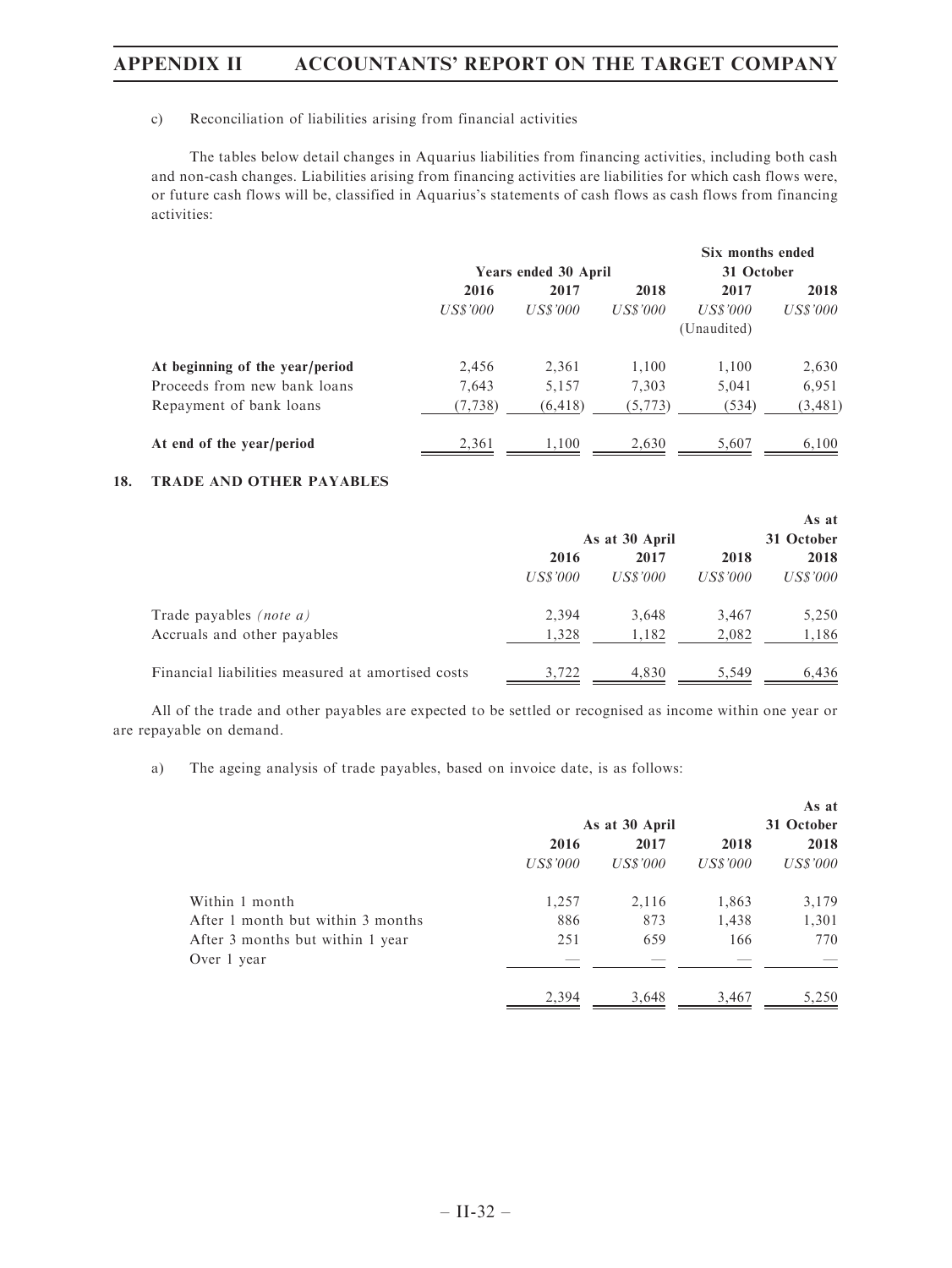c) Reconciliation of liabilities arising from financial activities

The tables below detail changes in Aquarius liabilities from financing activities, including both cash and non-cash changes. Liabilities arising from financing activities are liabilities for which cash flows were, or future cash flows will be, classified in Aquarius's statements of cash flows as cash flows from financing activities:

| | Years ended 30 April | | | Six months ended 31 October | |
|---|---|---|---|---|---|
| | 2016 | 2017 | 2018 | 2017 | 2018 |
| | *US$'000* | *US$'000* | *US$'000* | *US$'000* (Unaudited) | *US$'000* |
| **At beginning of the year/period** | 2,456 | 2,361 | 1,100 | 1,100 | 2,630 |
| Proceeds from new bank loans | 7,643 | 5,157 | 7,303 | 5,041 | 6,951 |
| Repayment of bank loans | (7,738) | (6,418) | (5,773) | (534) | (3,481) |
| **At end of the year/period** | 2,361 | 1,100 | 2,630 | 5,607 | 6,100 |

## 18. TRADE AND OTHER PAYABLES

| | As at 30 April | | | As at 31 October |
|---|---|---|---|---|
| | 2016 | 2017 | 2018 | 2018 |
| | *US$'000* | *US$'000* | *US$'000* | *US$'000* |
| Trade payables *(note a)* | 2,394 | 3,648 | 3,467 | 5,250 |
| Accruals and other payables | 1,328 | 1,182 | 2,082 | 1,186 |
| Financial liabilities measured at amortised costs | 3,722 | 4,830 | 5,549 | 6,436 |

All of the trade and other payables are expected to be settled or recognised as income within one year or are repayable on demand.

a) The ageing analysis of trade payables, based on invoice date, is as follows:

| | As at 30 April | | | As at 31 October |
|---|---|---|---|---|
| | 2016 | 2017 | 2018 | 2018 |
| | *US$'000* | *US$'000* | *US$'000* | *US$'000* |
| Within 1 month | 1,257 | 2,116 | 1,863 | 3,179 |
| After 1 month but within 3 months | 886 | 873 | 1,438 | 1,301 |
| After 3 months but within 1 year | 251 | 659 | 166 | 770 |
| Over 1 year | — | — | — | — |
| | 2,394 | 3,648 | 3,467 | 5,250 |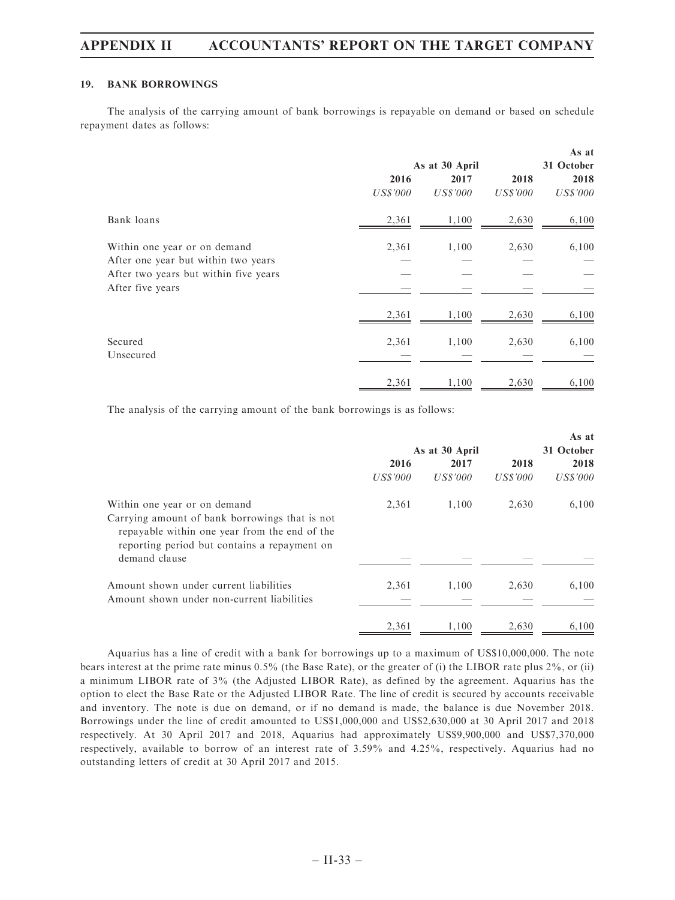### 19. BANK BORROWINGS

The analysis of the carrying amount of bank borrowings is repayable on demand or based on schedule repayment dates as follows:

| | As at 30 April | | | As at 31 October |
|---|---|---|---|---|
| | 2016 | 2017 | 2018 | 2018 |
| | *US$'000* | *US$'000* | *US$'000* | *US$'000* |
| Bank loans | 2,361 | 1,100 | 2,630 | 6,100 |
| Within one year or on demand | 2,361 | 1,100 | 2,630 | 6,100 |
| After one year but within two years | — | — | — | — |
| After two years but within five years | — | — | — | — |
| After five years | — | — | — | — |
| | 2,361 | 1,100 | 2,630 | 6,100 |
| Secured | 2,361 | 1,100 | 2,630 | 6,100 |
| Unsecured | — | — | — | — |
| | 2,361 | 1,100 | 2,630 | 6,100 |

The analysis of the carrying amount of the bank borrowings is as follows:

| | As at 30 April | | | As at 31 October |
|---|---|---|---|---|
| | 2016 | 2017 | 2018 | 2018 |
| | *US$'000* | *US$'000* | *US$'000* | *US$'000* |
| Within one year or on demand | 2,361 | 1,100 | 2,630 | 6,100 |
| Carrying amount of bank borrowings that is not repayable within one year from the end of the reporting period but contains a repayment on demand clause | — | — | — | — |
| Amount shown under current liabilities | 2,361 | 1,100 | 2,630 | 6,100 |
| Amount shown under non-current liabilities | — | — | — | — |
| | 2,361 | 1,100 | 2,630 | 6,100 |

Aquarius has a line of credit with a bank for borrowings up to a maximum of US$10,000,000. The note bears interest at the prime rate minus 0.5% (the Base Rate), or the greater of (i) the LIBOR rate plus 2%, or (ii) a minimum LIBOR rate of 3% (the Adjusted LIBOR Rate), as defined by the agreement. Aquarius has the option to elect the Base Rate or the Adjusted LIBOR Rate. The line of credit is secured by accounts receivable and inventory. The note is due on demand, or if no demand is made, the balance is due November 2018. Borrowings under the line of credit amounted to US$1,000,000 and US$2,630,000 at 30 April 2017 and 2018 respectively. At 30 April 2017 and 2018, Aquarius had approximately US$9,900,000 and US$7,370,000 respectively, available to borrow of an interest rate of 3.59% and 4.25%, respectively. Aquarius had no outstanding letters of credit at 30 April 2017 and 2015.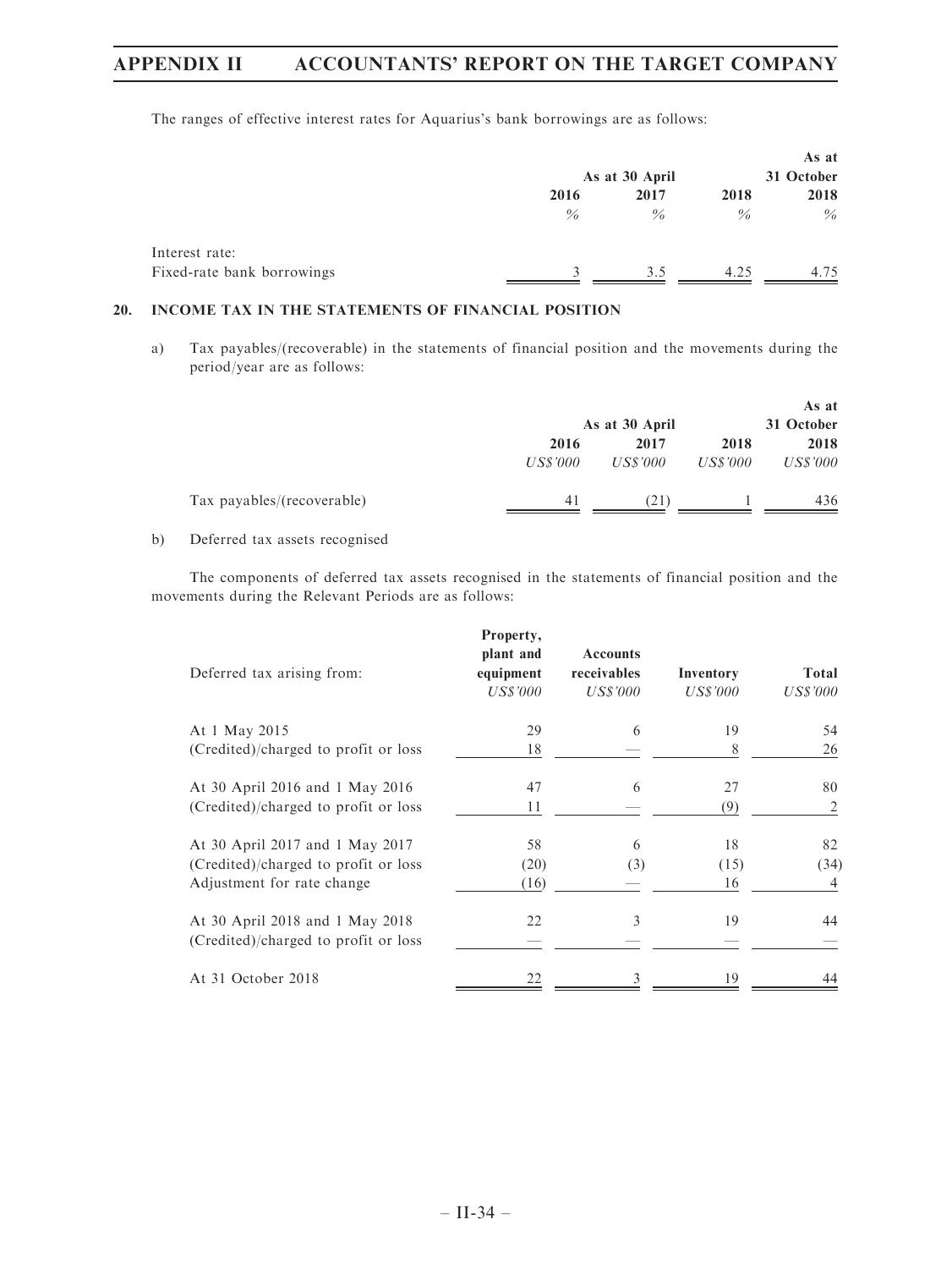The ranges of effective interest rates for Aquarius's bank borrowings are as follows:

| | As at 30 April | | | As at 31 October |
|---|---|---|---|---|
| | 2016 | 2017 | 2018 | 2018 |
| | % | % | % | % |
| Interest rate: | | | | |
| Fixed-rate bank borrowings | 3 | 3.5 | 4.25 | 4.75 |

## 20. INCOME TAX IN THE STATEMENTS OF FINANCIAL POSITION

a) Tax payables/(recoverable) in the statements of financial position and the movements during the period/year are as follows:

| | As at 30 April | | | As at 31 October |
|---|---|---|---|---|
| | 2016 | 2017 | 2018 | 2018 |
| | *US$'000* | *US$'000* | *US$'000* | *US$'000* |
| Tax payables/(recoverable) | 41 | (21) | 1 | 436 |

b) Deferred tax assets recognised

The components of deferred tax assets recognised in the statements of financial position and the movements during the Relevant Periods are as follows:

| Deferred tax arising from: | Property, plant and equipment | Accounts receivables | Inventory | Total |
|---|---|---|---|---|
| | *US$'000* | *US$'000* | *US$'000* | *US$'000* |
| At 1 May 2015 | 29 | 6 | 19 | 54 |
| (Credited)/charged to profit or loss | 18 | — | 8 | 26 |
| At 30 April 2016 and 1 May 2016 | 47 | 6 | 27 | 80 |
| (Credited)/charged to profit or loss | 11 | — | (9) | 2 |
| At 30 April 2017 and 1 May 2017 | 58 | 6 | 18 | 82 |
| (Credited)/charged to profit or loss | (20) | (3) | (15) | (34) |
| Adjustment for rate change | (16) | — | 16 | 4 |
| At 30 April 2018 and 1 May 2018 | 22 | 3 | 19 | 44 |
| (Credited)/charged to profit or loss | — | — | — | — |
| At 31 October 2018 | 22 | 3 | 19 | 44 |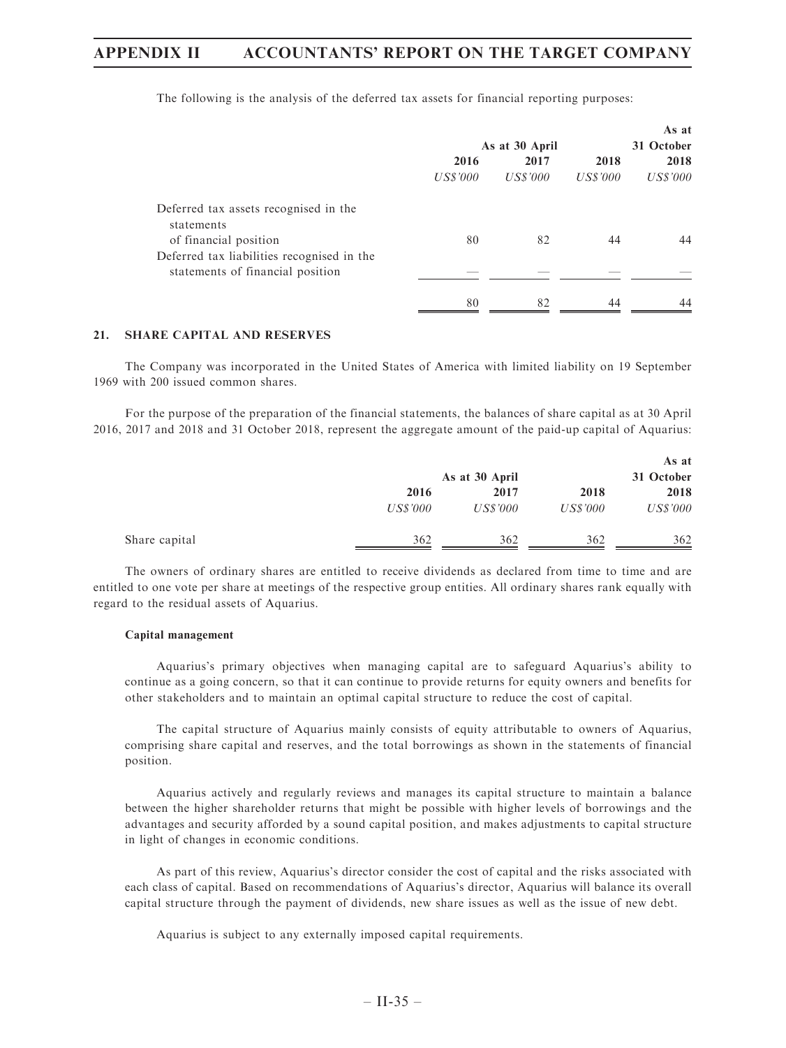The following is the analysis of the deferred tax assets for financial reporting purposes:

| | As at 30 April | | | As at 31 October |
|---|---|---|---|---|
| | 2016 | 2017 | 2018 | 2018 |
| | *US$'000* | *US$'000* | *US$'000* | *US$'000* |
| Deferred tax assets recognised in the statements of financial position | 80 | 82 | 44 | 44 |
| Deferred tax liabilities recognised in the statements of financial position | — | — | — | — |
| | 80 | 82 | 44 | 44 |

### 21. SHARE CAPITAL AND RESERVES

The Company was incorporated in the United States of America with limited liability on 19 September 1969 with 200 issued common shares.

For the purpose of the preparation of the financial statements, the balances of share capital as at 30 April 2016, 2017 and 2018 and 31 October 2018, represent the aggregate amount of the paid-up capital of Aquarius:

| | As at 30 April | | | As at 31 October |
|---|---|---|---|---|
| | 2016 | 2017 | 2018 | 2018 |
| | *US$'000* | *US$'000* | *US$'000* | *US$'000* |
| Share capital | 362 | 362 | 362 | 362 |

The owners of ordinary shares are entitled to receive dividends as declared from time to time and are entitled to one vote per share at meetings of the respective group entities. All ordinary shares rank equally with regard to the residual assets of Aquarius.

**Capital management**

Aquarius's primary objectives when managing capital are to safeguard Aquarius's ability to continue as a going concern, so that it can continue to provide returns for equity owners and benefits for other stakeholders and to maintain an optimal capital structure to reduce the cost of capital.

The capital structure of Aquarius mainly consists of equity attributable to owners of Aquarius, comprising share capital and reserves, and the total borrowings as shown in the statements of financial position.

Aquarius actively and regularly reviews and manages its capital structure to maintain a balance between the higher shareholder returns that might be possible with higher levels of borrowings and the advantages and security afforded by a sound capital position, and makes adjustments to capital structure in light of changes in economic conditions.

As part of this review, Aquarius's director consider the cost of capital and the risks associated with each class of capital. Based on recommendations of Aquarius's director, Aquarius will balance its overall capital structure through the payment of dividends, new share issues as well as the issue of new debt.

Aquarius is subject to any externally imposed capital requirements.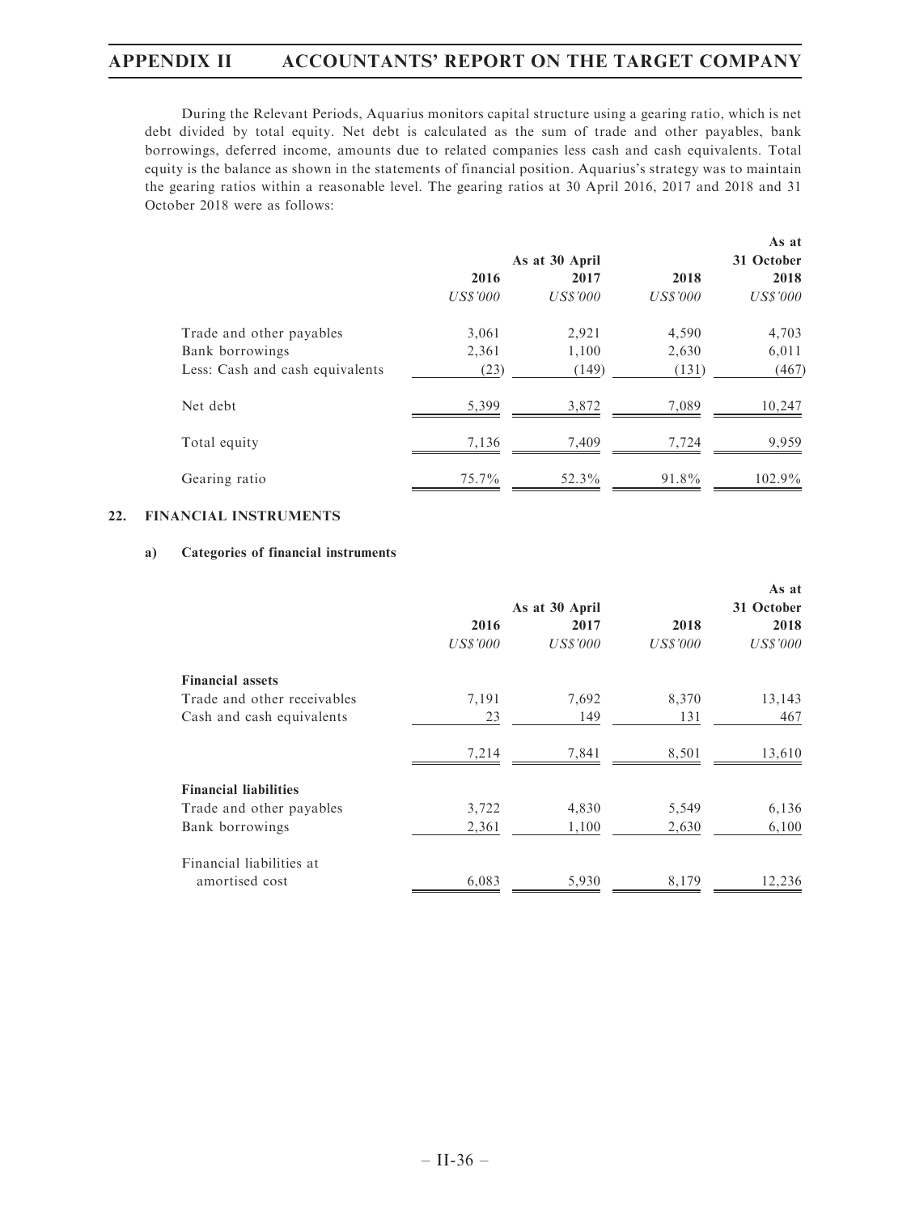During the Relevant Periods, Aquarius monitors capital structure using a gearing ratio, which is net debt divided by total equity. Net debt is calculated as the sum of trade and other payables, bank borrowings, deferred income, amounts due to related companies less cash and cash equivalents. Total equity is the balance as shown in the statements of financial position. Aquarius's strategy was to maintain the gearing ratios within a reasonable level. The gearing ratios at 30 April 2016, 2017 and 2018 and 31 October 2018 were as follows:

| | As at 30 April | | | As at 31 October |
|---|---|---|---|---|
| | 2016 | 2017 | 2018 | 2018 |
| | *US$'000* | *US$'000* | *US$'000* | *US$'000* |
| Trade and other payables | 3,061 | 2,921 | 4,590 | 4,703 |
| Bank borrowings | 2,361 | 1,100 | 2,630 | 6,011 |
| Less: Cash and cash equivalents | (23) | (149) | (131) | (467) |
| Net debt | 5,399 | 3,872 | 7,089 | 10,247 |
| Total equity | 7,136 | 7,409 | 7,724 | 9,959 |
| Gearing ratio | 75.7% | 52.3% | 91.8% | 102.9% |

## 22. FINANCIAL INSTRUMENTS

### a) Categories of financial instruments

| | As at 30 April | | | As at 31 October |
|---|---|---|---|---|
| | 2016 | 2017 | 2018 | 2018 |
| | *US$'000* | *US$'000* | *US$'000* | *US$'000* |
| **Financial assets** | | | | |
| Trade and other receivables | 7,191 | 7,692 | 8,370 | 13,143 |
| Cash and cash equivalents | 23 | 149 | 131 | 467 |
| | 7,214 | 7,841 | 8,501 | 13,610 |
| **Financial liabilities** | | | | |
| Trade and other payables | 3,722 | 4,830 | 5,549 | 6,136 |
| Bank borrowings | 2,361 | 1,100 | 2,630 | 6,100 |
| Financial liabilities at amortised cost | 6,083 | 5,930 | 8,179 | 12,236 |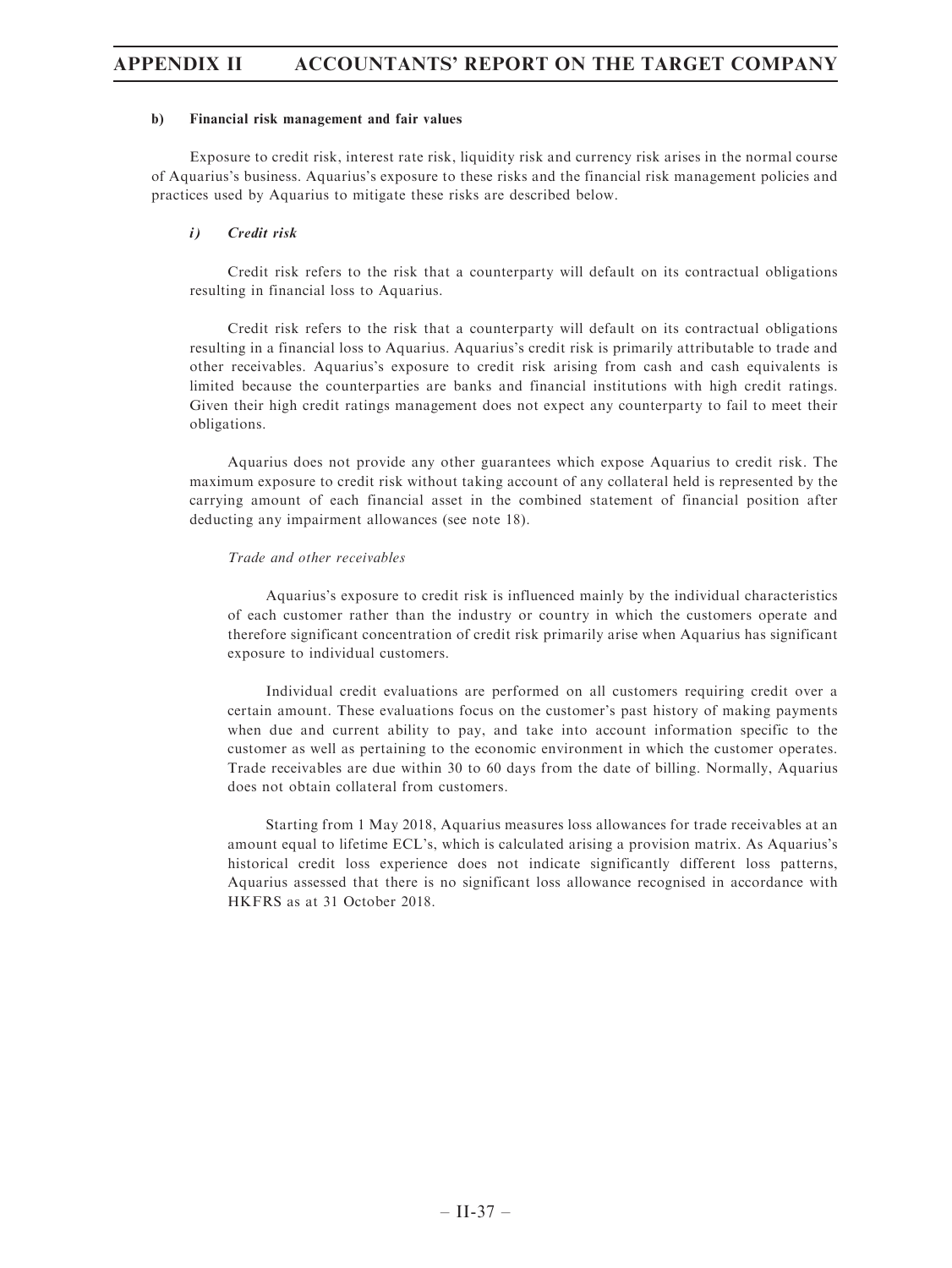#### b) Financial risk management and fair values

Exposure to credit risk, interest rate risk, liquidity risk and currency risk arises in the normal course of Aquarius's business. Aquarius's exposure to these risks and the financial risk management policies and practices used by Aquarius to mitigate these risks are described below.

##### *i) Credit risk*

Credit risk refers to the risk that a counterparty will default on its contractual obligations resulting in financial loss to Aquarius.

Credit risk refers to the risk that a counterparty will default on its contractual obligations resulting in a financial loss to Aquarius. Aquarius's credit risk is primarily attributable to trade and other receivables. Aquarius's exposure to credit risk arising from cash and cash equivalents is limited because the counterparties are banks and financial institutions with high credit ratings. Given their high credit ratings management does not expect any counterparty to fail to meet their obligations.

Aquarius does not provide any other guarantees which expose Aquarius to credit risk. The maximum exposure to credit risk without taking account of any collateral held is represented by the carrying amount of each financial asset in the combined statement of financial position after deducting any impairment allowances (see note 18).

*Trade and other receivables*

Aquarius's exposure to credit risk is influenced mainly by the individual characteristics of each customer rather than the industry or country in which the customers operate and therefore significant concentration of credit risk primarily arise when Aquarius has significant exposure to individual customers.

Individual credit evaluations are performed on all customers requiring credit over a certain amount. These evaluations focus on the customer's past history of making payments when due and current ability to pay, and take into account information specific to the customer as well as pertaining to the economic environment in which the customer operates. Trade receivables are due within 30 to 60 days from the date of billing. Normally, Aquarius does not obtain collateral from customers.

Starting from 1 May 2018, Aquarius measures loss allowances for trade receivables at an amount equal to lifetime ECL's, which is calculated arising a provision matrix. As Aquarius's historical credit loss experience does not indicate significantly different loss patterns, Aquarius assessed that there is no significant loss allowance recognised in accordance with HKFRS as at 31 October 2018.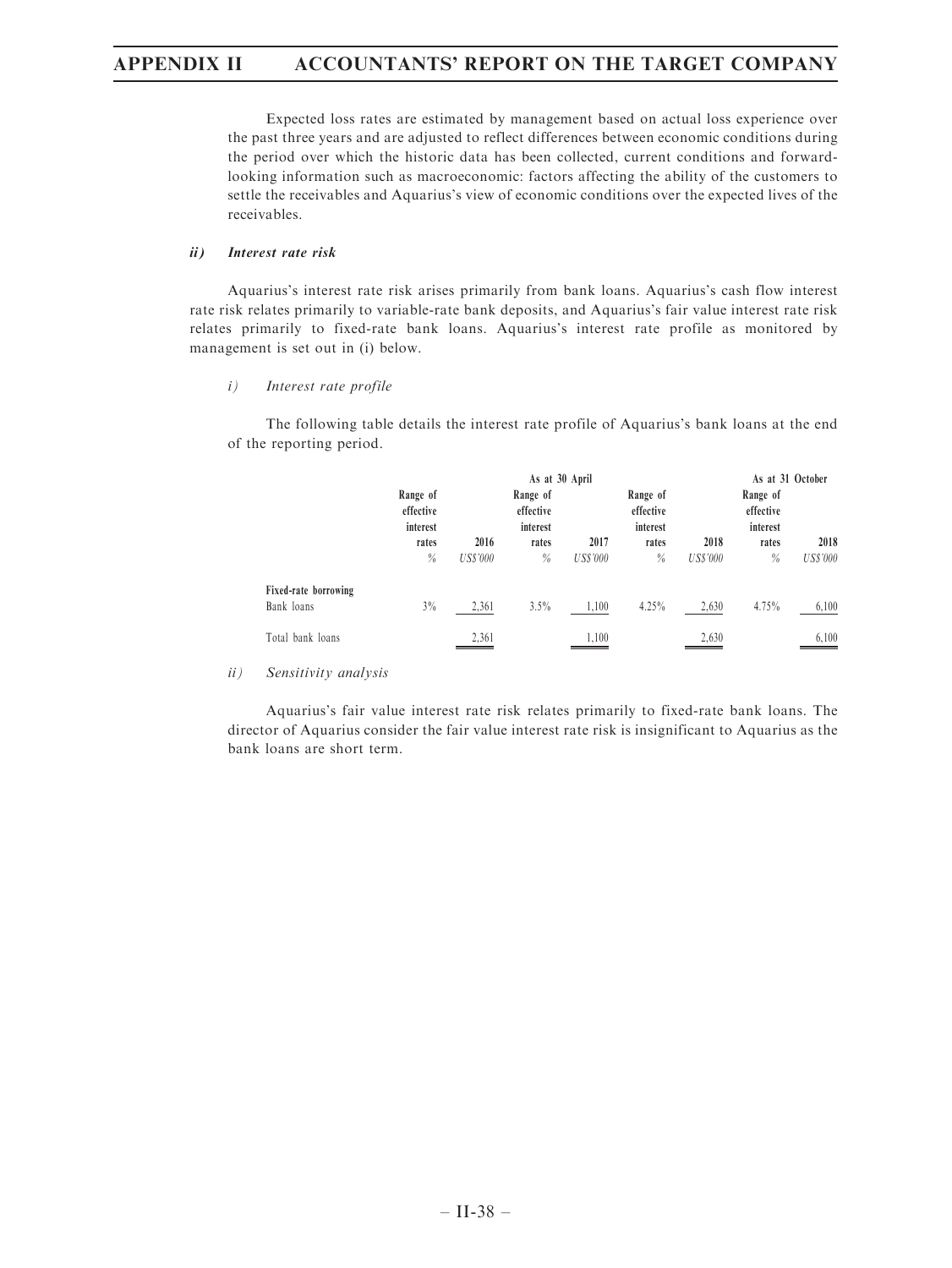Expected loss rates are estimated by management based on actual loss experience over the past three years and are adjusted to reflect differences between economic conditions during the period over which the historic data has been collected, current conditions and forward-looking information such as macroeconomic: factors affecting the ability of the customers to settle the receivables and Aquarius's view of economic conditions over the expected lives of the receivables.

***ii) Interest rate risk***

Aquarius's interest rate risk arises primarily from bank loans. Aquarius's cash flow interest rate risk relates primarily to variable-rate bank deposits, and Aquarius's fair value interest rate risk relates primarily to fixed-rate bank loans. Aquarius's interest rate profile as monitored by management is set out in (i) below.

*i) Interest rate profile*

The following table details the interest rate profile of Aquarius's bank loans at the end of the reporting period.

| | As at 30 April | | | | | | As at 31 October | |
|---|---|---|---|---|---|---|---|---|
| | Range of effective interest rates | 2016 | Range of effective interest rates | 2017 | Range of effective interest rates | 2018 | Range of effective interest rates | 2018 |
| | % | *US$'000* | % | *US$'000* | % | *US$'000* | % | *US$'000* |
| **Fixed-rate borrowing** | | | | | | | | |
| Bank loans | 3% | 2,361 | 3.5% | 1,100 | 4.25% | 2,630 | 4.75% | 6,100 |
| Total bank loans | | 2,361 | | 1,100 | | 2,630 | | 6,100 |

*ii) Sensitivity analysis*

Aquarius's fair value interest rate risk relates primarily to fixed-rate bank loans. The director of Aquarius consider the fair value interest rate risk is insignificant to Aquarius as the bank loans are short term.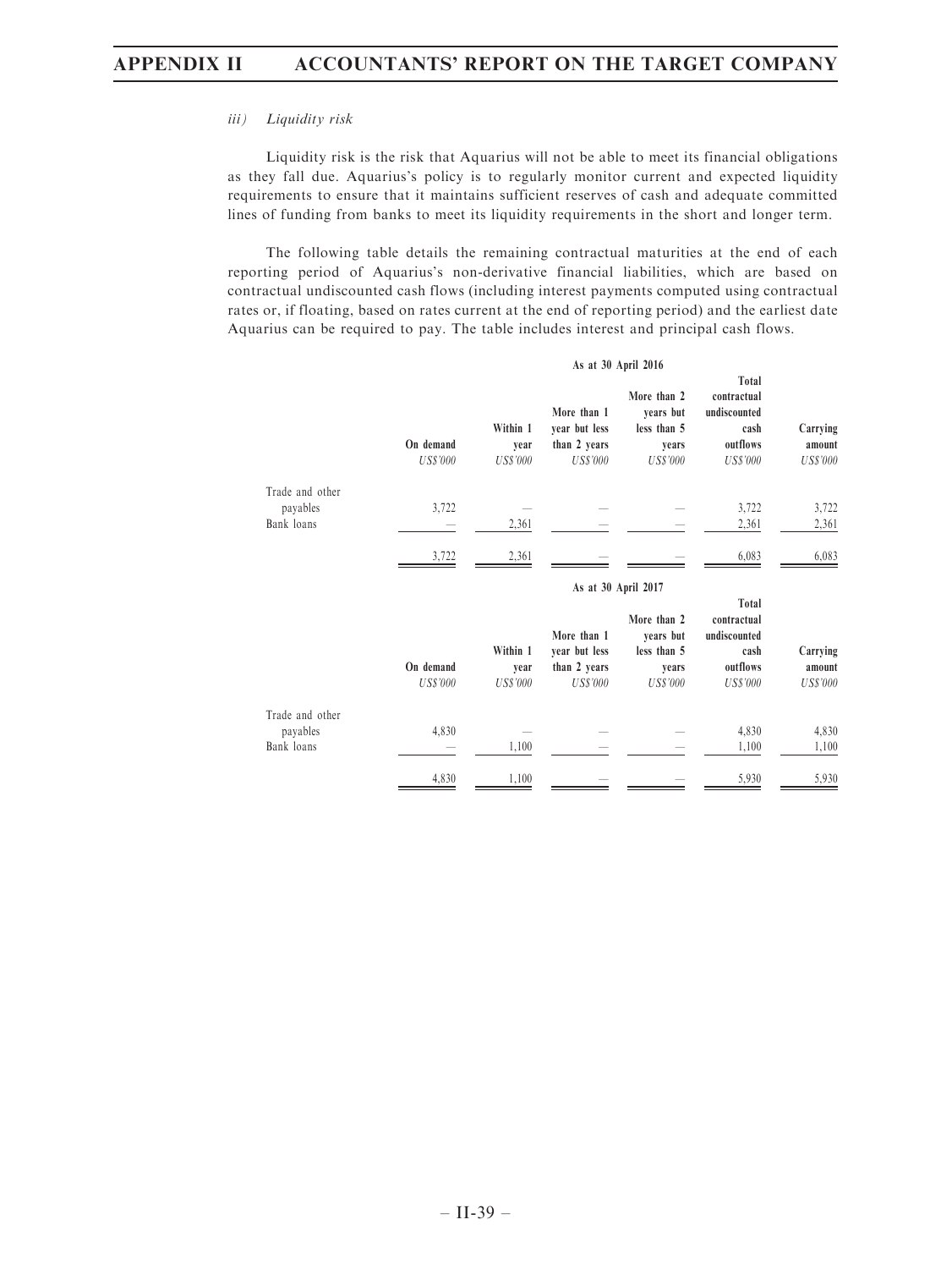*iii) Liquidity risk*

Liquidity risk is the risk that Aquarius will not be able to meet its financial obligations as they fall due. Aquarius's policy is to regularly monitor current and expected liquidity requirements to ensure that it maintains sufficient reserves of cash and adequate committed lines of funding from banks to meet its liquidity requirements in the short and longer term.

The following table details the remaining contractual maturities at the end of each reporting period of Aquarius's non-derivative financial liabilities, which are based on contractual undiscounted cash flows (including interest payments computed using contractual rates or, if floating, based on rates current at the end of reporting period) and the earliest date Aquarius can be required to pay. The table includes interest and principal cash flows.

| | As at 30 April 2016 | | | | | |
|---|---|---|---|---|---|---|
| | **On demand** | **Within 1 year** | **More than 1 year but less than 2 years** | **More than 2 years but less than 5 years** | **Total contractual undiscounted cash outflows** | **Carrying amount** |
| | *US$'000* | *US$'000* | *US$'000* | *US$'000* | *US$'000* | *US$'000* |
| Trade and other payables | 3,722 | — | — | — | 3,722 | 3,722 |
| Bank loans | — | 2,361 | — | — | 2,361 | 2,361 |
| | 3,722 | 2,361 | — | — | 6,083 | 6,083 |

| | As at 30 April 2017 | | | | | |
|---|---|---|---|---|---|---|
| | **On demand** | **Within 1 year** | **More than 1 year but less than 2 years** | **More than 2 years but less than 5 years** | **Total contractual undiscounted cash outflows** | **Carrying amount** |
| | *US$'000* | *US$'000* | *US$'000* | *US$'000* | *US$'000* | *US$'000* |
| Trade and other payables | 4,830 | — | — | — | 4,830 | 4,830 |
| Bank loans | — | 1,100 | — | — | 1,100 | 1,100 |
| | 4,830 | 1,100 | — | — | 5,930 | 5,930 |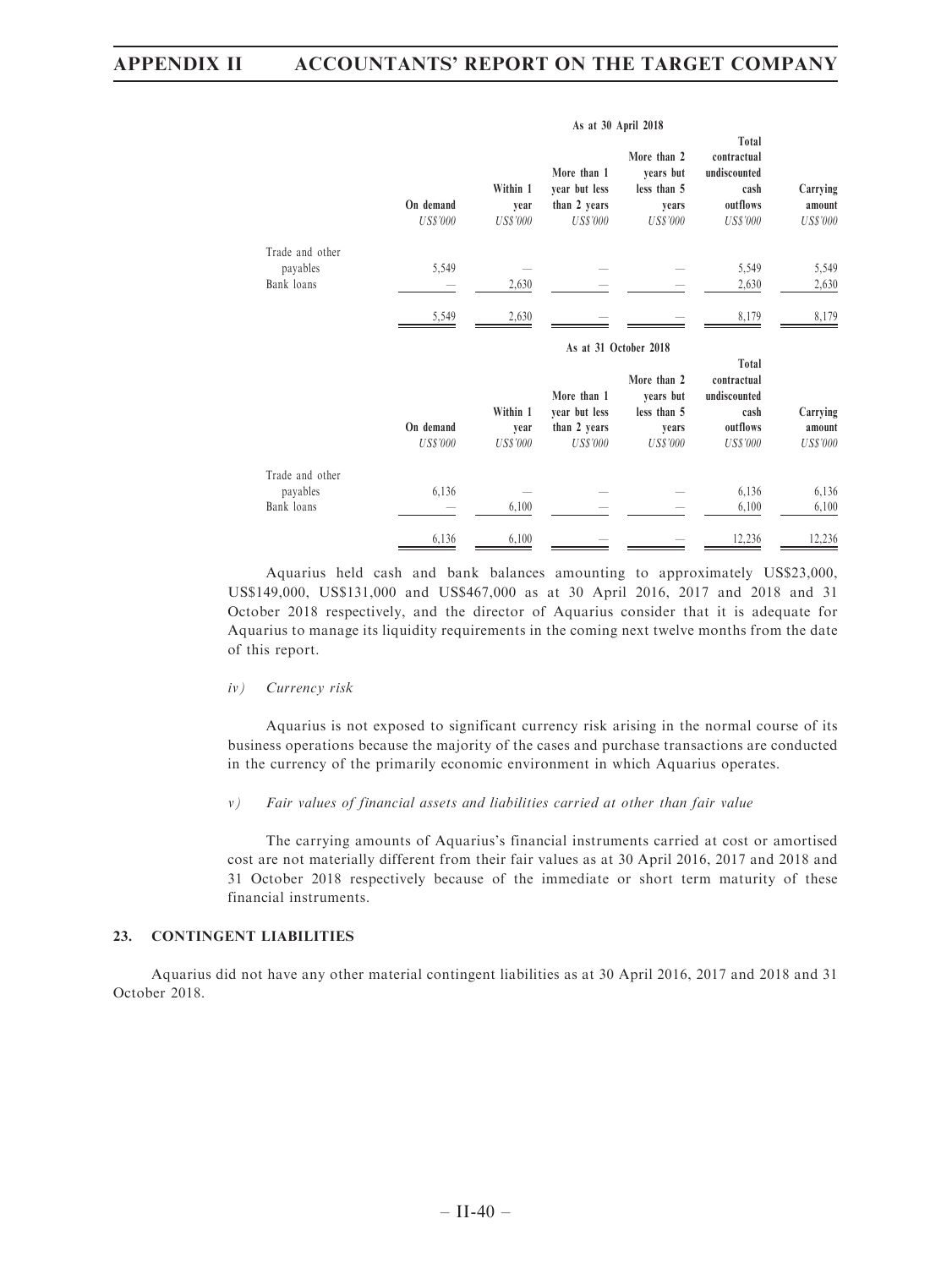| | As at 30 April 2018 | | | | | |
|---|---|---|---|---|---|---|
| | On demand | Within 1 year | More than 1 year but less than 2 years | More than 2 years but less than 5 years | Total contractual undiscounted cash outflows | Carrying amount |
| | *US$'000* | *US$'000* | *US$'000* | *US$'000* | *US$'000* | *US$'000* |
| Trade and other payables | 5,549 | — | — | — | 5,549 | 5,549 |
| Bank loans | — | 2,630 | — | — | 2,630 | 2,630 |
| | 5,549 | 2,630 | — | — | 8,179 | 8,179 |

| | As at 31 October 2018 | | | | | |
|---|---|---|---|---|---|---|
| | On demand | Within 1 year | More than 1 year but less than 2 years | More than 2 years but less than 5 years | Total contractual undiscounted cash outflows | Carrying amount |
| | *US$'000* | *US$'000* | *US$'000* | *US$'000* | *US$'000* | *US$'000* |
| Trade and other payables | 6,136 | — | — | — | 6,136 | 6,136 |
| Bank loans | — | 6,100 | — | — | 6,100 | 6,100 |
| | 6,136 | 6,100 | — | — | 12,236 | 12,236 |

Aquarius held cash and bank balances amounting to approximately US$23,000, US$149,000, US$131,000 and US$467,000 as at 30 April 2016, 2017 and 2018 and 31 October 2018 respectively, and the director of Aquarius consider that it is adequate for Aquarius to manage its liquidity requirements in the coming next twelve months from the date of this report.

*iv) Currency risk*

Aquarius is not exposed to significant currency risk arising in the normal course of its business operations because the majority of the cases and purchase transactions are conducted in the currency of the primarily economic environment in which Aquarius operates.

*v) Fair values of financial assets and liabilities carried at other than fair value*

The carrying amounts of Aquarius's financial instruments carried at cost or amortised cost are not materially different from their fair values as at 30 April 2016, 2017 and 2018 and 31 October 2018 respectively because of the immediate or short term maturity of these financial instruments.

## 23. CONTINGENT LIABILITIES

Aquarius did not have any other material contingent liabilities as at 30 April 2016, 2017 and 2018 and 31 October 2018.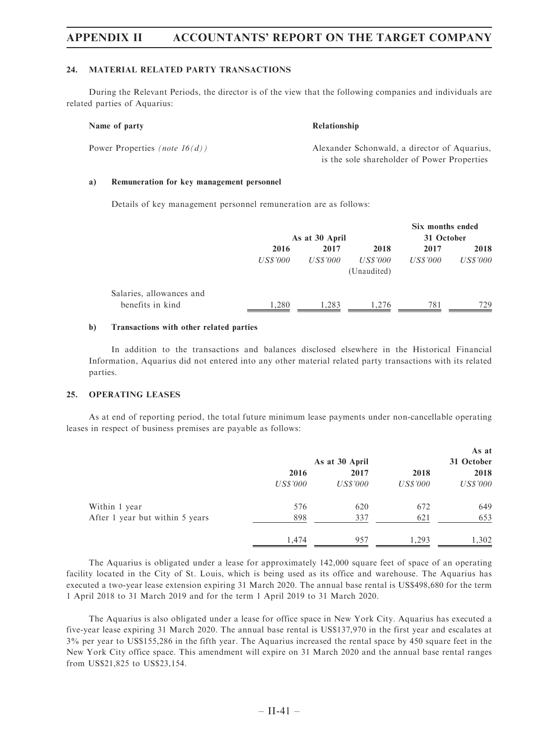### 24. MATERIAL RELATED PARTY TRANSACTIONS

During the Relevant Periods, the director is of the view that the following companies and individuals are related parties of Aquarius:

| Name of party | Relationship |
|---|---|
| Power Properties *(note 16(d))* | Alexander Schonwald, a director of Aquarius, is the sole shareholder of Power Properties |

#### a) Remuneration for key management personnel

Details of key management personnel remuneration are as follows:

| | As at 30 April | | | Six months ended 31 October | |
|---|---|---|---|---|---|
| | 2016 | 2017 | 2018 | 2017 | 2018 |
| | *US$'000* | *US$'000* | *US$'000* (Unaudited) | *US$'000* | *US$'000* |
| Salaries, allowances and benefits in kind | 1,280 | 1,283 | 1,276 | 781 | 729 |

#### b) Transactions with other related parties

In addition to the transactions and balances disclosed elsewhere in the Historical Financial Information, Aquarius did not entered into any other material related party transactions with its related parties.

### 25. OPERATING LEASES

As at end of reporting period, the total future minimum lease payments under non-cancellable operating leases in respect of business premises are payable as follows:

| | As at 30 April | | | As at 31 October |
|---|---|---|---|---|
| | 2016 | 2017 | 2018 | 2018 |
| | *US$'000* | *US$'000* | *US$'000* | *US$'000* |
| Within 1 year | 576 | 620 | 672 | 649 |
| After 1 year but within 5 years | 898 | 337 | 621 | 653 |
| | 1,474 | 957 | 1,293 | 1,302 |

The Aquarius is obligated under a lease for approximately 142,000 square feet of space of an operating facility located in the City of St. Louis, which is being used as its office and warehouse. The Aquarius has executed a two-year lease extension expiring 31 March 2020. The annual base rental is US$498,680 for the term 1 April 2018 to 31 March 2019 and for the term 1 April 2019 to 31 March 2020.

The Aquarius is also obligated under a lease for office space in New York City. Aquarius has executed a five-year lease expiring 31 March 2020. The annual base rental is US$137,970 in the first year and escalates at 3% per year to US$155,286 in the fifth year. The Aquarius increased the rental space by 450 square feet in the New York City office space. This amendment will expire on 31 March 2020 and the annual base rental ranges from US$21,825 to US$23,154.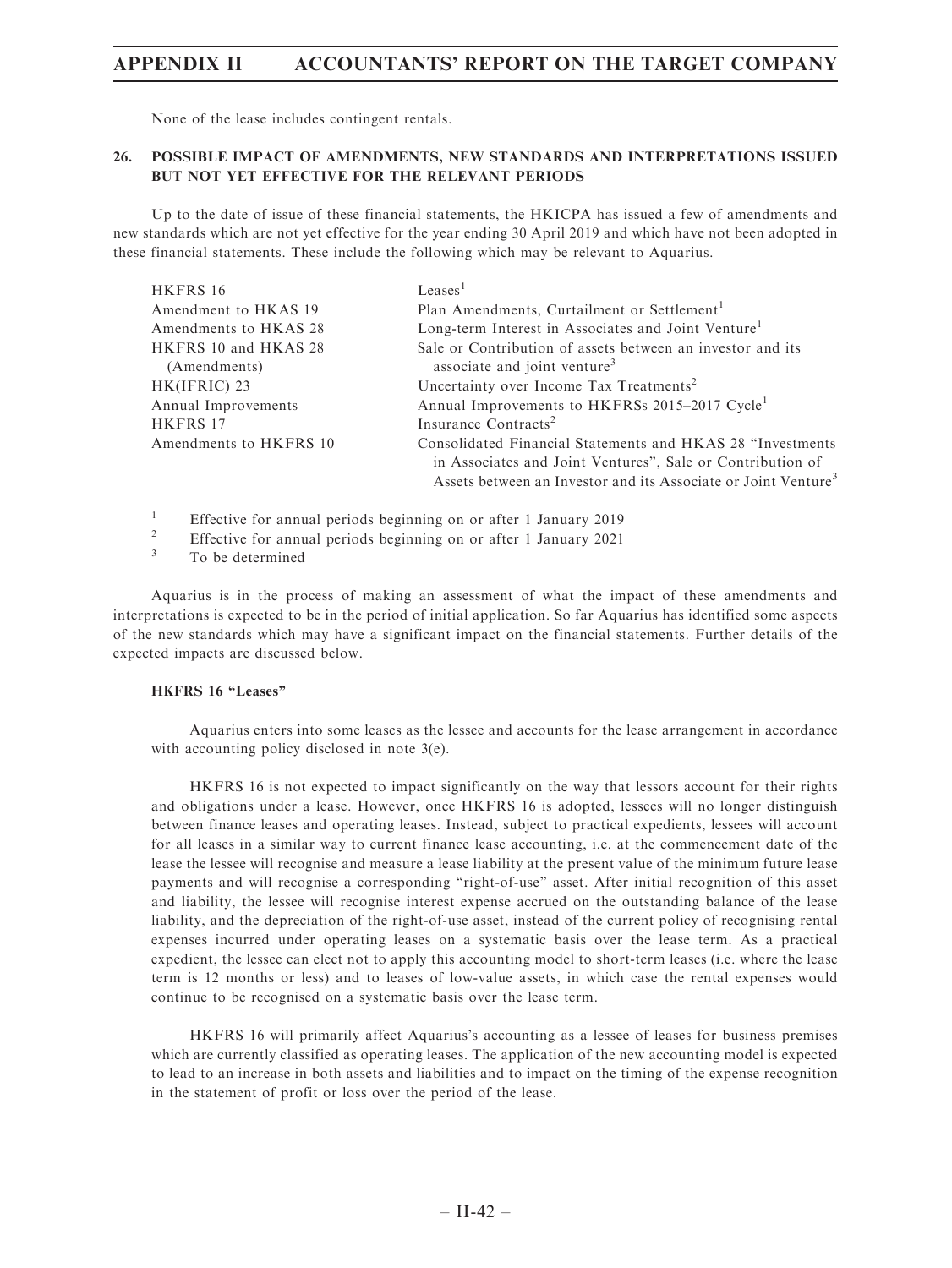None of the lease includes contingent rentals.

## 26. POSSIBLE IMPACT OF AMENDMENTS, NEW STANDARDS AND INTERPRETATIONS ISSUED BUT NOT YET EFFECTIVE FOR THE RELEVANT PERIODS

Up to the date of issue of these financial statements, the HKICPA has issued a few of amendments and new standards which are not yet effective for the year ending 30 April 2019 and which have not been adopted in these financial statements. These include the following which may be relevant to Aquarius.

| | |
|---|---|
| HKFRS 16 | Leases[1] |
| Amendment to HKAS 19 | Plan Amendments, Curtailment or Settlement[1] |
| Amendments to HKAS 28 | Long-term Interest in Associates and Joint Venture[1] |
| HKFRS 10 and HKAS 28 (Amendments) | Sale or Contribution of assets between an investor and its associate and joint venture[3] |
| HK(IFRIC) 23 | Uncertainty over Income Tax Treatments[2] |
| Annual Improvements | Annual Improvements to HKFRSs 2015–2017 Cycle[1] |
| HKFRS 17 | Insurance Contracts[2] |
| Amendments to HKFRS 10 | Consolidated Financial Statements and HKAS 28 "Investments in Associates and Joint Ventures", Sale or Contribution of Assets between an Investor and its Associate or Joint Venture[3] |

[1] Effective for annual periods beginning on or after 1 January 2019

[2] Effective for annual periods beginning on or after 1 January 2021

[3] To be determined

Aquarius is in the process of making an assessment of what the impact of these amendments and interpretations is expected to be in the period of initial application. So far Aquarius has identified some aspects of the new standards which may have a significant impact on the financial statements. Further details of the expected impacts are discussed below.

**HKFRS 16 "Leases"**

Aquarius enters into some leases as the lessee and accounts for the lease arrangement in accordance with accounting policy disclosed in note 3(e).

HKFRS 16 is not expected to impact significantly on the way that lessors account for their rights and obligations under a lease. However, once HKFRS 16 is adopted, lessees will no longer distinguish between finance leases and operating leases. Instead, subject to practical expedients, lessees will account for all leases in a similar way to current finance lease accounting, i.e. at the commencement date of the lease the lessee will recognise and measure a lease liability at the present value of the minimum future lease payments and will recognise a corresponding "right-of-use" asset. After initial recognition of this asset and liability, the lessee will recognise interest expense accrued on the outstanding balance of the lease liability, and the depreciation of the right-of-use asset, instead of the current policy of recognising rental expenses incurred under operating leases on a systematic basis over the lease term. As a practical expedient, the lessee can elect not to apply this accounting model to short-term leases (i.e. where the lease term is 12 months or less) and to leases of low-value assets, in which case the rental expenses would continue to be recognised on a systematic basis over the lease term.

HKFRS 16 will primarily affect Aquarius's accounting as a lessee of leases for business premises which are currently classified as operating leases. The application of the new accounting model is expected to lead to an increase in both assets and liabilities and to impact on the timing of the expense recognition in the statement of profit or loss over the period of the lease.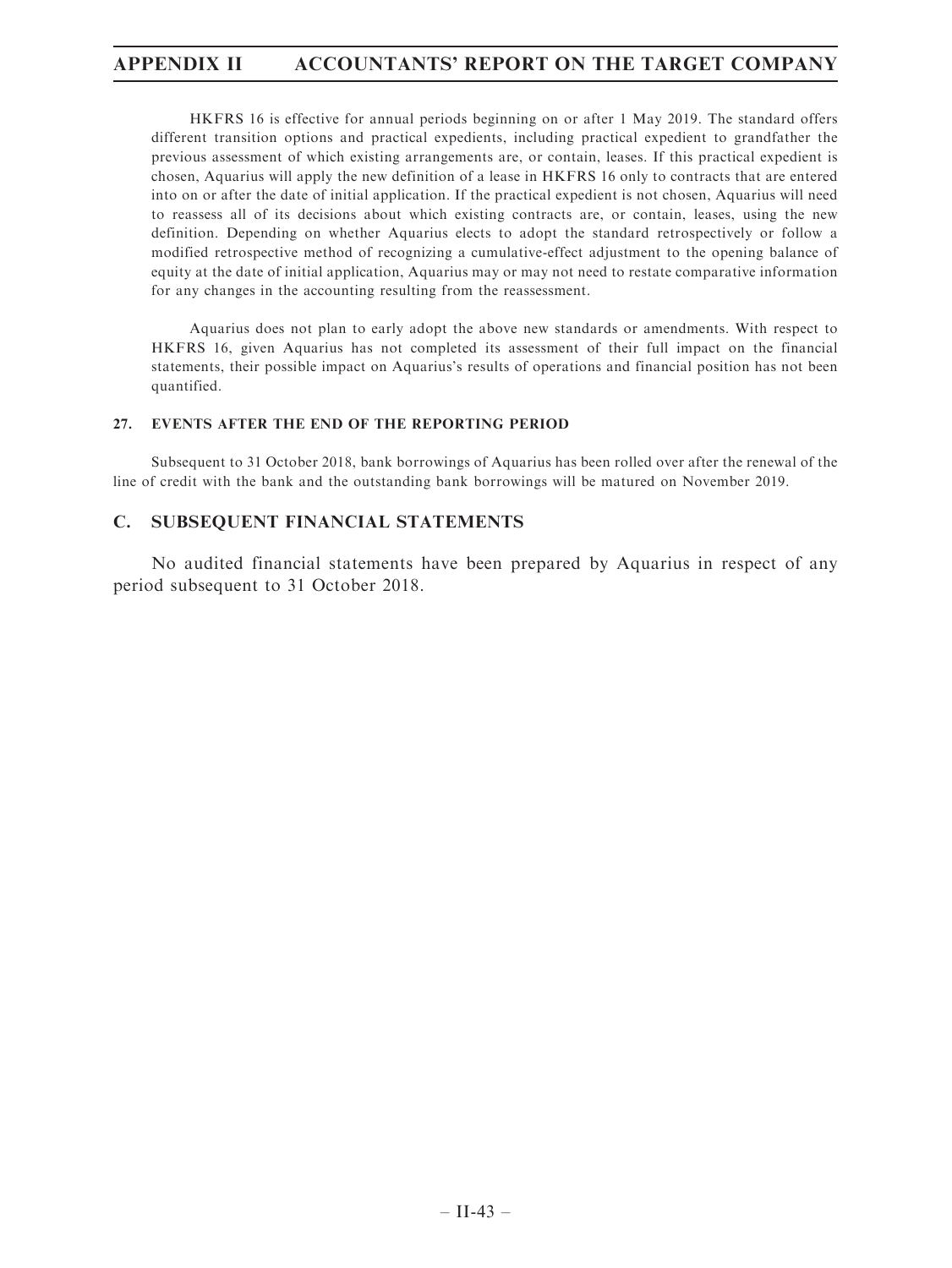HKFRS 16 is effective for annual periods beginning on or after 1 May 2019. The standard offers different transition options and practical expedients, including practical expedient to grandfather the previous assessment of which existing arrangements are, or contain, leases. If this practical expedient is chosen, Aquarius will apply the new definition of a lease in HKFRS 16 only to contracts that are entered into on or after the date of initial application. If the practical expedient is not chosen, Aquarius will need to reassess all of its decisions about which existing contracts are, or contain, leases, using the new definition. Depending on whether Aquarius elects to adopt the standard retrospectively or follow a modified retrospective method of recognizing a cumulative-effect adjustment to the opening balance of equity at the date of initial application, Aquarius may or may not need to restate comparative information for any changes in the accounting resulting from the reassessment.

Aquarius does not plan to early adopt the above new standards or amendments. With respect to HKFRS 16, given Aquarius has not completed its assessment of their full impact on the financial statements, their possible impact on Aquarius's results of operations and financial position has not been quantified.

### 27. EVENTS AFTER THE END OF THE REPORTING PERIOD

Subsequent to 31 October 2018, bank borrowings of Aquarius has been rolled over after the renewal of the line of credit with the bank and the outstanding bank borrowings will be matured on November 2019.

## C. SUBSEQUENT FINANCIAL STATEMENTS

No audited financial statements have been prepared by Aquarius in respect of any period subsequent to 31 October 2018.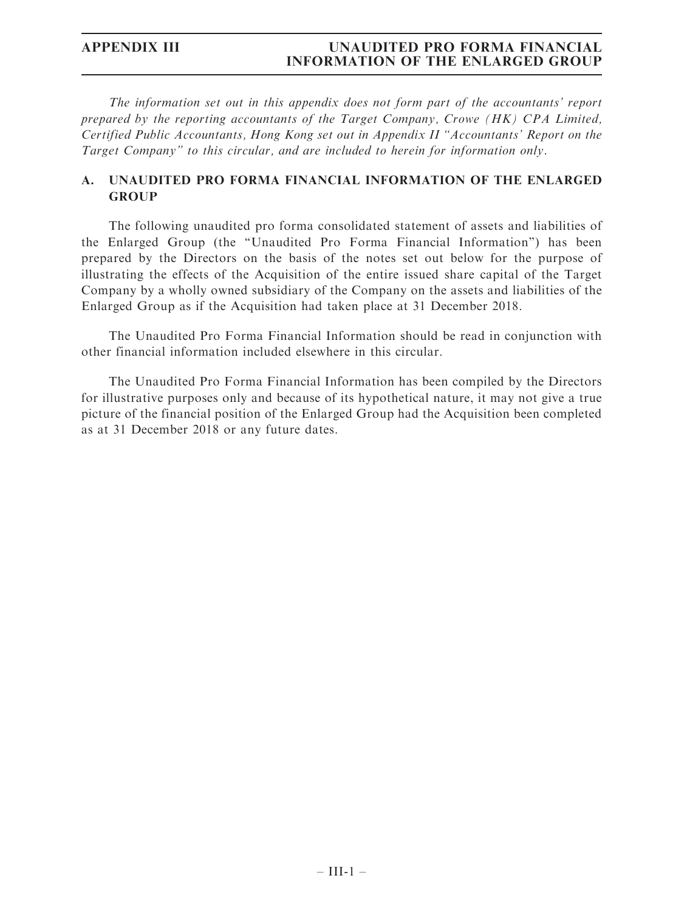*The information set out in this appendix does not form part of the accountants' report prepared by the reporting accountants of the Target Company, Crowe (HK) CPA Limited, Certified Public Accountants, Hong Kong set out in Appendix II "Accountants' Report on the Target Company" to this circular, and are included to herein for information only.*

## A. UNAUDITED PRO FORMA FINANCIAL INFORMATION OF THE ENLARGED GROUP

The following unaudited pro forma consolidated statement of assets and liabilities of the Enlarged Group (the "Unaudited Pro Forma Financial Information") has been prepared by the Directors on the basis of the notes set out below for the purpose of illustrating the effects of the Acquisition of the entire issued share capital of the Target Company by a wholly owned subsidiary of the Company on the assets and liabilities of the Enlarged Group as if the Acquisition had taken place at 31 December 2018.

The Unaudited Pro Forma Financial Information should be read in conjunction with other financial information included elsewhere in this circular.

The Unaudited Pro Forma Financial Information has been compiled by the Directors for illustrative purposes only and because of its hypothetical nature, it may not give a true picture of the financial position of the Enlarged Group had the Acquisition been completed as at 31 December 2018 or any future dates.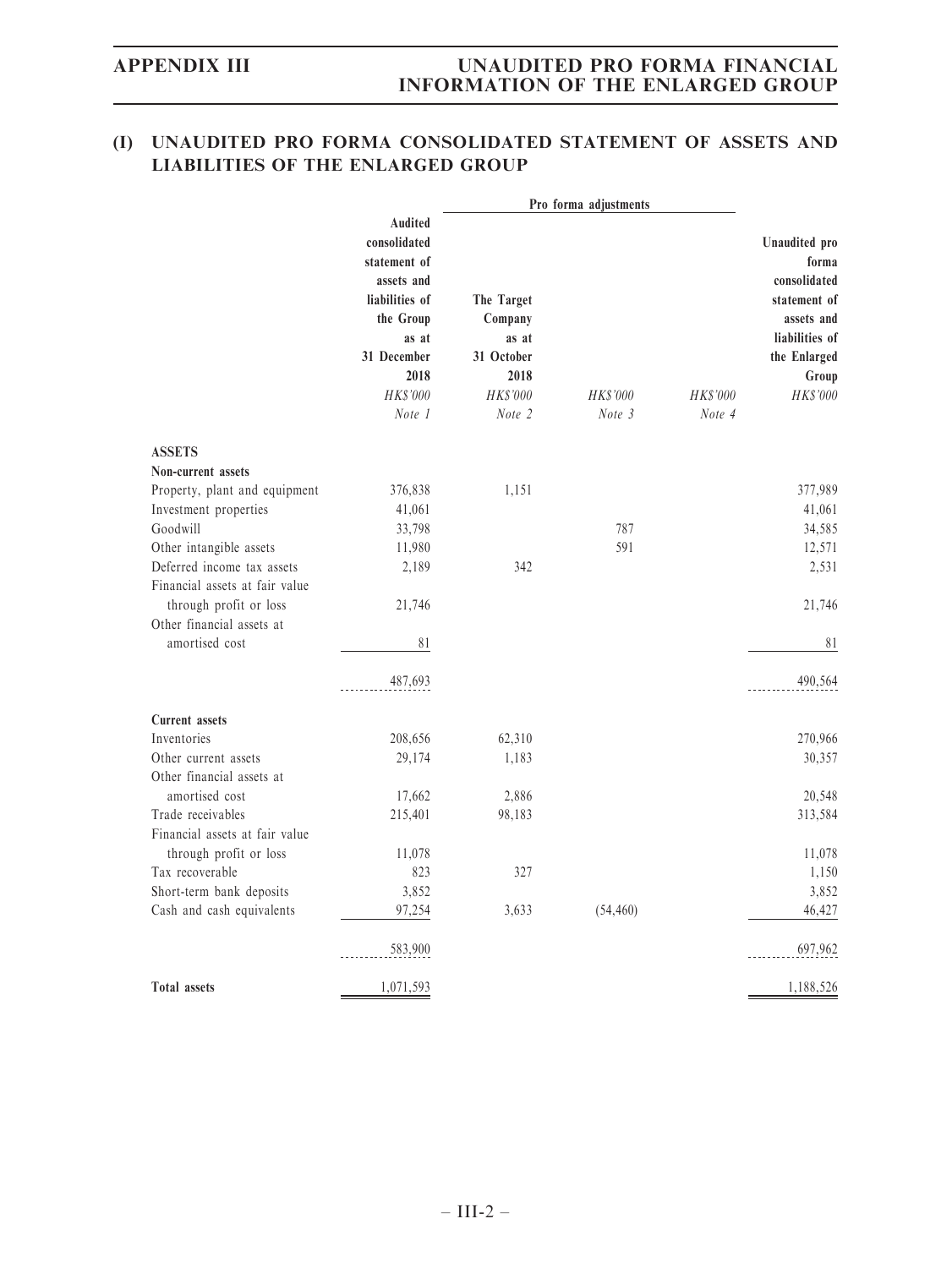## (I) UNAUDITED PRO FORMA CONSOLIDATED STATEMENT OF ASSETS AND LIABILITIES OF THE ENLARGED GROUP

| | Audited consolidated statement of assets and liabilities of the Group as at 31 December 2018 | Pro forma adjustments | | | Unaudited pro forma consolidated statement of assets and liabilities of the Enlarged Group |
|---|---|---|---|---|---|
| | | The Target Company as at 31 October 2018 | | | |
| | *HK$'000* | *HK$'000* | *HK$'000* | *HK$'000* | *HK$'000* |
| | *Note 1* | *Note 2* | *Note 3* | *Note 4* | |
| **ASSETS** | | | | | |
| **Non-current assets** | | | | | |
| Property, plant and equipment | 376,838 | 1,151 | | | 377,989 |
| Investment properties | 41,061 | | | | 41,061 |
| Goodwill | 33,798 | | 787 | | 34,585 |
| Other intangible assets | 11,980 | | 591 | | 12,571 |
| Deferred income tax assets | 2,189 | 342 | | | 2,531 |
| Financial assets at fair value through profit or loss | 21,746 | | | | 21,746 |
| Other financial assets at amortised cost | 81 | | | | 81 |
| | 487,693 | | | | 490,564 |
| **Current assets** | | | | | |
| Inventories | 208,656 | 62,310 | | | 270,966 |
| Other current assets | 29,174 | 1,183 | | | 30,357 |
| Other financial assets at amortised cost | 17,662 | 2,886 | | | 20,548 |
| Trade receivables | 215,401 | 98,183 | | | 313,584 |
| Financial assets at fair value through profit or loss | 11,078 | | | | 11,078 |
| Tax recoverable | 823 | 327 | | | 1,150 |
| Short-term bank deposits | 3,852 | | | | 3,852 |
| Cash and cash equivalents | 97,254 | 3,633 | (54,460) | | 46,427 |
| | 583,900 | | | | 697,962 |
| **Total assets** | 1,071,593 | | | | 1,188,526 |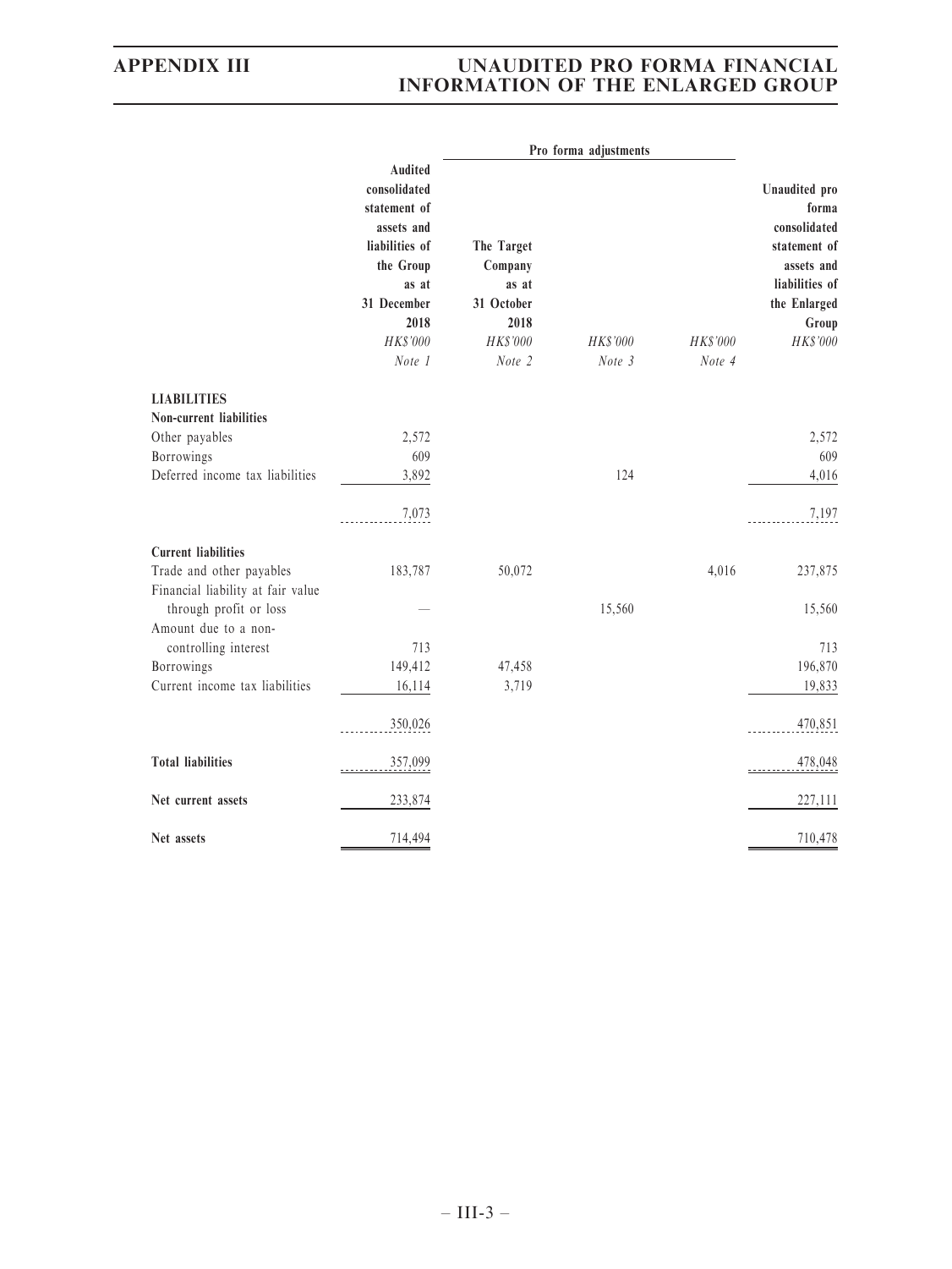| | Audited consolidated statement of assets and liabilities of the Group as at 31 December 2018 | Pro forma adjustments | | | Unaudited pro forma consolidated statement of assets and liabilities of the Enlarged Group |
|---|---|---|---|---|---|
| | | The Target Company as at 31 October 2018 | | | |
| | *HK$'000* | *HK$'000* | *HK$'000* | *HK$'000* | *HK$'000* |
| | *Note 1* | *Note 2* | *Note 3* | *Note 4* | |
| **LIABILITIES** | | | | | |
| **Non-current liabilities** | | | | | |
| Other payables | 2,572 | | | | 2,572 |
| Borrowings | 609 | | | | 609 |
| Deferred income tax liabilities | 3,892 | | 124 | | 4,016 |
| | 7,073 | | | | 7,197 |
| **Current liabilities** | | | | | |
| Trade and other payables | 183,787 | 50,072 | | 4,016 | 237,875 |
| Financial liability at fair value through profit or loss | — | | 15,560 | | 15,560 |
| Amount due to a non-controlling interest | 713 | | | | 713 |
| Borrowings | 149,412 | 47,458 | | | 196,870 |
| Current income tax liabilities | 16,114 | 3,719 | | | 19,833 |
| | 350,026 | | | | 470,851 |
| **Total liabilities** | 357,099 | | | | 478,048 |
| **Net current assets** | 233,874 | | | | 227,111 |
| **Net assets** | 714,494 | | | | 710,478 |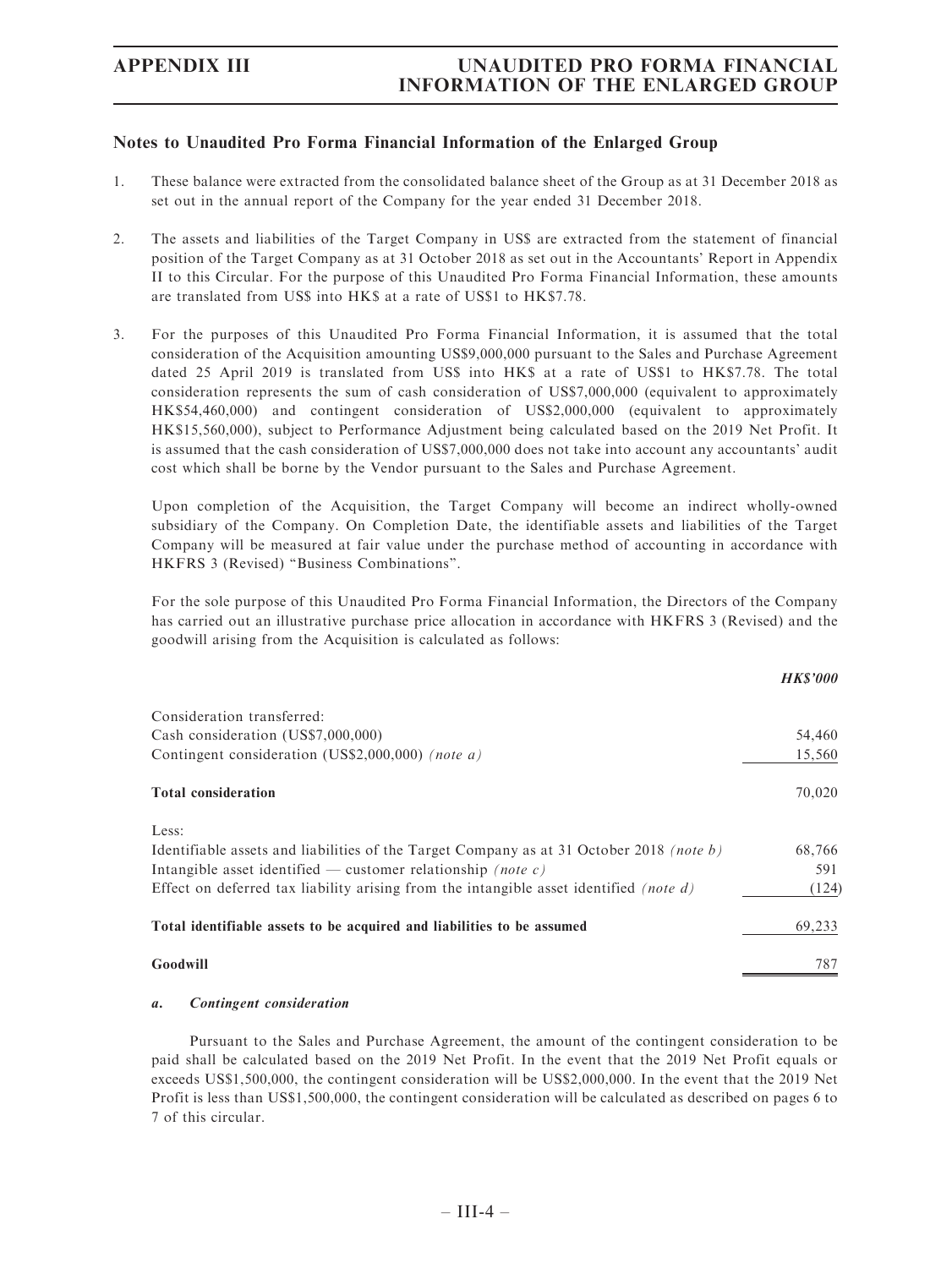## Notes to Unaudited Pro Forma Financial Information of the Enlarged Group

1. These balance were extracted from the consolidated balance sheet of the Group as at 31 December 2018 as set out in the annual report of the Company for the year ended 31 December 2018.

2. The assets and liabilities of the Target Company in US$ are extracted from the statement of financial position of the Target Company as at 31 October 2018 as set out in the Accountants' Report in Appendix II to this Circular. For the purpose of this Unaudited Pro Forma Financial Information, these amounts are translated from US$ into HK$ at a rate of US$1 to HK$7.78.

3. For the purposes of this Unaudited Pro Forma Financial Information, it is assumed that the total consideration of the Acquisition amounting US$9,000,000 pursuant to the Sales and Purchase Agreement dated 25 April 2019 is translated from US$ into HK$ at a rate of US$1 to HK$7.78. The total consideration represents the sum of cash consideration of US$7,000,000 (equivalent to approximately HK$54,460,000) and contingent consideration of US$2,000,000 (equivalent to approximately HK$15,560,000), subject to Performance Adjustment being calculated based on the 2019 Net Profit. It is assumed that the cash consideration of US$7,000,000 does not take into account any accountants' audit cost which shall be borne by the Vendor pursuant to the Sales and Purchase Agreement.

   Upon completion of the Acquisition, the Target Company will become an indirect wholly-owned subsidiary of the Company. On Completion Date, the identifiable assets and liabilities of the Target Company will be measured at fair value under the purchase method of accounting in accordance with HKFRS 3 (Revised) "Business Combinations".

   For the sole purpose of this Unaudited Pro Forma Financial Information, the Directors of the Company has carried out an illustrative purchase price allocation in accordance with HKFRS 3 (Revised) and the goodwill arising from the Acquisition is calculated as follows:

| | ***HK$'000*** |
|---|---|
| Consideration transferred: | |
| Cash consideration (US$7,000,000) | 54,460 |
| Contingent consideration (US$2,000,000) *(note a)* | 15,560 |
| **Total consideration** | 70,020 |
| Less: | |
| Identifiable assets and liabilities of the Target Company as at 31 October 2018 *(note b)* | 68,766 |
| Intangible asset identified — customer relationship *(note c)* | 591 |
| Effect on deferred tax liability arising from the intangible asset identified *(note d)* | (124) |
| **Total identifiable assets to be acquired and liabilities to be assumed** | 69,233 |
| **Goodwill** | 787 |

***a. Contingent consideration***

Pursuant to the Sales and Purchase Agreement, the amount of the contingent consideration to be paid shall be calculated based on the 2019 Net Profit. In the event that the 2019 Net Profit equals or exceeds US$1,500,000, the contingent consideration will be US$2,000,000. In the event that the 2019 Net Profit is less than US$1,500,000, the contingent consideration will be calculated as described on pages 6 to 7 of this circular.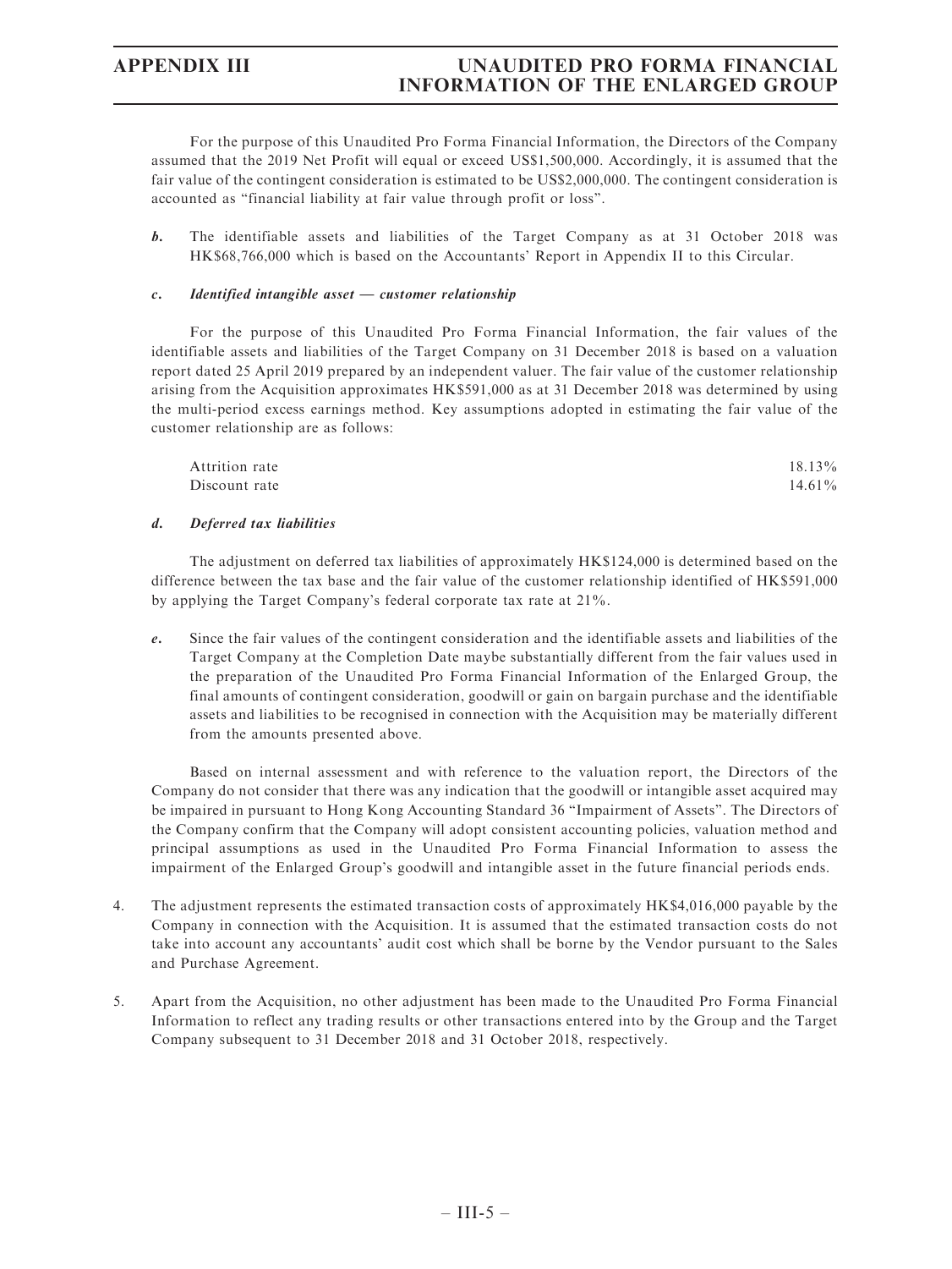For the purpose of this Unaudited Pro Forma Financial Information, the Directors of the Company assumed that the 2019 Net Profit will equal or exceed US$1,500,000. Accordingly, it is assumed that the fair value of the contingent consideration is estimated to be US$2,000,000. The contingent consideration is accounted as "financial liability at fair value through profit or loss".

***b.*** The identifiable assets and liabilities of the Target Company as at 31 October 2018 was HK$68,766,000 which is based on the Accountants' Report in Appendix II to this Circular.

***c.*** ***Identified intangible asset — customer relationship***

For the purpose of this Unaudited Pro Forma Financial Information, the fair values of the identifiable assets and liabilities of the Target Company on 31 December 2018 is based on a valuation report dated 25 April 2019 prepared by an independent valuer. The fair value of the customer relationship arising from the Acquisition approximates HK$591,000 as at 31 December 2018 was determined by using the multi-period excess earnings method. Key assumptions adopted in estimating the fair value of the customer relationship are as follows:

| | |
|---|---|
| Attrition rate | 18.13% |
| Discount rate | 14.61% |

***d.*** ***Deferred tax liabilities***

The adjustment on deferred tax liabilities of approximately HK$124,000 is determined based on the difference between the tax base and the fair value of the customer relationship identified of HK$591,000 by applying the Target Company's federal corporate tax rate at 21%.

***e.*** Since the fair values of the contingent consideration and the identifiable assets and liabilities of the Target Company at the Completion Date maybe substantially different from the fair values used in the preparation of the Unaudited Pro Forma Financial Information of the Enlarged Group, the final amounts of contingent consideration, goodwill or gain on bargain purchase and the identifiable assets and liabilities to be recognised in connection with the Acquisition may be materially different from the amounts presented above.

Based on internal assessment and with reference to the valuation report, the Directors of the Company do not consider that there was any indication that the goodwill or intangible asset acquired may be impaired in pursuant to Hong Kong Accounting Standard 36 "Impairment of Assets". The Directors of the Company confirm that the Company will adopt consistent accounting policies, valuation method and principal assumptions as used in the Unaudited Pro Forma Financial Information to assess the impairment of the Enlarged Group's goodwill and intangible asset in the future financial periods ends.

4. The adjustment represents the estimated transaction costs of approximately HK$4,016,000 payable by the Company in connection with the Acquisition. It is assumed that the estimated transaction costs do not take into account any accountants' audit cost which shall be borne by the Vendor pursuant to the Sales and Purchase Agreement.

5. Apart from the Acquisition, no other adjustment has been made to the Unaudited Pro Forma Financial Information to reflect any trading results or other transactions entered into by the Group and the Target Company subsequent to 31 December 2018 and 31 October 2018, respectively.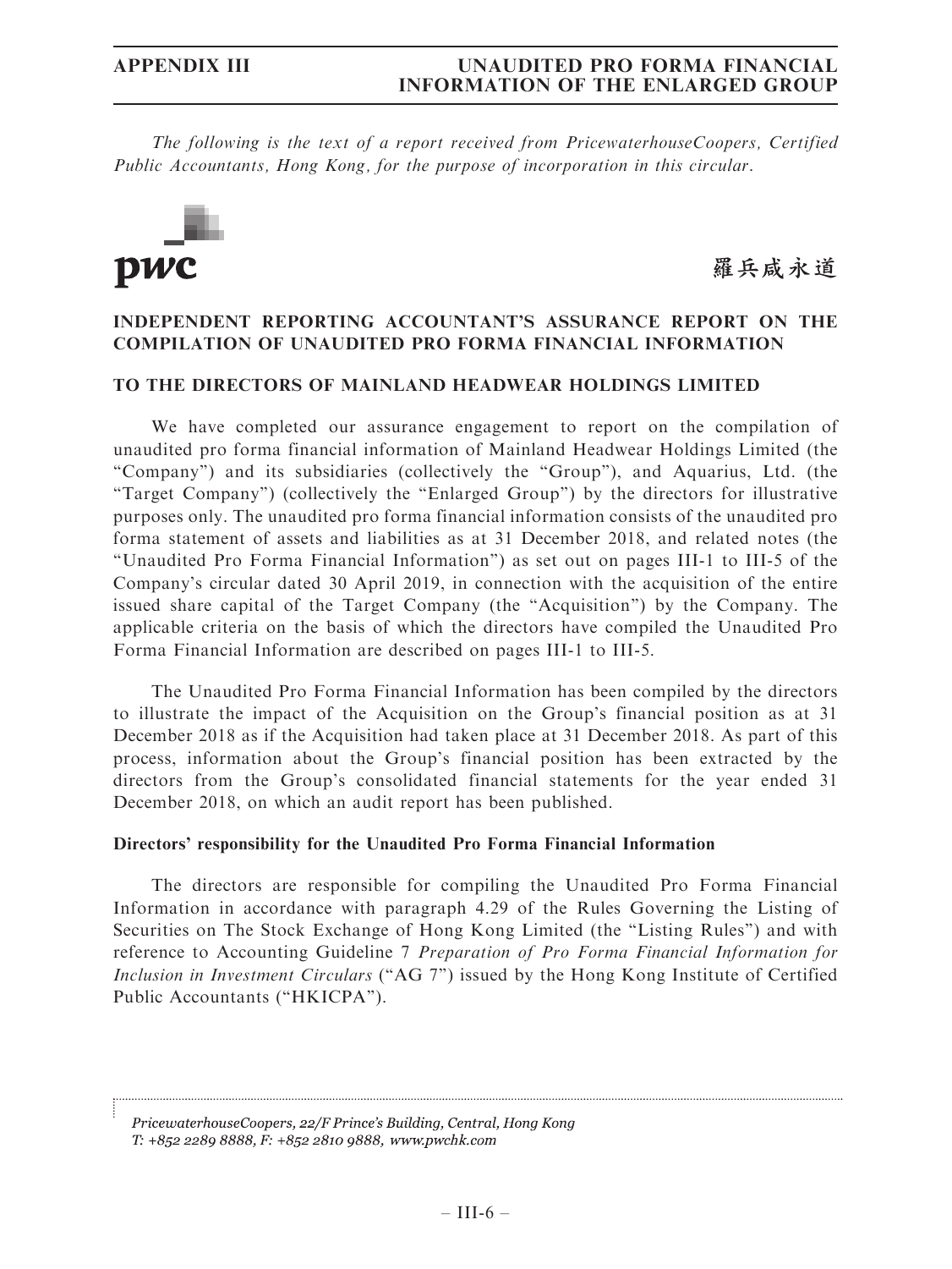*The following is the text of a report received from PricewaterhouseCoopers, Certified Public Accountants, Hong Kong, for the purpose of incorporation in this circular.*

pwc

羅兵咸永道

## INDEPENDENT REPORTING ACCOUNTANT'S ASSURANCE REPORT ON THE COMPILATION OF UNAUDITED PRO FORMA FINANCIAL INFORMATION

### TO THE DIRECTORS OF MAINLAND HEADWEAR HOLDINGS LIMITED

We have completed our assurance engagement to report on the compilation of unaudited pro forma financial information of Mainland Headwear Holdings Limited (the "Company") and its subsidiaries (collectively the "Group"), and Aquarius, Ltd. (the "Target Company") (collectively the "Enlarged Group") by the directors for illustrative purposes only. The unaudited pro forma financial information consists of the unaudited pro forma statement of assets and liabilities as at 31 December 2018, and related notes (the "Unaudited Pro Forma Financial Information") as set out on pages III-1 to III-5 of the Company's circular dated 30 April 2019, in connection with the acquisition of the entire issued share capital of the Target Company (the "Acquisition") by the Company. The applicable criteria on the basis of which the directors have compiled the Unaudited Pro Forma Financial Information are described on pages III-1 to III-5.

The Unaudited Pro Forma Financial Information has been compiled by the directors to illustrate the impact of the Acquisition on the Group's financial position as at 31 December 2018 as if the Acquisition had taken place at 31 December 2018. As part of this process, information about the Group's financial position has been extracted by the directors from the Group's consolidated financial statements for the year ended 31 December 2018, on which an audit report has been published.

### Directors' responsibility for the Unaudited Pro Forma Financial Information

The directors are responsible for compiling the Unaudited Pro Forma Financial Information in accordance with paragraph 4.29 of the Rules Governing the Listing of Securities on The Stock Exchange of Hong Kong Limited (the "Listing Rules") and with reference to Accounting Guideline 7 *Preparation of Pro Forma Financial Information for Inclusion in Investment Circulars* ("AG 7") issued by the Hong Kong Institute of Certified Public Accountants ("HKICPA").

*PricewaterhouseCoopers, 22/F Prince's Building, Central, Hong Kong*
*T: +852 2289 8888, F: +852 2810 9888, www.pwchk.com*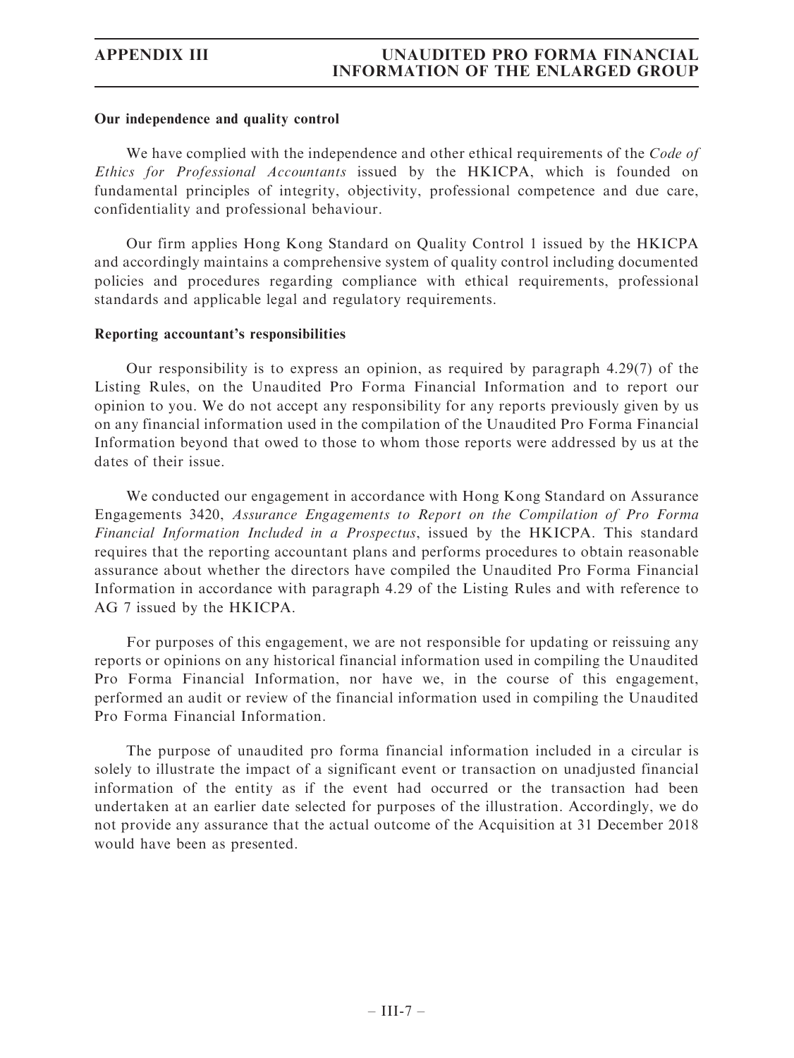**Our independence and quality control**

We have complied with the independence and other ethical requirements of the *Code of Ethics for Professional Accountants* issued by the HKICPA, which is founded on fundamental principles of integrity, objectivity, professional competence and due care, confidentiality and professional behaviour.

Our firm applies Hong Kong Standard on Quality Control 1 issued by the HKICPA and accordingly maintains a comprehensive system of quality control including documented policies and procedures regarding compliance with ethical requirements, professional standards and applicable legal and regulatory requirements.

**Reporting accountant's responsibilities**

Our responsibility is to express an opinion, as required by paragraph 4.29(7) of the Listing Rules, on the Unaudited Pro Forma Financial Information and to report our opinion to you. We do not accept any responsibility for any reports previously given by us on any financial information used in the compilation of the Unaudited Pro Forma Financial Information beyond that owed to those to whom those reports were addressed by us at the dates of their issue.

We conducted our engagement in accordance with Hong Kong Standard on Assurance Engagements 3420, *Assurance Engagements to Report on the Compilation of Pro Forma Financial Information Included in a Prospectus*, issued by the HKICPA. This standard requires that the reporting accountant plans and performs procedures to obtain reasonable assurance about whether the directors have compiled the Unaudited Pro Forma Financial Information in accordance with paragraph 4.29 of the Listing Rules and with reference to AG 7 issued by the HKICPA.

For purposes of this engagement, we are not responsible for updating or reissuing any reports or opinions on any historical financial information used in compiling the Unaudited Pro Forma Financial Information, nor have we, in the course of this engagement, performed an audit or review of the financial information used in compiling the Unaudited Pro Forma Financial Information.

The purpose of unaudited pro forma financial information included in a circular is solely to illustrate the impact of a significant event or transaction on unadjusted financial information of the entity as if the event had occurred or the transaction had been undertaken at an earlier date selected for purposes of the illustration. Accordingly, we do not provide any assurance that the actual outcome of the Acquisition at 31 December 2018 would have been as presented.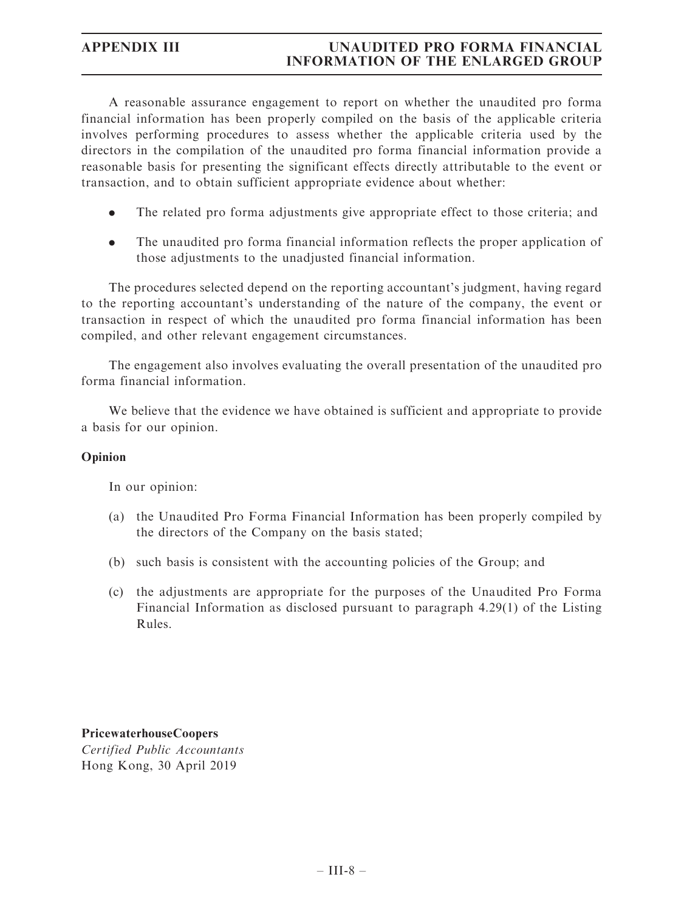A reasonable assurance engagement to report on whether the unaudited pro forma financial information has been properly compiled on the basis of the applicable criteria involves performing procedures to assess whether the applicable criteria used by the directors in the compilation of the unaudited pro forma financial information provide a reasonable basis for presenting the significant effects directly attributable to the event or transaction, and to obtain sufficient appropriate evidence about whether:

- The related pro forma adjustments give appropriate effect to those criteria; and
- The unaudited pro forma financial information reflects the proper application of those adjustments to the unadjusted financial information.

The procedures selected depend on the reporting accountant's judgment, having regard to the reporting accountant's understanding of the nature of the company, the event or transaction in respect of which the unaudited pro forma financial information has been compiled, and other relevant engagement circumstances.

The engagement also involves evaluating the overall presentation of the unaudited pro forma financial information.

We believe that the evidence we have obtained is sufficient and appropriate to provide a basis for our opinion.

**Opinion**

In our opinion:

(a) the Unaudited Pro Forma Financial Information has been properly compiled by the directors of the Company on the basis stated;

(b) such basis is consistent with the accounting policies of the Group; and

(c) the adjustments are appropriate for the purposes of the Unaudited Pro Forma Financial Information as disclosed pursuant to paragraph 4.29(1) of the Listing Rules.

**PricewaterhouseCoopers**
*Certified Public Accountants*
Hong Kong, 30 April 2019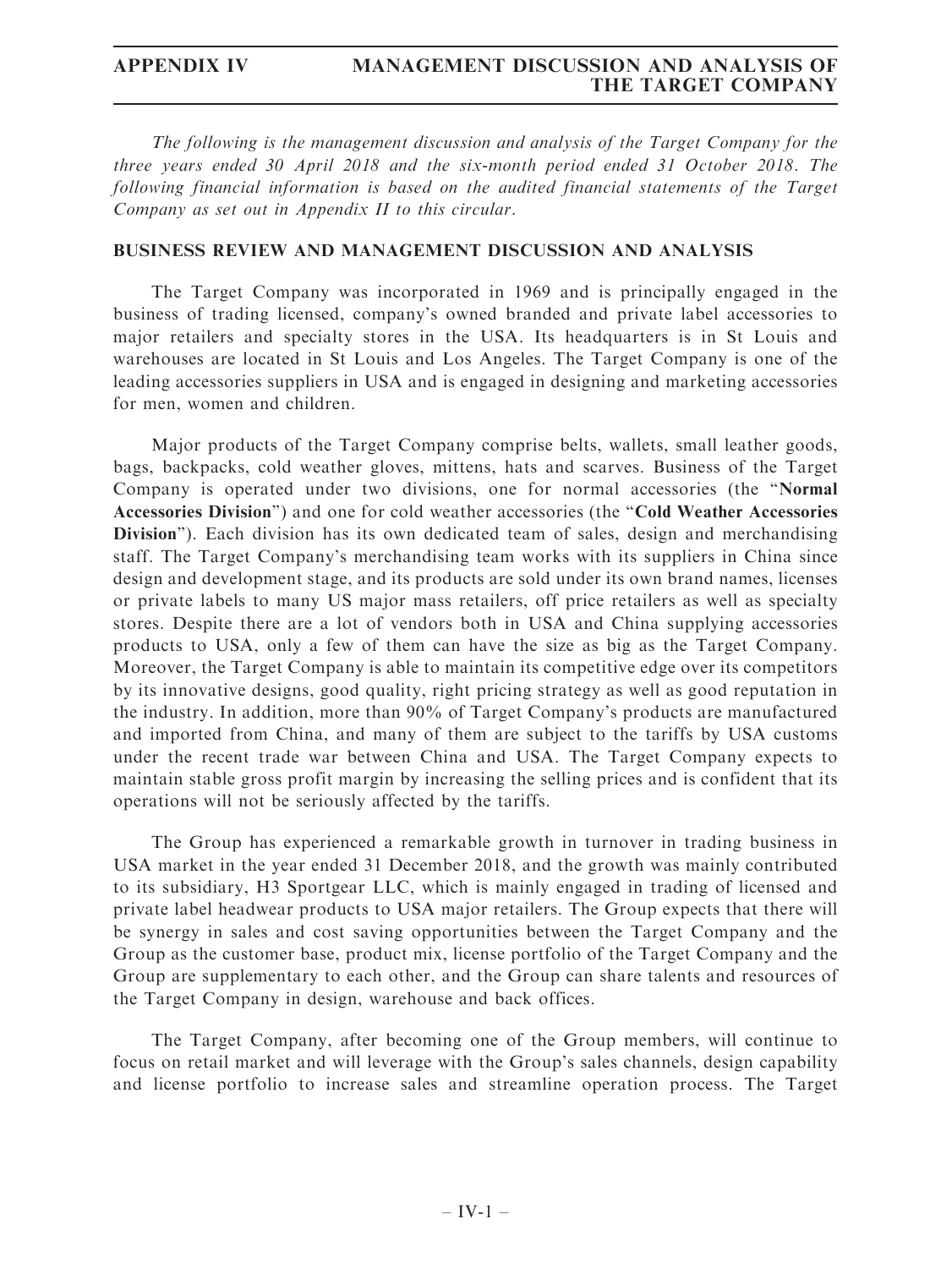*The following is the management discussion and analysis of the Target Company for the three years ended 30 April 2018 and the six-month period ended 31 October 2018. The following financial information is based on the audited financial statements of the Target Company as set out in Appendix II to this circular.*

## BUSINESS REVIEW AND MANAGEMENT DISCUSSION AND ANALYSIS

The Target Company was incorporated in 1969 and is principally engaged in the business of trading licensed, company's owned branded and private label accessories to major retailers and specialty stores in the USA. Its headquarters is in St Louis and warehouses are located in St Louis and Los Angeles. The Target Company is one of the leading accessories suppliers in USA and is engaged in designing and marketing accessories for men, women and children.

Major products of the Target Company comprise belts, wallets, small leather goods, bags, backpacks, cold weather gloves, mittens, hats and scarves. Business of the Target Company is operated under two divisions, one for normal accessories (the "**Normal Accessories Division**") and one for cold weather accessories (the "**Cold Weather Accessories Division**"). Each division has its own dedicated team of sales, design and merchandising staff. The Target Company's merchandising team works with its suppliers in China since design and development stage, and its products are sold under its own brand names, licenses or private labels to many US major mass retailers, off price retailers as well as specialty stores. Despite there are a lot of vendors both in USA and China supplying accessories products to USA, only a few of them can have the size as big as the Target Company. Moreover, the Target Company is able to maintain its competitive edge over its competitors by its innovative designs, good quality, right pricing strategy as well as good reputation in the industry. In addition, more than 90% of Target Company's products are manufactured and imported from China, and many of them are subject to the tariffs by USA customs under the recent trade war between China and USA. The Target Company expects to maintain stable gross profit margin by increasing the selling prices and is confident that its operations will not be seriously affected by the tariffs.

The Group has experienced a remarkable growth in turnover in trading business in USA market in the year ended 31 December 2018, and the growth was mainly contributed to its subsidiary, H3 Sportgear LLC, which is mainly engaged in trading of licensed and private label headwear products to USA major retailers. The Group expects that there will be synergy in sales and cost saving opportunities between the Target Company and the Group as the customer base, product mix, license portfolio of the Target Company and the Group are supplementary to each other, and the Group can share talents and resources of the Target Company in design, warehouse and back offices.

The Target Company, after becoming one of the Group members, will continue to focus on retail market and will leverage with the Group's sales channels, design capability and license portfolio to increase sales and streamline operation process. The Target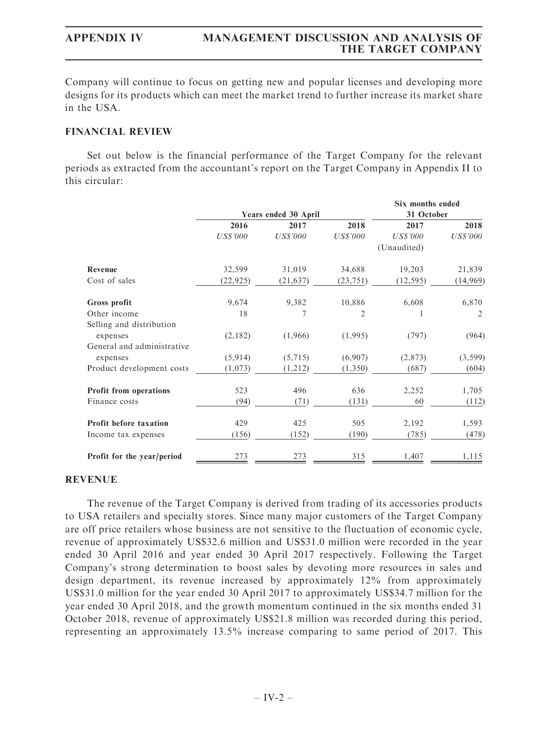Company will continue to focus on getting new and popular licenses and developing more designs for its products which can meet the market trend to further increase its market share in the USA.

## FINANCIAL REVIEW

Set out below is the financial performance of the Target Company for the relevant periods as extracted from the accountant's report on the Target Company in Appendix II to this circular:

| | Years ended 30 April | | | Six months ended 31 October | |
|---|---|---|---|---|---|
| | 2016 | 2017 | 2018 | 2017 | 2018 |
| | *US$'000* | *US$'000* | *US$'000* | *US$'000* | *US$'000* |
| | | | | (Unaudited) | |
| **Revenue** | 32,599 | 31,019 | 34,688 | 19,203 | 21,839 |
| Cost of sales | (22,925) | (21,637) | (23,751) | (12,595) | (14,969) |
| **Gross profit** | 9,674 | 9,382 | 10,886 | 6,608 | 6,870 |
| Other income | 18 | 7 | 2 | 1 | 2 |
| Selling and distribution expenses | (2,182) | (1,966) | (1,995) | (797) | (964) |
| General and administrative expenses | (5,914) | (5,715) | (6,907) | (2,873) | (3,599) |
| Product development costs | (1,073) | (1,212) | (1,350) | (687) | (604) |
| **Profit from operations** | 523 | 496 | 636 | 2,252 | 1,705 |
| Finance costs | (94) | (71) | (131) | 60 | (112) |
| **Profit before taxation** | 429 | 425 | 505 | 2,192 | 1,593 |
| Income tax expenses | (156) | (152) | (190) | (785) | (478) |
| **Profit for the year/period** | 273 | 273 | 315 | 1,407 | 1,115 |

## REVENUE

The revenue of the Target Company is derived from trading of its accessories products to USA retailers and specialty stores. Since many major customers of the Target Company are off price retailers whose business are not sensitive to the fluctuation of economic cycle, revenue of approximately US$32.6 million and US$31.0 million were recorded in the year ended 30 April 2016 and year ended 30 April 2017 respectively. Following the Target Company's strong determination to boost sales by devoting more resources in sales and design department, its revenue increased by approximately 12% from approximately US$31.0 million for the year ended 30 April 2017 to approximately US$34.7 million for the year ended 30 April 2018, and the growth momentum continued in the six months ended 31 October 2018, revenue of approximately US$21.8 million was recorded during this period, representing an approximately 13.5% increase comparing to same period of 2017. This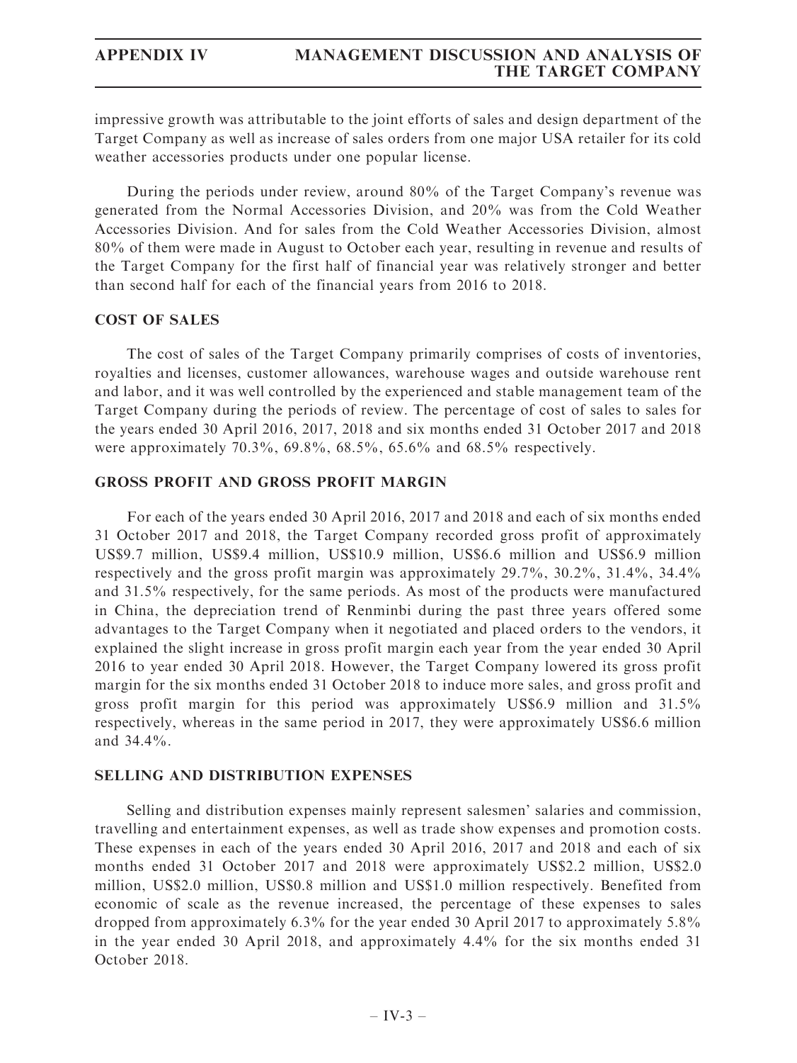impressive growth was attributable to the joint efforts of sales and design department of the Target Company as well as increase of sales orders from one major USA retailer for its cold weather accessories products under one popular license.

During the periods under review, around 80% of the Target Company's revenue was generated from the Normal Accessories Division, and 20% was from the Cold Weather Accessories Division. And for sales from the Cold Weather Accessories Division, almost 80% of them were made in August to October each year, resulting in revenue and results of the Target Company for the first half of financial year was relatively stronger and better than second half for each of the financial years from 2016 to 2018.

## COST OF SALES

The cost of sales of the Target Company primarily comprises of costs of inventories, royalties and licenses, customer allowances, warehouse wages and outside warehouse rent and labor, and it was well controlled by the experienced and stable management team of the Target Company during the periods of review. The percentage of cost of sales to sales for the years ended 30 April 2016, 2017, 2018 and six months ended 31 October 2017 and 2018 were approximately 70.3%, 69.8%, 68.5%, 65.6% and 68.5% respectively.

## GROSS PROFIT AND GROSS PROFIT MARGIN

For each of the years ended 30 April 2016, 2017 and 2018 and each of six months ended 31 October 2017 and 2018, the Target Company recorded gross profit of approximately US$9.7 million, US$9.4 million, US$10.9 million, US$6.6 million and US$6.9 million respectively and the gross profit margin was approximately 29.7%, 30.2%, 31.4%, 34.4% and 31.5% respectively, for the same periods. As most of the products were manufactured in China, the depreciation trend of Renminbi during the past three years offered some advantages to the Target Company when it negotiated and placed orders to the vendors, it explained the slight increase in gross profit margin each year from the year ended 30 April 2016 to year ended 30 April 2018. However, the Target Company lowered its gross profit margin for the six months ended 31 October 2018 to induce more sales, and gross profit and gross profit margin for this period was approximately US$6.9 million and 31.5% respectively, whereas in the same period in 2017, they were approximately US$6.6 million and 34.4%.

## SELLING AND DISTRIBUTION EXPENSES

Selling and distribution expenses mainly represent salesmen' salaries and commission, travelling and entertainment expenses, as well as trade show expenses and promotion costs. These expenses in each of the years ended 30 April 2016, 2017 and 2018 and each of six months ended 31 October 2017 and 2018 were approximately US$2.2 million, US$2.0 million, US$2.0 million, US$0.8 million and US$1.0 million respectively. Benefited from economic of scale as the revenue increased, the percentage of these expenses to sales dropped from approximately 6.3% for the year ended 30 April 2017 to approximately 5.8% in the year ended 30 April 2018, and approximately 4.4% for the six months ended 31 October 2018.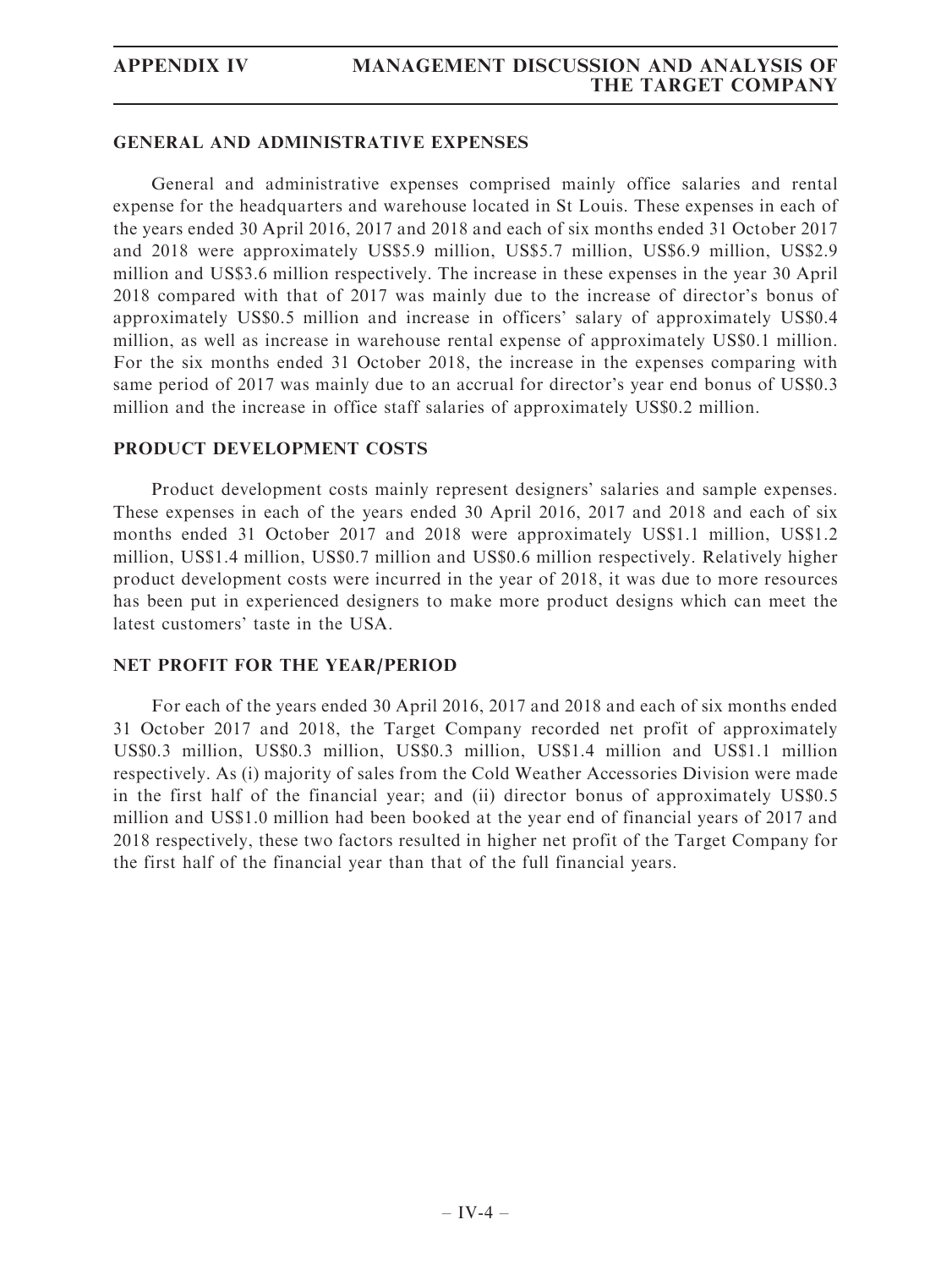## GENERAL AND ADMINISTRATIVE EXPENSES

General and administrative expenses comprised mainly office salaries and rental expense for the headquarters and warehouse located in St Louis. These expenses in each of the years ended 30 April 2016, 2017 and 2018 and each of six months ended 31 October 2017 and 2018 were approximately US$5.9 million, US$5.7 million, US$6.9 million, US$2.9 million and US$3.6 million respectively. The increase in these expenses in the year 30 April 2018 compared with that of 2017 was mainly due to the increase of director's bonus of approximately US$0.5 million and increase in officers' salary of approximately US$0.4 million, as well as increase in warehouse rental expense of approximately US$0.1 million. For the six months ended 31 October 2018, the increase in the expenses comparing with same period of 2017 was mainly due to an accrual for director's year end bonus of US$0.3 million and the increase in office staff salaries of approximately US$0.2 million.

## PRODUCT DEVELOPMENT COSTS

Product development costs mainly represent designers' salaries and sample expenses. These expenses in each of the years ended 30 April 2016, 2017 and 2018 and each of six months ended 31 October 2017 and 2018 were approximately US$1.1 million, US$1.2 million, US$1.4 million, US$0.7 million and US$0.6 million respectively. Relatively higher product development costs were incurred in the year of 2018, it was due to more resources has been put in experienced designers to make more product designs which can meet the latest customers' taste in the USA.

## NET PROFIT FOR THE YEAR/PERIOD

For each of the years ended 30 April 2016, 2017 and 2018 and each of six months ended 31 October 2017 and 2018, the Target Company recorded net profit of approximately US$0.3 million, US$0.3 million, US$0.3 million, US$1.4 million and US$1.1 million respectively. As (i) majority of sales from the Cold Weather Accessories Division were made in the first half of the financial year; and (ii) director bonus of approximately US$0.5 million and US$1.0 million had been booked at the year end of financial years of 2017 and 2018 respectively, these two factors resulted in higher net profit of the Target Company for the first half of the financial year than that of the full financial years.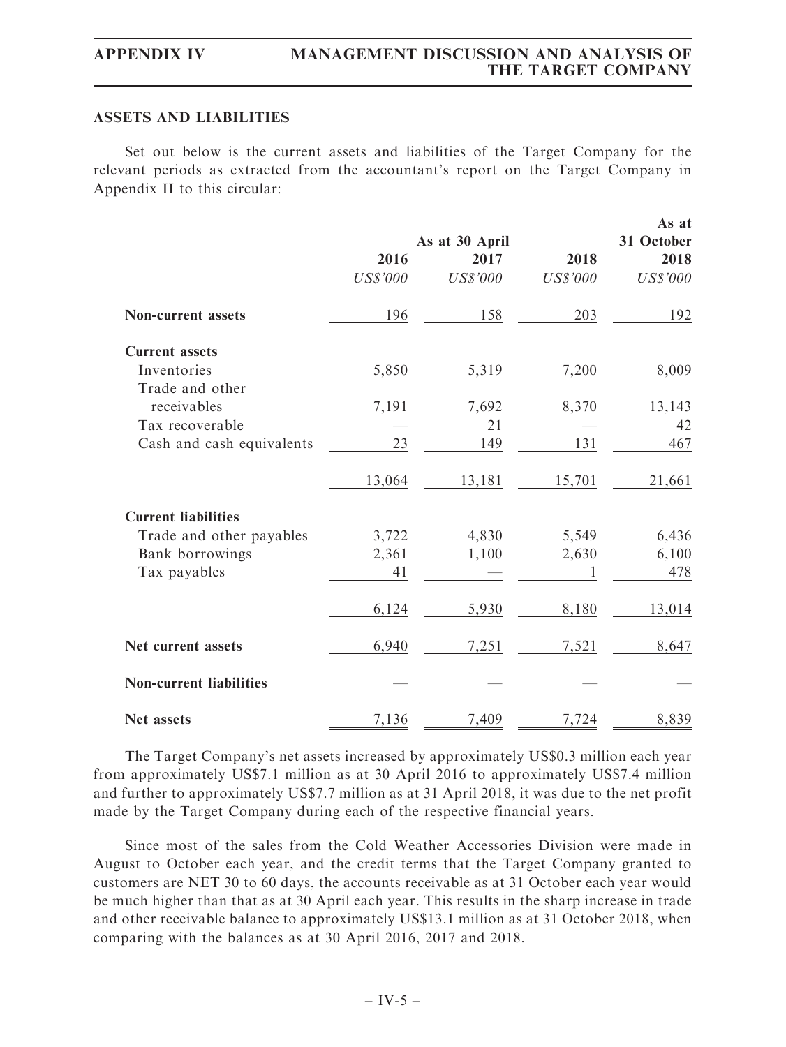## ASSETS AND LIABILITIES

Set out below is the current assets and liabilities of the Target Company for the relevant periods as extracted from the accountant's report on the Target Company in Appendix II to this circular:

| | As at 30 April | | | As at 31 October |
|---|---|---|---|---|
| | 2016 | 2017 | 2018 | 2018 |
| | *US$'000* | *US$'000* | *US$'000* | *US$'000* |
| **Non-current assets** | 196 | 158 | 203 | 192 |
| **Current assets** | | | | |
| Inventories | 5,850 | 5,319 | 7,200 | 8,009 |
| Trade and other receivables | 7,191 | 7,692 | 8,370 | 13,143 |
| Tax recoverable | — | 21 | — | 42 |
| Cash and cash equivalents | 23 | 149 | 131 | 467 |
| | 13,064 | 13,181 | 15,701 | 21,661 |
| **Current liabilities** | | | | |
| Trade and other payables | 3,722 | 4,830 | 5,549 | 6,436 |
| Bank borrowings | 2,361 | 1,100 | 2,630 | 6,100 |
| Tax payables | 41 | — | 1 | 478 |
| | 6,124 | 5,930 | 8,180 | 13,014 |
| **Net current assets** | 6,940 | 7,251 | 7,521 | 8,647 |
| **Non-current liabilities** | — | — | — | — |
| **Net assets** | 7,136 | 7,409 | 7,724 | 8,839 |

The Target Company's net assets increased by approximately US$0.3 million each year from approximately US$7.1 million as at 30 April 2016 to approximately US$7.4 million and further to approximately US$7.7 million as at 31 April 2018, it was due to the net profit made by the Target Company during each of the respective financial years.

Since most of the sales from the Cold Weather Accessories Division were made in August to October each year, and the credit terms that the Target Company granted to customers are NET 30 to 60 days, the accounts receivable as at 31 October each year would be much higher than that as at 30 April each year. This results in the sharp increase in trade and other receivable balance to approximately US$13.1 million as at 31 October 2018, when comparing with the balances as at 30 April 2016, 2017 and 2018.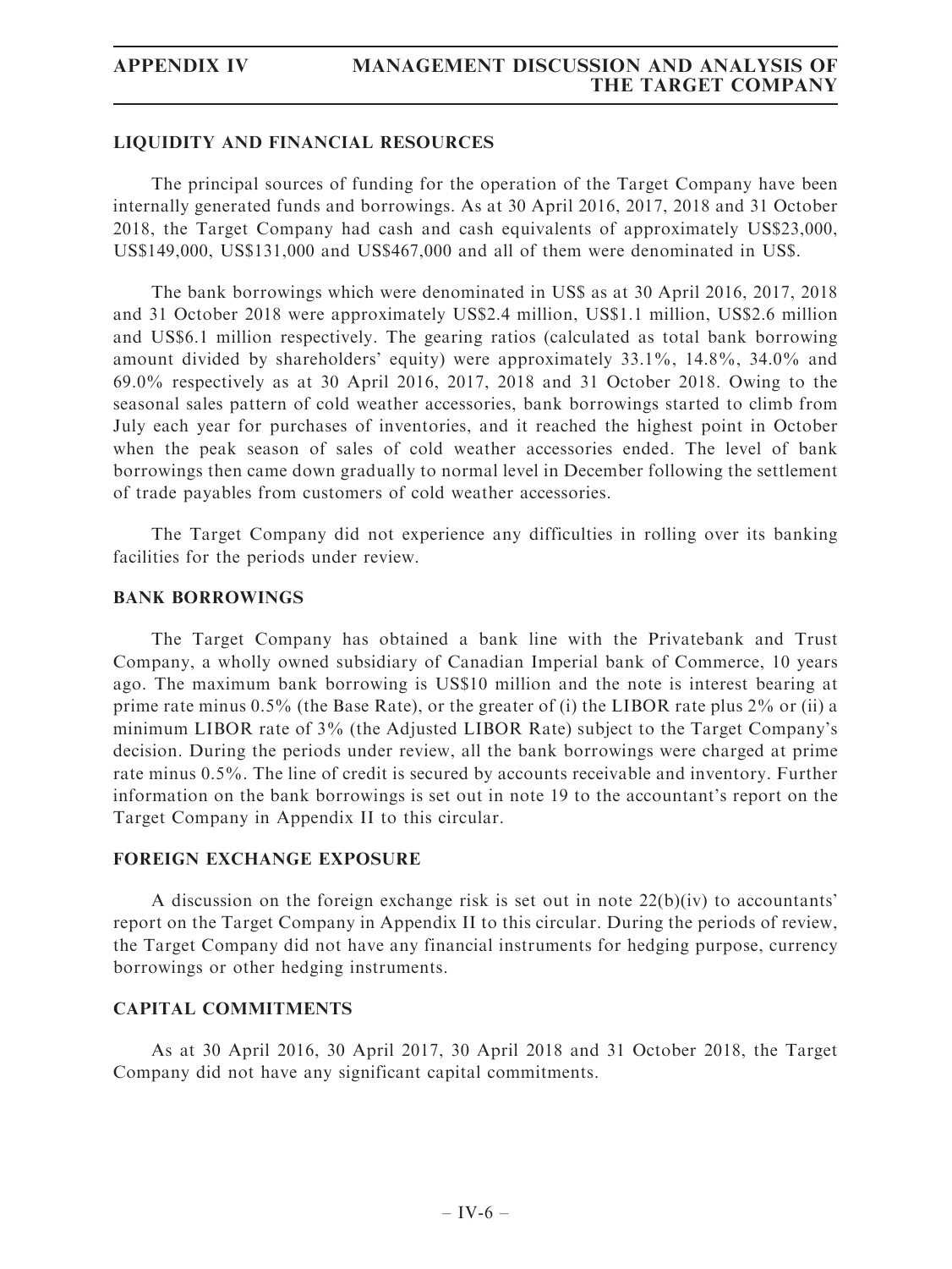## LIQUIDITY AND FINANCIAL RESOURCES

The principal sources of funding for the operation of the Target Company have been internally generated funds and borrowings. As at 30 April 2016, 2017, 2018 and 31 October 2018, the Target Company had cash and cash equivalents of approximately US$23,000, US$149,000, US$131,000 and US$467,000 and all of them were denominated in US$.

The bank borrowings which were denominated in US$ as at 30 April 2016, 2017, 2018 and 31 October 2018 were approximately US$2.4 million, US$1.1 million, US$2.6 million and US$6.1 million respectively. The gearing ratios (calculated as total bank borrowing amount divided by shareholders' equity) were approximately 33.1%, 14.8%, 34.0% and 69.0% respectively as at 30 April 2016, 2017, 2018 and 31 October 2018. Owing to the seasonal sales pattern of cold weather accessories, bank borrowings started to climb from July each year for purchases of inventories, and it reached the highest point in October when the peak season of sales of cold weather accessories ended. The level of bank borrowings then came down gradually to normal level in December following the settlement of trade payables from customers of cold weather accessories.

The Target Company did not experience any difficulties in rolling over its banking facilities for the periods under review.

## BANK BORROWINGS

The Target Company has obtained a bank line with the Privatebank and Trust Company, a wholly owned subsidiary of Canadian Imperial bank of Commerce, 10 years ago. The maximum bank borrowing is US$10 million and the note is interest bearing at prime rate minus 0.5% (the Base Rate), or the greater of (i) the LIBOR rate plus 2% or (ii) a minimum LIBOR rate of 3% (the Adjusted LIBOR Rate) subject to the Target Company's decision. During the periods under review, all the bank borrowings were charged at prime rate minus 0.5%. The line of credit is secured by accounts receivable and inventory. Further information on the bank borrowings is set out in note 19 to the accountant's report on the Target Company in Appendix II to this circular.

## FOREIGN EXCHANGE EXPOSURE

A discussion on the foreign exchange risk is set out in note 22(b)(iv) to accountants' report on the Target Company in Appendix II to this circular. During the periods of review, the Target Company did not have any financial instruments for hedging purpose, currency borrowings or other hedging instruments.

## CAPITAL COMMITMENTS

As at 30 April 2016, 30 April 2017, 30 April 2018 and 31 October 2018, the Target Company did not have any significant capital commitments.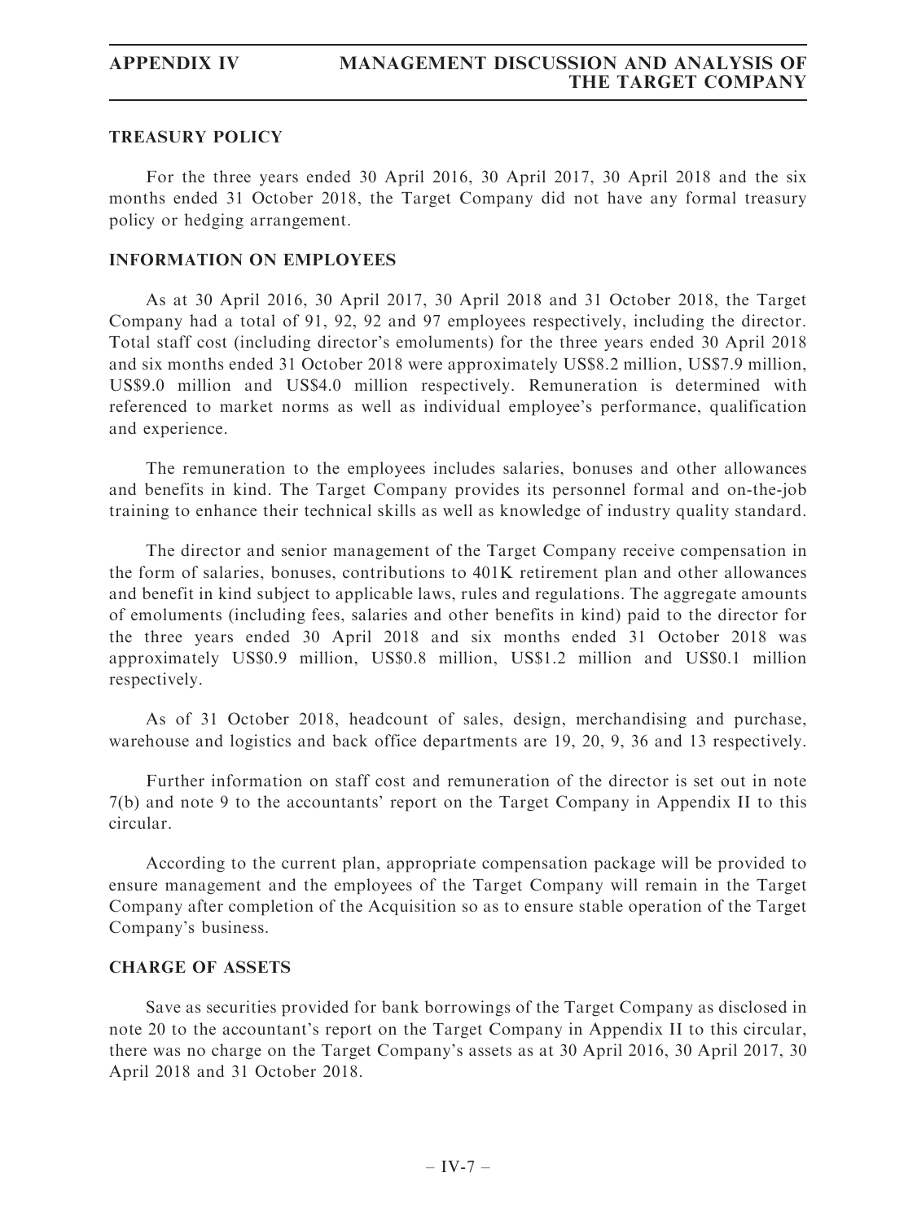## TREASURY POLICY

For the three years ended 30 April 2016, 30 April 2017, 30 April 2018 and the six months ended 31 October 2018, the Target Company did not have any formal treasury policy or hedging arrangement.

## INFORMATION ON EMPLOYEES

As at 30 April 2016, 30 April 2017, 30 April 2018 and 31 October 2018, the Target Company had a total of 91, 92, 92 and 97 employees respectively, including the director. Total staff cost (including director's emoluments) for the three years ended 30 April 2018 and six months ended 31 October 2018 were approximately US$8.2 million, US$7.9 million, US$9.0 million and US$4.0 million respectively. Remuneration is determined with referenced to market norms as well as individual employee's performance, qualification and experience.

The remuneration to the employees includes salaries, bonuses and other allowances and benefits in kind. The Target Company provides its personnel formal and on-the-job training to enhance their technical skills as well as knowledge of industry quality standard.

The director and senior management of the Target Company receive compensation in the form of salaries, bonuses, contributions to 401K retirement plan and other allowances and benefit in kind subject to applicable laws, rules and regulations. The aggregate amounts of emoluments (including fees, salaries and other benefits in kind) paid to the director for the three years ended 30 April 2018 and six months ended 31 October 2018 was approximately US$0.9 million, US$0.8 million, US$1.2 million and US$0.1 million respectively.

As of 31 October 2018, headcount of sales, design, merchandising and purchase, warehouse and logistics and back office departments are 19, 20, 9, 36 and 13 respectively.

Further information on staff cost and remuneration of the director is set out in note 7(b) and note 9 to the accountants' report on the Target Company in Appendix II to this circular.

According to the current plan, appropriate compensation package will be provided to ensure management and the employees of the Target Company will remain in the Target Company after completion of the Acquisition so as to ensure stable operation of the Target Company's business.

## CHARGE OF ASSETS

Save as securities provided for bank borrowings of the Target Company as disclosed in note 20 to the accountant's report on the Target Company in Appendix II to this circular, there was no charge on the Target Company's assets as at 30 April 2016, 30 April 2017, 30 April 2018 and 31 October 2018.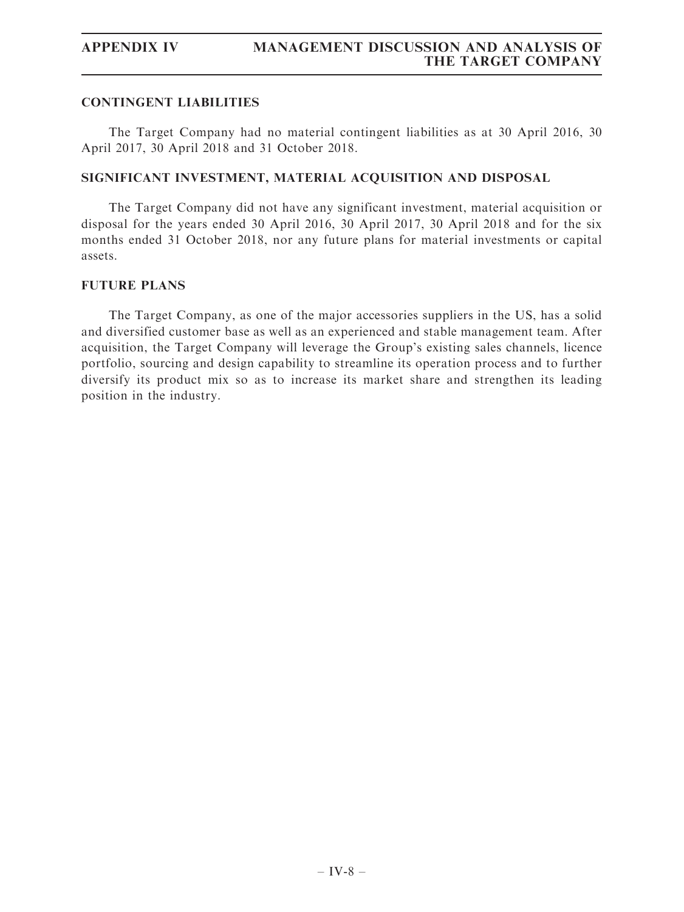## CONTINGENT LIABILITIES

The Target Company had no material contingent liabilities as at 30 April 2016, 30 April 2017, 30 April 2018 and 31 October 2018.

## SIGNIFICANT INVESTMENT, MATERIAL ACQUISITION AND DISPOSAL

The Target Company did not have any significant investment, material acquisition or disposal for the years ended 30 April 2016, 30 April 2017, 30 April 2018 and for the six months ended 31 October 2018, nor any future plans for material investments or capital assets.

## FUTURE PLANS

The Target Company, as one of the major accessories suppliers in the US, has a solid and diversified customer base as well as an experienced and stable management team. After acquisition, the Target Company will leverage the Group's existing sales channels, licence portfolio, sourcing and design capability to streamline its operation process and to further diversify its product mix so as to increase its market share and strengthen its leading position in the industry.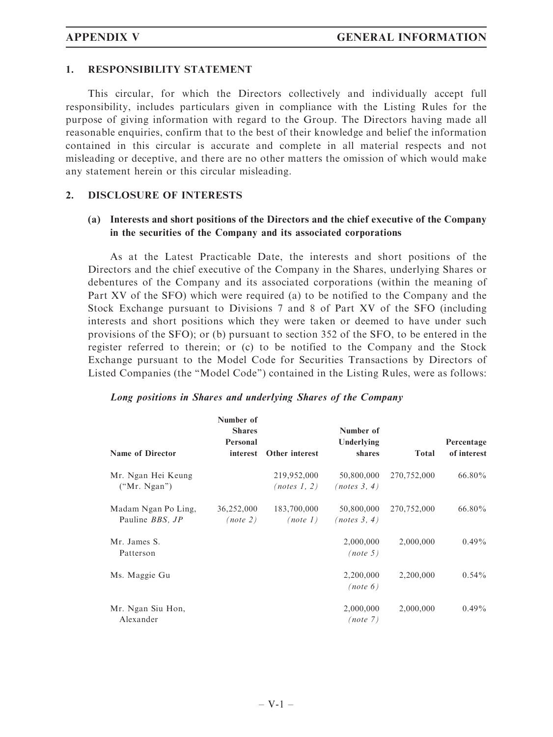## 1. RESPONSIBILITY STATEMENT

This circular, for which the Directors collectively and individually accept full responsibility, includes particulars given in compliance with the Listing Rules for the purpose of giving information with regard to the Group. The Directors having made all reasonable enquiries, confirm that to the best of their knowledge and belief the information contained in this circular is accurate and complete in all material respects and not misleading or deceptive, and there are no other matters the omission of which would make any statement herein or this circular misleading.

## 2. DISCLOSURE OF INTERESTS

### (a) Interests and short positions of the Directors and the chief executive of the Company in the securities of the Company and its associated corporations

As at the Latest Practicable Date, the interests and short positions of the Directors and the chief executive of the Company in the Shares, underlying Shares or debentures of the Company and its associated corporations (within the meaning of Part XV of the SFO) which were required (a) to be notified to the Company and the Stock Exchange pursuant to Divisions 7 and 8 of Part XV of the SFO (including interests and short positions which they were taken or deemed to have under such provisions of the SFO); or (b) pursuant to section 352 of the SFO, to be entered in the register referred to therein; or (c) to be notified to the Company and the Stock Exchange pursuant to the Model Code for Securities Transactions by Directors of Listed Companies (the "Model Code") contained in the Listing Rules, were as follows:

***Long positions in Shares and underlying Shares of the Company***

| Name of Director | Number of Shares Personal interest | Other interest | Number of Underlying shares | Total | Percentage of interest |
|---|---|---|---|---|---|
| Mr. Ngan Hei Keung ("Mr. Ngan") | | 219,952,000 *(notes 1, 2)* | 50,800,000 *(notes 3, 4)* | 270,752,000 | 66.80% |
| Madam Ngan Po Ling, Pauline *BBS, JP* | 36,252,000 *(note 2)* | 183,700,000 *(note 1)* | 50,800,000 *(notes 3, 4)* | 270,752,000 | 66.80% |
| Mr. James S. Patterson | | | 2,000,000 *(note 5)* | 2,000,000 | 0.49% |
| Ms. Maggie Gu | | | 2,200,000 *(note 6)* | 2,200,000 | 0.54% |
| Mr. Ngan Siu Hon, Alexander | | | 2,000,000 *(note 7)* | 2,000,000 | 0.49% |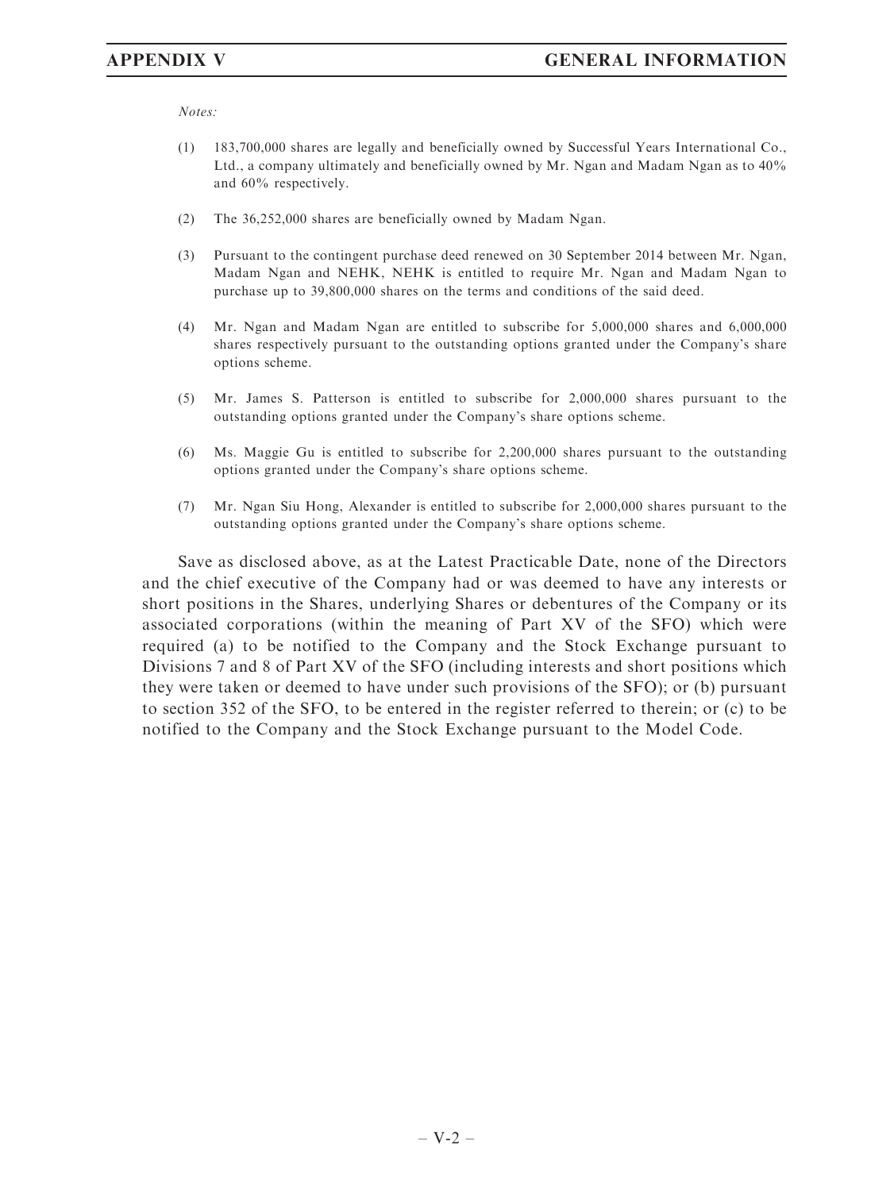*Notes:*

(1) 183,700,000 shares are legally and beneficially owned by Successful Years International Co., Ltd., a company ultimately and beneficially owned by Mr. Ngan and Madam Ngan as to 40% and 60% respectively.

(2) The 36,252,000 shares are beneficially owned by Madam Ngan.

(3) Pursuant to the contingent purchase deed renewed on 30 September 2014 between Mr. Ngan, Madam Ngan and NEHK, NEHK is entitled to require Mr. Ngan and Madam Ngan to purchase up to 39,800,000 shares on the terms and conditions of the said deed.

(4) Mr. Ngan and Madam Ngan are entitled to subscribe for 5,000,000 shares and 6,000,000 shares respectively pursuant to the outstanding options granted under the Company's share options scheme.

(5) Mr. James S. Patterson is entitled to subscribe for 2,000,000 shares pursuant to the outstanding options granted under the Company's share options scheme.

(6) Ms. Maggie Gu is entitled to subscribe for 2,200,000 shares pursuant to the outstanding options granted under the Company's share options scheme.

(7) Mr. Ngan Siu Hong, Alexander is entitled to subscribe for 2,000,000 shares pursuant to the outstanding options granted under the Company's share options scheme.

Save as disclosed above, as at the Latest Practicable Date, none of the Directors and the chief executive of the Company had or was deemed to have any interests or short positions in the Shares, underlying Shares or debentures of the Company or its associated corporations (within the meaning of Part XV of the SFO) which were required (a) to be notified to the Company and the Stock Exchange pursuant to Divisions 7 and 8 of Part XV of the SFO (including interests and short positions which they were taken or deemed to have under such provisions of the SFO); or (b) pursuant to section 352 of the SFO, to be entered in the register referred to therein; or (c) to be notified to the Company and the Stock Exchange pursuant to the Model Code.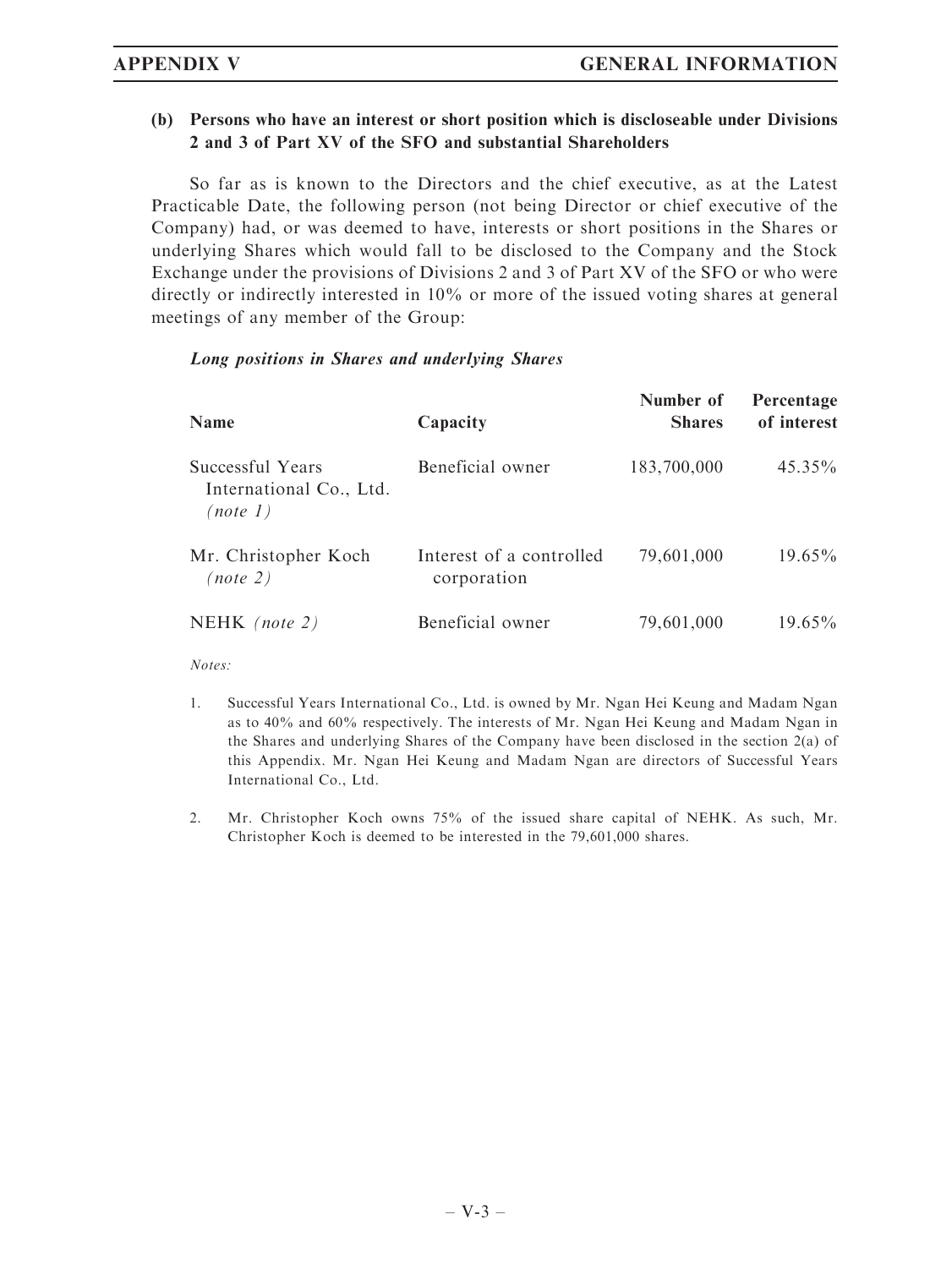### (b) Persons who have an interest or short position which is discloseable under Divisions 2 and 3 of Part XV of the SFO and substantial Shareholders

So far as is known to the Directors and the chief executive, as at the Latest Practicable Date, the following person (not being Director or chief executive of the Company) had, or was deemed to have, interests or short positions in the Shares or underlying Shares which would fall to be disclosed to the Company and the Stock Exchange under the provisions of Divisions 2 and 3 of Part XV of the SFO or who were directly or indirectly interested in 10% or more of the issued voting shares at general meetings of any member of the Group:

***Long positions in Shares and underlying Shares***

| Name | Capacity | Number of Shares | Percentage of interest |
|---|---|---|---|
| Successful Years International Co., Ltd. *(note 1)* | Beneficial owner | 183,700,000 | 45.35% |
| Mr. Christopher Koch *(note 2)* | Interest of a controlled corporation | 79,601,000 | 19.65% |
| NEHK *(note 2)* | Beneficial owner | 79,601,000 | 19.65% |

*Notes:*

1. Successful Years International Co., Ltd. is owned by Mr. Ngan Hei Keung and Madam Ngan as to 40% and 60% respectively. The interests of Mr. Ngan Hei Keung and Madam Ngan in the Shares and underlying Shares of the Company have been disclosed in the section 2(a) of this Appendix. Mr. Ngan Hei Keung and Madam Ngan are directors of Successful Years International Co., Ltd.

2. Mr. Christopher Koch owns 75% of the issued share capital of NEHK. As such, Mr. Christopher Koch is deemed to be interested in the 79,601,000 shares.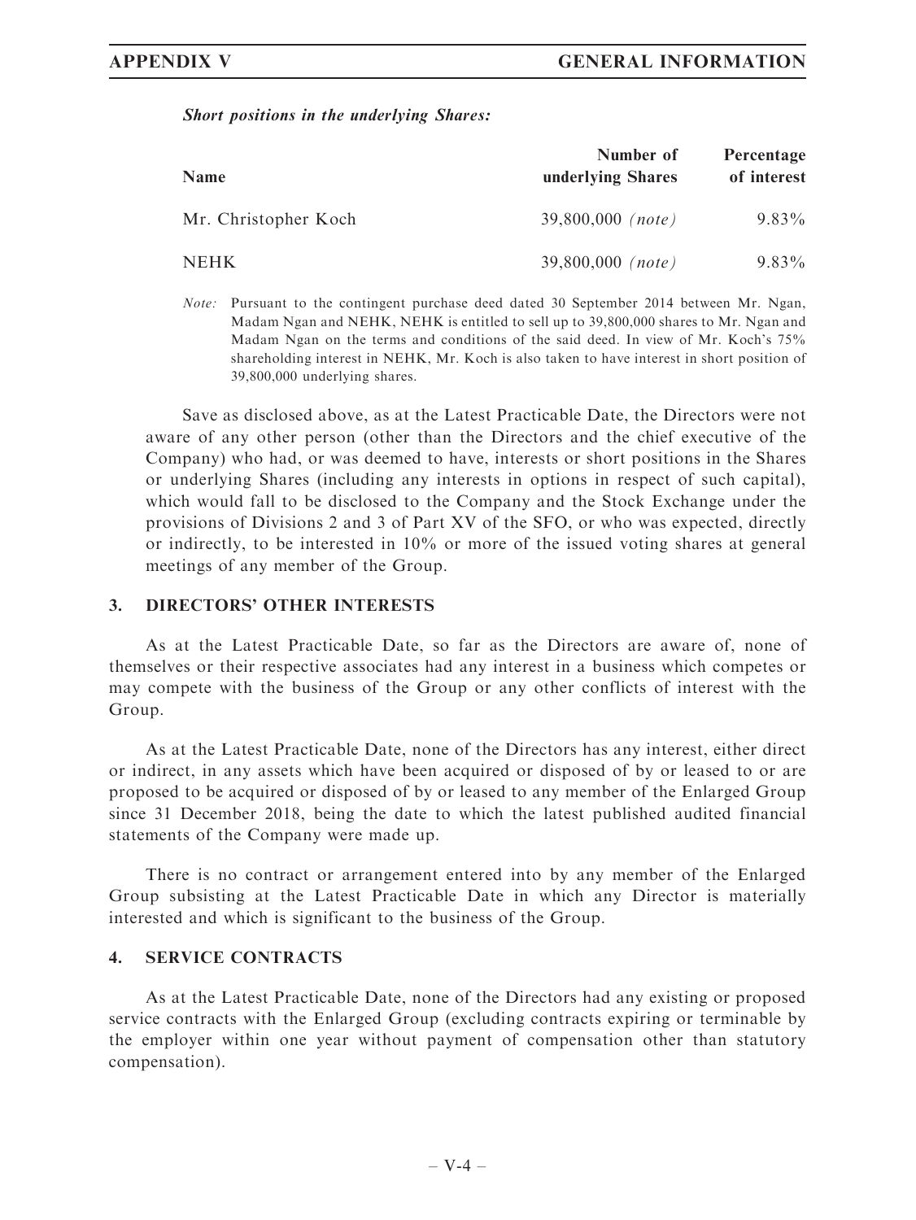***Short positions in the underlying Shares:***

| Name | Number of underlying Shares | Percentage of interest |
|---|---|---|
| Mr. Christopher Koch | 39,800,000 *(note)* | 9.83% |
| NEHK | 39,800,000 *(note)* | 9.83% |

*Note:* Pursuant to the contingent purchase deed dated 30 September 2014 between Mr. Ngan, Madam Ngan and NEHK, NEHK is entitled to sell up to 39,800,000 shares to Mr. Ngan and Madam Ngan on the terms and conditions of the said deed. In view of Mr. Koch's 75% shareholding interest in NEHK, Mr. Koch is also taken to have interest in short position of 39,800,000 underlying shares.

Save as disclosed above, as at the Latest Practicable Date, the Directors were not aware of any other person (other than the Directors and the chief executive of the Company) who had, or was deemed to have, interests or short positions in the Shares or underlying Shares (including any interests in options in respect of such capital), which would fall to be disclosed to the Company and the Stock Exchange under the provisions of Divisions 2 and 3 of Part XV of the SFO, or who was expected, directly or indirectly, to be interested in 10% or more of the issued voting shares at general meetings of any member of the Group.

## 3. DIRECTORS' OTHER INTERESTS

As at the Latest Practicable Date, so far as the Directors are aware of, none of themselves or their respective associates had any interest in a business which competes or may compete with the business of the Group or any other conflicts of interest with the Group.

As at the Latest Practicable Date, none of the Directors has any interest, either direct or indirect, in any assets which have been acquired or disposed of by or leased to or are proposed to be acquired or disposed of by or leased to any member of the Enlarged Group since 31 December 2018, being the date to which the latest published audited financial statements of the Company were made up.

There is no contract or arrangement entered into by any member of the Enlarged Group subsisting at the Latest Practicable Date in which any Director is materially interested and which is significant to the business of the Group.

## 4. SERVICE CONTRACTS

As at the Latest Practicable Date, none of the Directors had any existing or proposed service contracts with the Enlarged Group (excluding contracts expiring or terminable by the employer within one year without payment of compensation other than statutory compensation).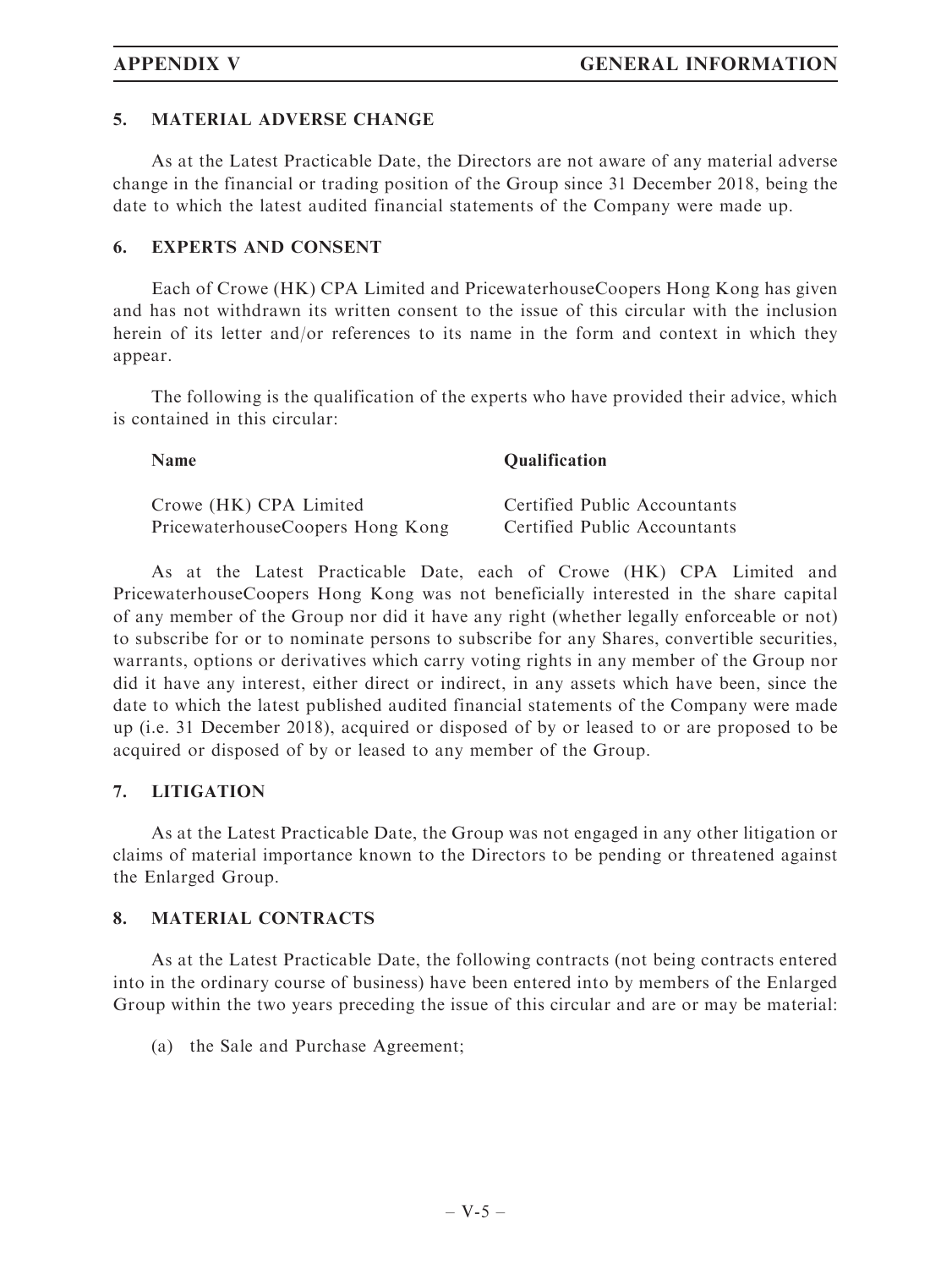## 5. MATERIAL ADVERSE CHANGE

As at the Latest Practicable Date, the Directors are not aware of any material adverse change in the financial or trading position of the Group since 31 December 2018, being the date to which the latest audited financial statements of the Company were made up.

## 6. EXPERTS AND CONSENT

Each of Crowe (HK) CPA Limited and PricewaterhouseCoopers Hong Kong has given and has not withdrawn its written consent to the issue of this circular with the inclusion herein of its letter and/or references to its name in the form and context in which they appear.

The following is the qualification of the experts who have provided their advice, which is contained in this circular:

| Name | Qualification |
|---|---|
| Crowe (HK) CPA Limited | Certified Public Accountants |
| PricewaterhouseCoopers Hong Kong | Certified Public Accountants |

As at the Latest Practicable Date, each of Crowe (HK) CPA Limited and PricewaterhouseCoopers Hong Kong was not beneficially interested in the share capital of any member of the Group nor did it have any right (whether legally enforceable or not) to subscribe for or to nominate persons to subscribe for any Shares, convertible securities, warrants, options or derivatives which carry voting rights in any member of the Group nor did it have any interest, either direct or indirect, in any assets which have been, since the date to which the latest published audited financial statements of the Company were made up (i.e. 31 December 2018), acquired or disposed of by or leased to or are proposed to be acquired or disposed of by or leased to any member of the Group.

## 7. LITIGATION

As at the Latest Practicable Date, the Group was not engaged in any other litigation or claims of material importance known to the Directors to be pending or threatened against the Enlarged Group.

## 8. MATERIAL CONTRACTS

As at the Latest Practicable Date, the following contracts (not being contracts entered into in the ordinary course of business) have been entered into by members of the Enlarged Group within the two years preceding the issue of this circular and are or may be material:

(a) the Sale and Purchase Agreement;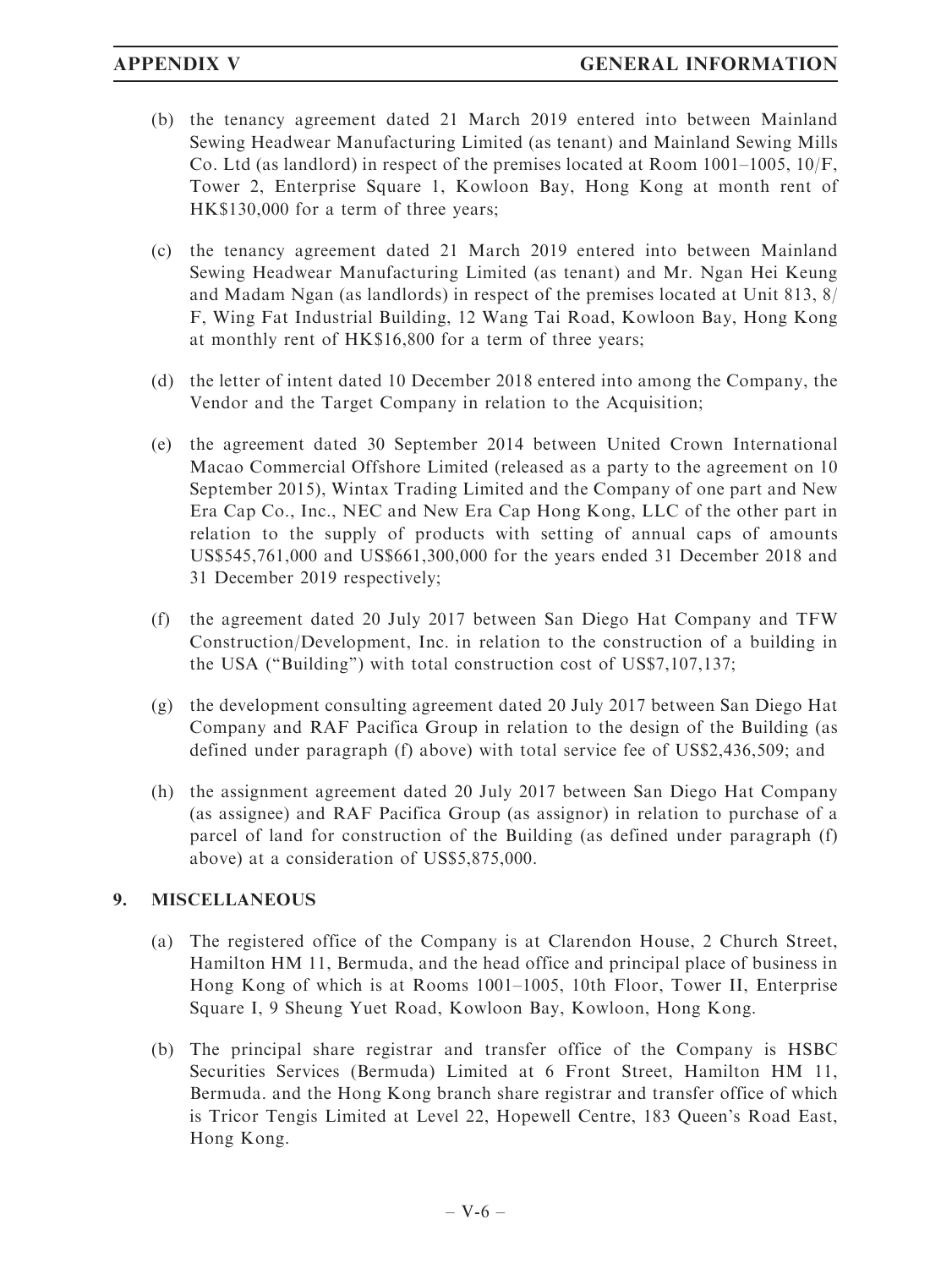(b) the tenancy agreement dated 21 March 2019 entered into between Mainland Sewing Headwear Manufacturing Limited (as tenant) and Mainland Sewing Mills Co. Ltd (as landlord) in respect of the premises located at Room 1001–1005, 10/F, Tower 2, Enterprise Square 1, Kowloon Bay, Hong Kong at month rent of HK$130,000 for a term of three years;

(c) the tenancy agreement dated 21 March 2019 entered into between Mainland Sewing Headwear Manufacturing Limited (as tenant) and Mr. Ngan Hei Keung and Madam Ngan (as landlords) in respect of the premises located at Unit 813, 8/F, Wing Fat Industrial Building, 12 Wang Tai Road, Kowloon Bay, Hong Kong at monthly rent of HK$16,800 for a term of three years;

(d) the letter of intent dated 10 December 2018 entered into among the Company, the Vendor and the Target Company in relation to the Acquisition;

(e) the agreement dated 30 September 2014 between United Crown International Macao Commercial Offshore Limited (released as a party to the agreement on 10 September 2015), Wintax Trading Limited and the Company of one part and New Era Cap Co., Inc., NEC and New Era Cap Hong Kong, LLC of the other part in relation to the supply of products with setting of annual caps of amounts US$545,761,000 and US$661,300,000 for the years ended 31 December 2018 and 31 December 2019 respectively;

(f) the agreement dated 20 July 2017 between San Diego Hat Company and TFW Construction/Development, Inc. in relation to the construction of a building in the USA ("Building") with total construction cost of US$7,107,137;

(g) the development consulting agreement dated 20 July 2017 between San Diego Hat Company and RAF Pacifica Group in relation to the design of the Building (as defined under paragraph (f) above) with total service fee of US$2,436,509; and

(h) the assignment agreement dated 20 July 2017 between San Diego Hat Company (as assignee) and RAF Pacifica Group (as assignor) in relation to purchase of a parcel of land for construction of the Building (as defined under paragraph (f) above) at a consideration of US$5,875,000.

## 9. MISCELLANEOUS

(a) The registered office of the Company is at Clarendon House, 2 Church Street, Hamilton HM 11, Bermuda, and the head office and principal place of business in Hong Kong of which is at Rooms 1001–1005, 10th Floor, Tower II, Enterprise Square I, 9 Sheung Yuet Road, Kowloon Bay, Kowloon, Hong Kong.

(b) The principal share registrar and transfer office of the Company is HSBC Securities Services (Bermuda) Limited at 6 Front Street, Hamilton HM 11, Bermuda. and the Hong Kong branch share registrar and transfer office of which is Tricor Tengis Limited at Level 22, Hopewell Centre, 183 Queen's Road East, Hong Kong.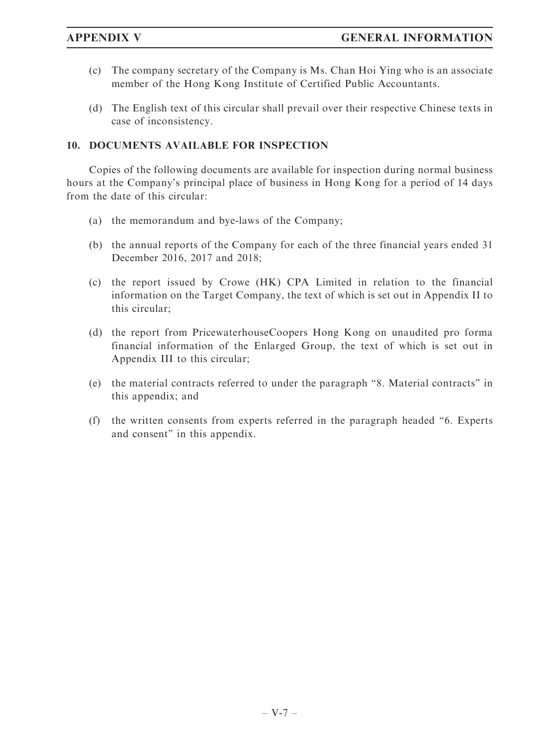(c) The company secretary of the Company is Ms. Chan Hoi Ying who is an associate member of the Hong Kong Institute of Certified Public Accountants.

(d) The English text of this circular shall prevail over their respective Chinese texts in case of inconsistency.

## 10. DOCUMENTS AVAILABLE FOR INSPECTION

Copies of the following documents are available for inspection during normal business hours at the Company's principal place of business in Hong Kong for a period of 14 days from the date of this circular:

(a) the memorandum and bye-laws of the Company;

(b) the annual reports of the Company for each of the three financial years ended 31 December 2016, 2017 and 2018;

(c) the report issued by Crowe (HK) CPA Limited in relation to the financial information on the Target Company, the text of which is set out in Appendix II to this circular;

(d) the report from PricewaterhouseCoopers Hong Kong on unaudited pro forma financial information of the Enlarged Group, the text of which is set out in Appendix III to this circular;

(e) the material contracts referred to under the paragraph "8. Material contracts" in this appendix; and

(f) the written consents from experts referred in the paragraph headed "6. Experts and consent" in this appendix.